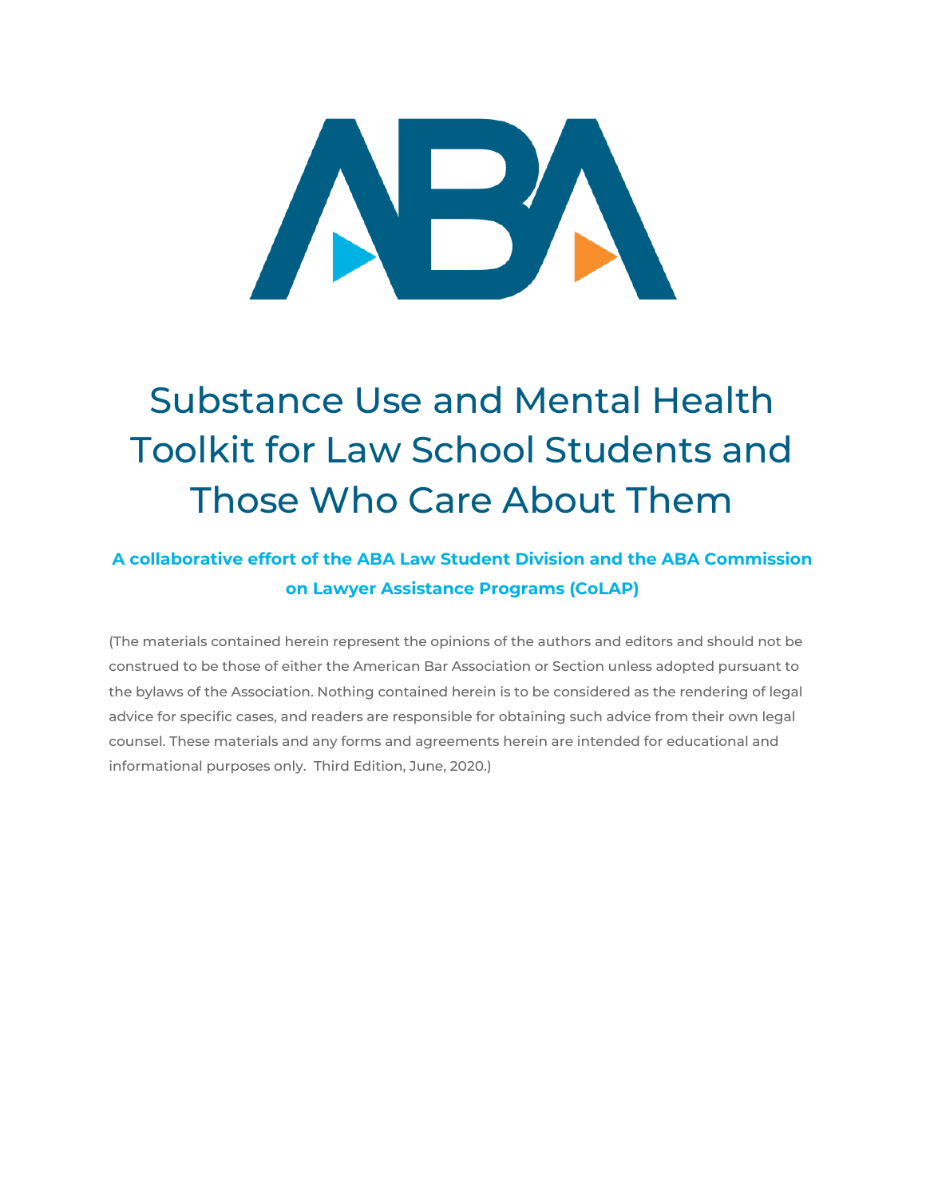# Substance Use and Mental Health Toolkit for Law School Students and Those Who Care About Them

**A collaborative effort of the ABA Law Student Division and the ABA Commission on Lawyer Assistance Programs (CoLAP)**

(The materials contained herein represent the opinions of the authors and editors and should not be construed to be those of either the American Bar Association or Section unless adopted pursuant to the bylaws of the Association. Nothing contained herein is to be considered as the rendering of legal advice for specific cases, and readers are responsible for obtaining such advice from their own legal counsel. These materials and any forms and agreements herein are intended for educational and informational purposes only. Third Edition, June, 2020.)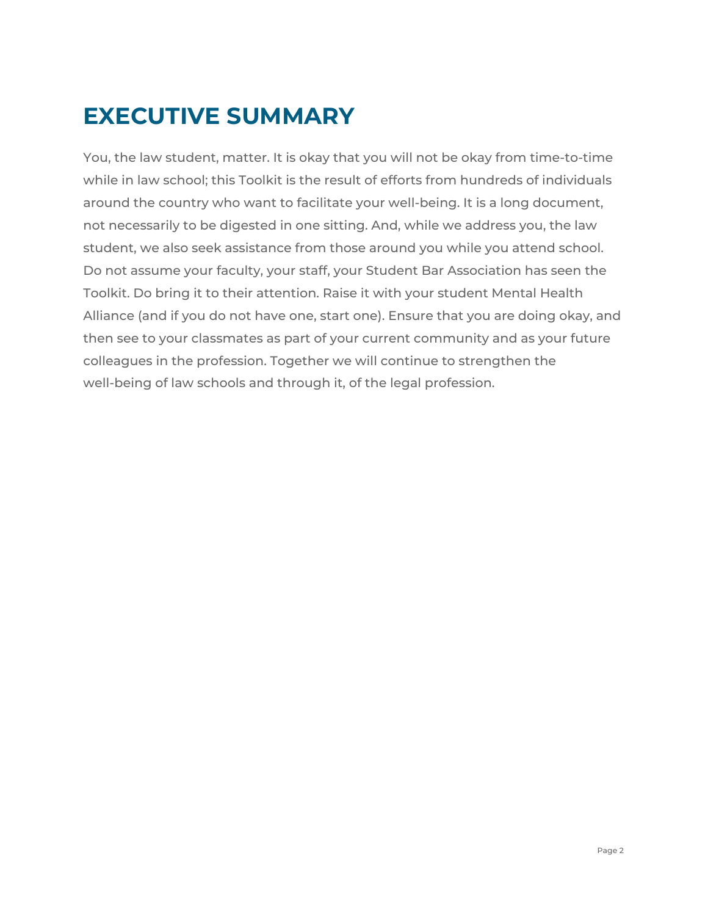# EXECUTIVE SUMMARY

You, the law student, matter. It is okay that you will not be okay from time-to-time while in law school; this Toolkit is the result of efforts from hundreds of individuals around the country who want to facilitate your well-being. It is a long document, not necessarily to be digested in one sitting. And, while we address you, the law student, we also seek assistance from those around you while you attend school. Do not assume your faculty, your staff, your Student Bar Association has seen the Toolkit. Do bring it to their attention. Raise it with your student Mental Health Alliance (and if you do not have one, start one). Ensure that you are doing okay, and then see to your classmates as part of your current community and as your future colleagues in the profession. Together we will continue to strengthen the well-being of law schools and through it, of the legal profession.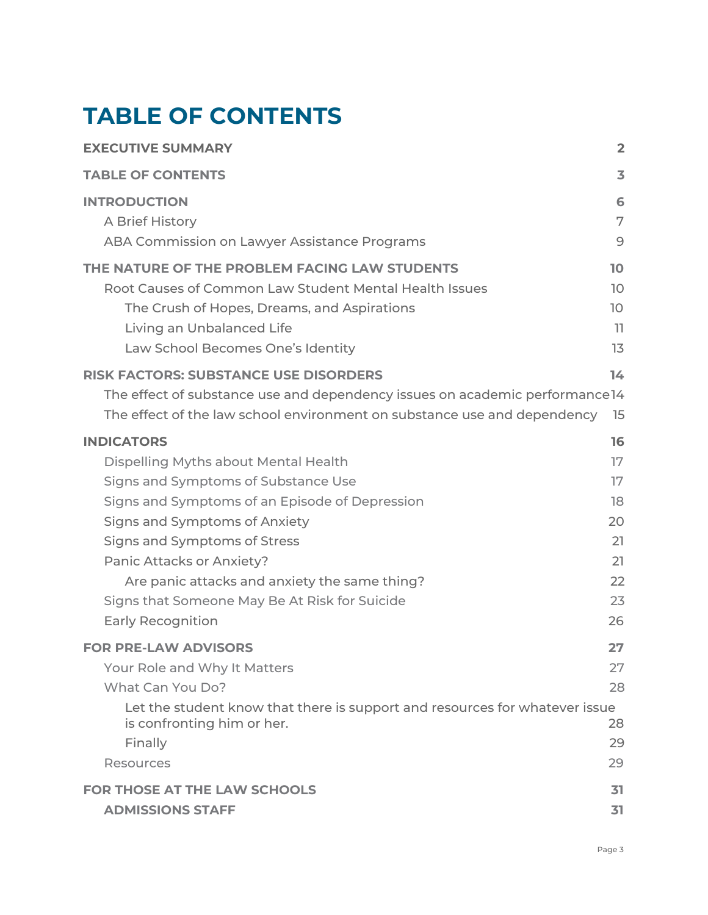# TABLE OF CONTENTS

**EXECUTIVE SUMMARY** 2

**TABLE OF CONTENTS** 3

**INTRODUCTION** 6

- A Brief History 7
- ABA Commission on Lawyer Assistance Programs 9

**THE NATURE OF THE PROBLEM FACING LAW STUDENTS** 10

- Root Causes of Common Law Student Mental Health Issues 10
  - The Crush of Hopes, Dreams, and Aspirations 10
  - Living an Unbalanced Life 11
  - Law School Becomes One's Identity 13

**RISK FACTORS: SUBSTANCE USE DISORDERS** 14

- The effect of substance use and dependency issues on academic performance 14
- The effect of the law school environment on substance use and dependency 15

**INDICATORS** 16

- Dispelling Myths about Mental Health 17
- Signs and Symptoms of Substance Use 17
- Signs and Symptoms of an Episode of Depression 18
- Signs and Symptoms of Anxiety 20
- Signs and Symptoms of Stress 21
- Panic Attacks or Anxiety? 21
  - Are panic attacks and anxiety the same thing? 22
- Signs that Someone May Be At Risk for Suicide 23
- Early Recognition 26

**FOR PRE-LAW ADVISORS** 27

- Your Role and Why It Matters 27
- What Can You Do? 28
  - Let the student know that there is support and resources for whatever issue is confronting him or her. 28
  - Finally 29
- Resources 29

**FOR THOSE AT THE LAW SCHOOLS** 31

- **ADMISSIONS STAFF** 31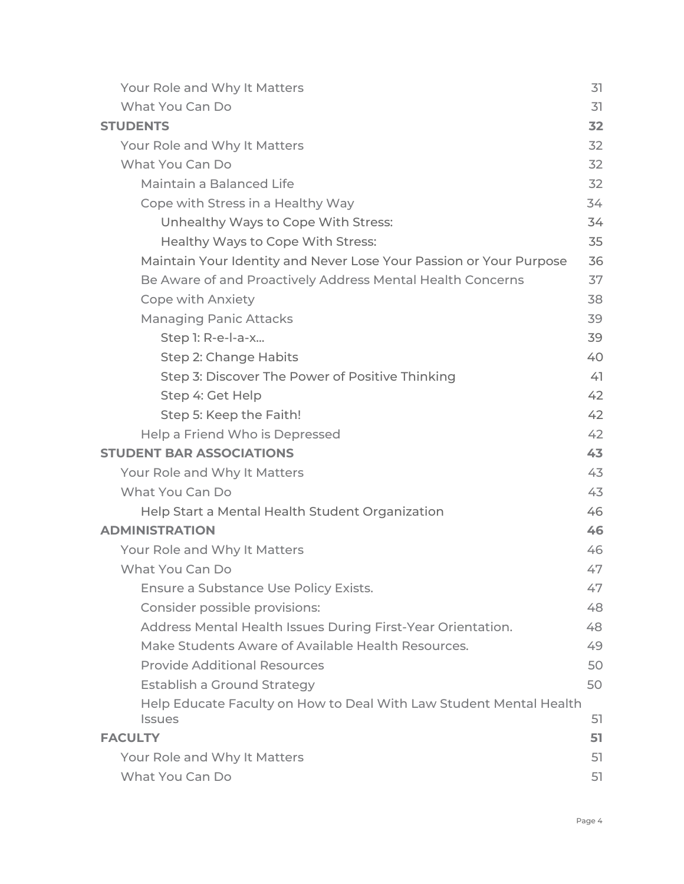- Your Role and Why It Matters 31
- What You Can Do 31

**STUDENTS 32**

- Your Role and Why It Matters 32
- What You Can Do 32
  - Maintain a Balanced Life 32
  - Cope with Stress in a Healthy Way 34
    - Unhealthy Ways to Cope With Stress: 34
    - Healthy Ways to Cope With Stress: 35
  - Maintain Your Identity and Never Lose Your Passion or Your Purpose 36
  - Be Aware of and Proactively Address Mental Health Concerns 37
  - Cope with Anxiety 38
  - Managing Panic Attacks 39
    - Step 1: R-e-l-a-x... 39
    - Step 2: Change Habits 40
    - Step 3: Discover The Power of Positive Thinking 41
    - Step 4: Get Help 42
    - Step 5: Keep the Faith! 42
  - Help a Friend Who is Depressed 42

**STUDENT BAR ASSOCIATIONS 43**

- Your Role and Why It Matters 43
- What You Can Do 43
  - Help Start a Mental Health Student Organization 46

**ADMINISTRATION 46**

- Your Role and Why It Matters 46
- What You Can Do 47
  - Ensure a Substance Use Policy Exists. 47
  - Consider possible provisions: 48
  - Address Mental Health Issues During First-Year Orientation. 48
  - Make Students Aware of Available Health Resources. 49
  - Provide Additional Resources 50
  - Establish a Ground Strategy 50
  - Help Educate Faculty on How to Deal With Law Student Mental Health Issues 51

**FACULTY 51**

- Your Role and Why It Matters 51
- What You Can Do 51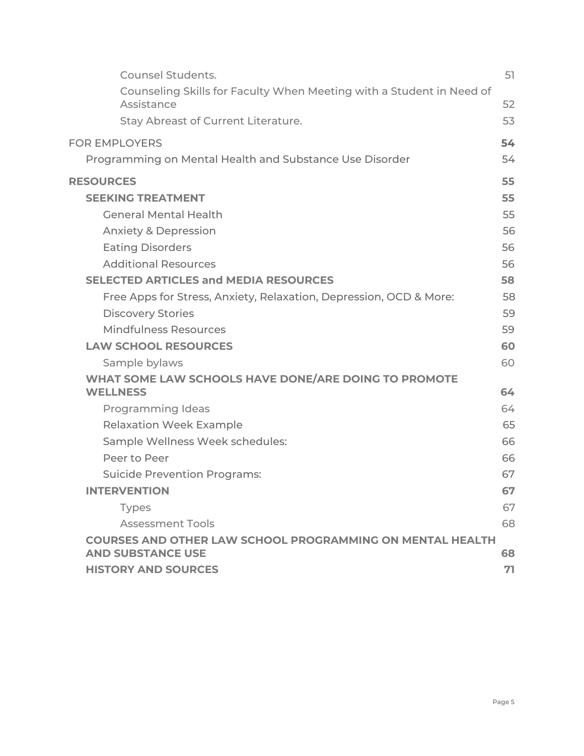- Counsel Students. 51
- Counseling Skills for Faculty When Meeting with a Student in Need of Assistance 52
- Stay Abreast of Current Literature. 53

FOR EMPLOYERS **54**

- Programming on Mental Health and Substance Use Disorder 54

**RESOURCES** **55**

- **SEEKING TREATMENT** **55**
  - General Mental Health 55
  - Anxiety & Depression 56
  - Eating Disorders 56
  - Additional Resources 56
- **SELECTED ARTICLES and MEDIA RESOURCES** **58**
  - Free Apps for Stress, Anxiety, Relaxation, Depression, OCD & More: 58
  - Discovery Stories 59
  - Mindfulness Resources 59
- **LAW SCHOOL RESOURCES** **60**
  - Sample bylaws 60
- **WHAT SOME LAW SCHOOLS HAVE DONE/ARE DOING TO PROMOTE WELLNESS** **64**
  - Programming Ideas 64
  - Relaxation Week Example 65
  - Sample Wellness Week schedules: 66
  - Peer to Peer 66
  - Suicide Prevention Programs: 67
- **INTERVENTION** **67**
  - Types 67
  - Assessment Tools 68
- **COURSES AND OTHER LAW SCHOOL PROGRAMMING ON MENTAL HEALTH AND SUBSTANCE USE** **68**
- **HISTORY AND SOURCES** **71**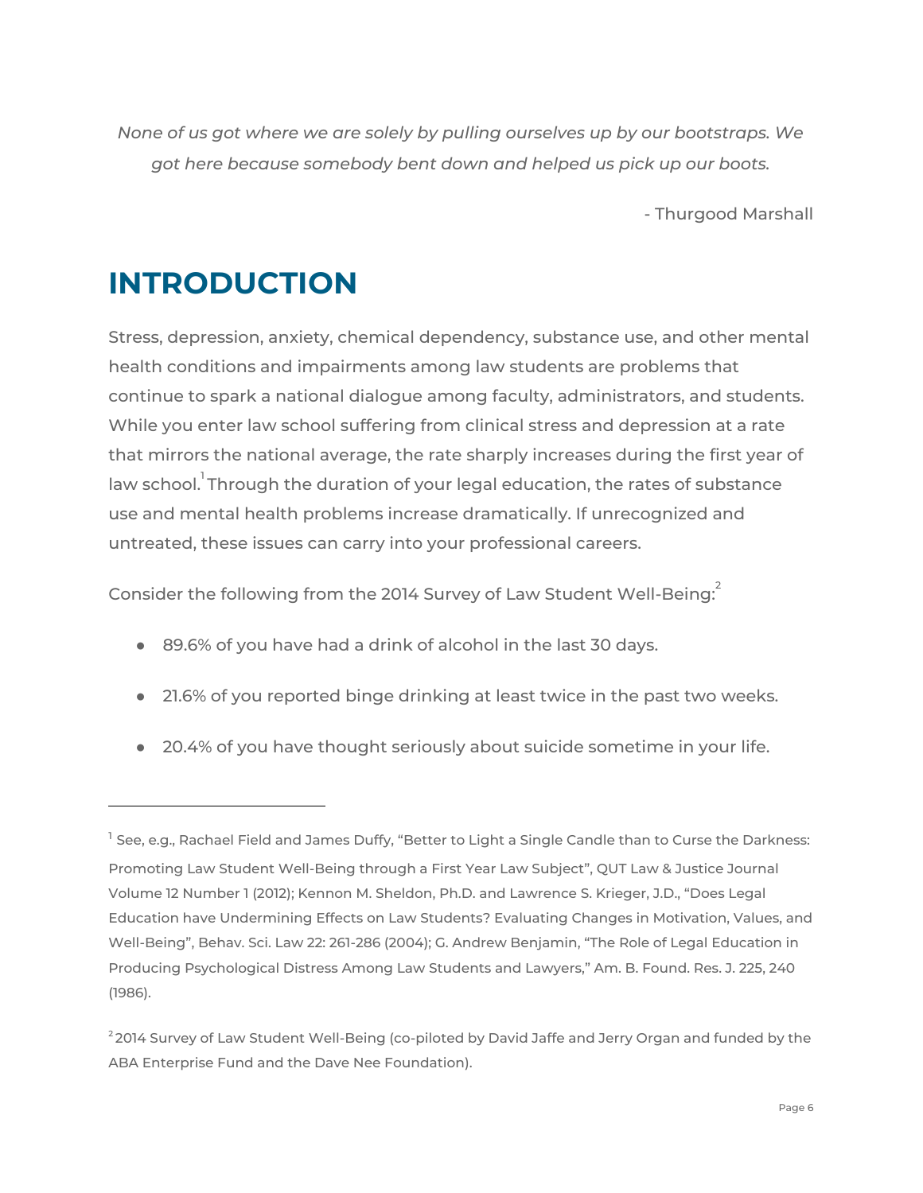*None of us got where we are solely by pulling ourselves up by our bootstraps. We got here because somebody bent down and helped us pick up our boots.*

- Thurgood Marshall

# INTRODUCTION

Stress, depression, anxiety, chemical dependency, substance use, and other mental health conditions and impairments among law students are problems that continue to spark a national dialogue among faculty, administrators, and students. While you enter law school suffering from clinical stress and depression at a rate that mirrors the national average, the rate sharply increases during the first year of law school.[1] Through the duration of your legal education, the rates of substance use and mental health problems increase dramatically. If unrecognized and untreated, these issues can carry into your professional careers.

Consider the following from the 2014 Survey of Law Student Well-Being:[2]

- 89.6% of you have had a drink of alcohol in the last 30 days.
- 21.6% of you reported binge drinking at least twice in the past two weeks.
- 20.4% of you have thought seriously about suicide sometime in your life.

---

[1] See, e.g., Rachael Field and James Duffy, “Better to Light a Single Candle than to Curse the Darkness: Promoting Law Student Well-Being through a First Year Law Subject”, QUT Law & Justice Journal Volume 12 Number 1 (2012); Kennon M. Sheldon, Ph.D. and Lawrence S. Krieger, J.D., “Does Legal Education have Undermining Effects on Law Students? Evaluating Changes in Motivation, Values, and Well-Being”, Behav. Sci. Law 22: 261-286 (2004); G. Andrew Benjamin, “The Role of Legal Education in Producing Psychological Distress Among Law Students and Lawyers,” Am. B. Found. Res. J. 225, 240 (1986).

[2] 2014 Survey of Law Student Well-Being (co-piloted by David Jaffe and Jerry Organ and funded by the ABA Enterprise Fund and the Dave Nee Foundation).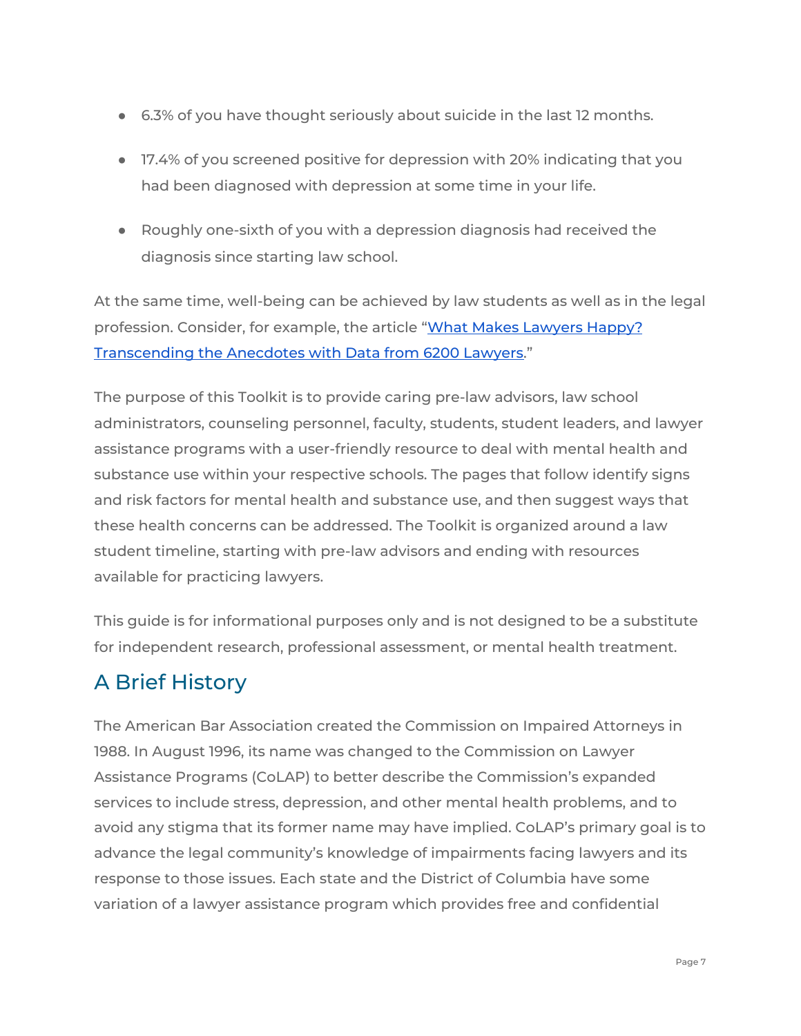- 6.3% of you have thought seriously about suicide in the last 12 months.
- 17.4% of you screened positive for depression with 20% indicating that you had been diagnosed with depression at some time in your life.
- Roughly one-sixth of you with a depression diagnosis had received the diagnosis since starting law school.

At the same time, well-being can be achieved by law students as well as in the legal profession. Consider, for example, the article "[What Makes Lawyers Happy? Transcending the Anecdotes with Data from 6200 Lawyers]."

The purpose of this Toolkit is to provide caring pre-law advisors, law school administrators, counseling personnel, faculty, students, student leaders, and lawyer assistance programs with a user-friendly resource to deal with mental health and substance use within your respective schools. The pages that follow identify signs and risk factors for mental health and substance use, and then suggest ways that these health concerns can be addressed. The Toolkit is organized around a law student timeline, starting with pre-law advisors and ending with resources available for practicing lawyers.

This guide is for informational purposes only and is not designed to be a substitute for independent research, professional assessment, or mental health treatment.

## A Brief History

The American Bar Association created the Commission on Impaired Attorneys in 1988. In August 1996, its name was changed to the Commission on Lawyer Assistance Programs (CoLAP) to better describe the Commission's expanded services to include stress, depression, and other mental health problems, and to avoid any stigma that its former name may have implied. CoLAP's primary goal is to advance the legal community's knowledge of impairments facing lawyers and its response to those issues. Each state and the District of Columbia have some variation of a lawyer assistance program which provides free and confidential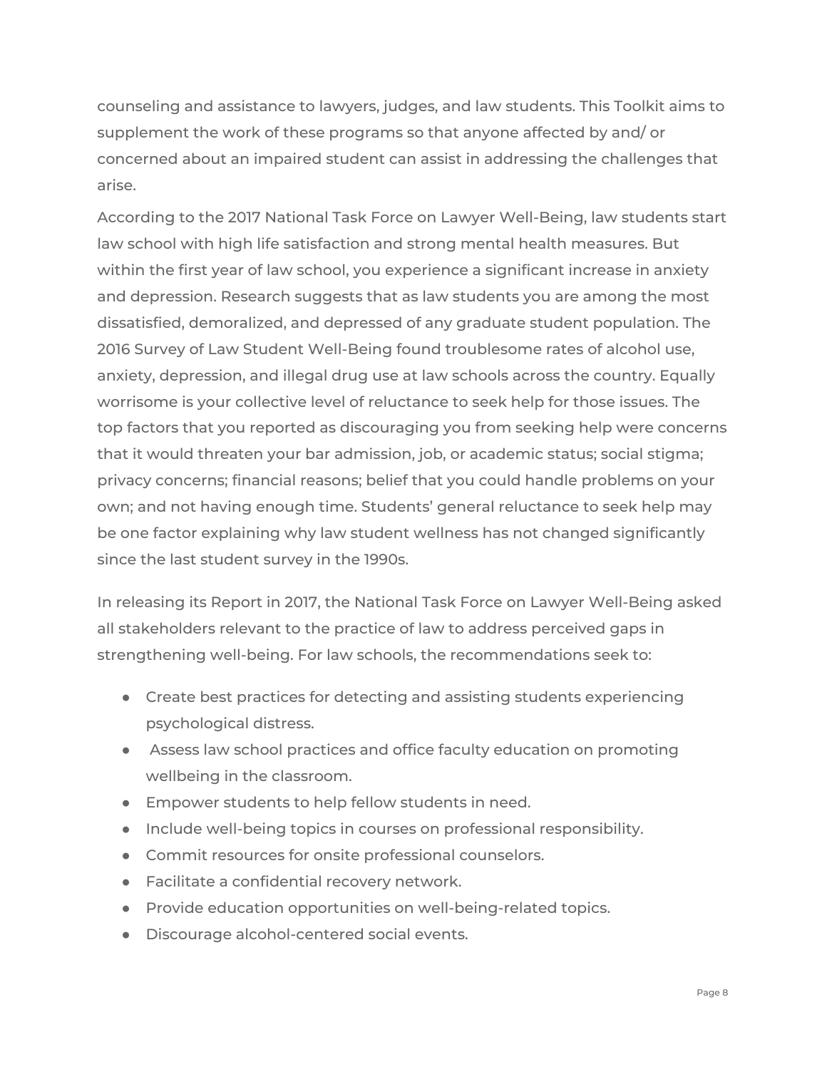counseling and assistance to lawyers, judges, and law students. This Toolkit aims to supplement the work of these programs so that anyone affected by and/ or concerned about an impaired student can assist in addressing the challenges that arise.

According to the 2017 National Task Force on Lawyer Well-Being, law students start law school with high life satisfaction and strong mental health measures. But within the first year of law school, you experience a significant increase in anxiety and depression. Research suggests that as law students you are among the most dissatisfied, demoralized, and depressed of any graduate student population. The 2016 Survey of Law Student Well-Being found troublesome rates of alcohol use, anxiety, depression, and illegal drug use at law schools across the country. Equally worrisome is your collective level of reluctance to seek help for those issues. The top factors that you reported as discouraging you from seeking help were concerns that it would threaten your bar admission, job, or academic status; social stigma; privacy concerns; financial reasons; belief that you could handle problems on your own; and not having enough time. Students' general reluctance to seek help may be one factor explaining why law student wellness has not changed significantly since the last student survey in the 1990s.

In releasing its Report in 2017, the National Task Force on Lawyer Well-Being asked all stakeholders relevant to the practice of law to address perceived gaps in strengthening well-being. For law schools, the recommendations seek to:

- Create best practices for detecting and assisting students experiencing psychological distress.
- Assess law school practices and office faculty education on promoting wellbeing in the classroom.
- Empower students to help fellow students in need.
- Include well-being topics in courses on professional responsibility.
- Commit resources for onsite professional counselors.
- Facilitate a confidential recovery network.
- Provide education opportunities on well-being-related topics.
- Discourage alcohol-centered social events.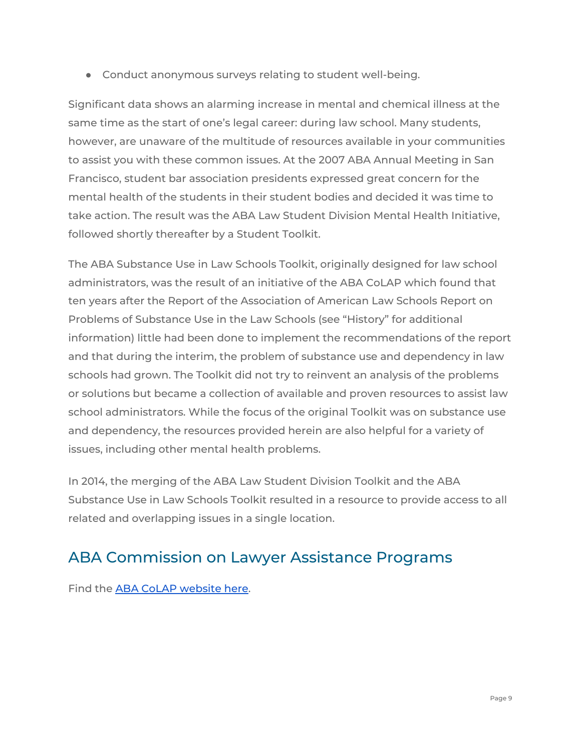- Conduct anonymous surveys relating to student well-being.

Significant data shows an alarming increase in mental and chemical illness at the same time as the start of one's legal career: during law school. Many students, however, are unaware of the multitude of resources available in your communities to assist you with these common issues. At the 2007 ABA Annual Meeting in San Francisco, student bar association presidents expressed great concern for the mental health of the students in their student bodies and decided it was time to take action. The result was the ABA Law Student Division Mental Health Initiative, followed shortly thereafter by a Student Toolkit.

The ABA Substance Use in Law Schools Toolkit, originally designed for law school administrators, was the result of an initiative of the ABA CoLAP which found that ten years after the Report of the Association of American Law Schools Report on Problems of Substance Use in the Law Schools (see "History" for additional information) little had been done to implement the recommendations of the report and that during the interim, the problem of substance use and dependency in law schools had grown. The Toolkit did not try to reinvent an analysis of the problems or solutions but became a collection of available and proven resources to assist law school administrators. While the focus of the original Toolkit was on substance use and dependency, the resources provided herein are also helpful for a variety of issues, including other mental health problems.

In 2014, the merging of the ABA Law Student Division Toolkit and the ABA Substance Use in Law Schools Toolkit resulted in a resource to provide access to all related and overlapping issues in a single location.

## ABA Commission on Lawyer Assistance Programs

Find the ABA CoLAP website here.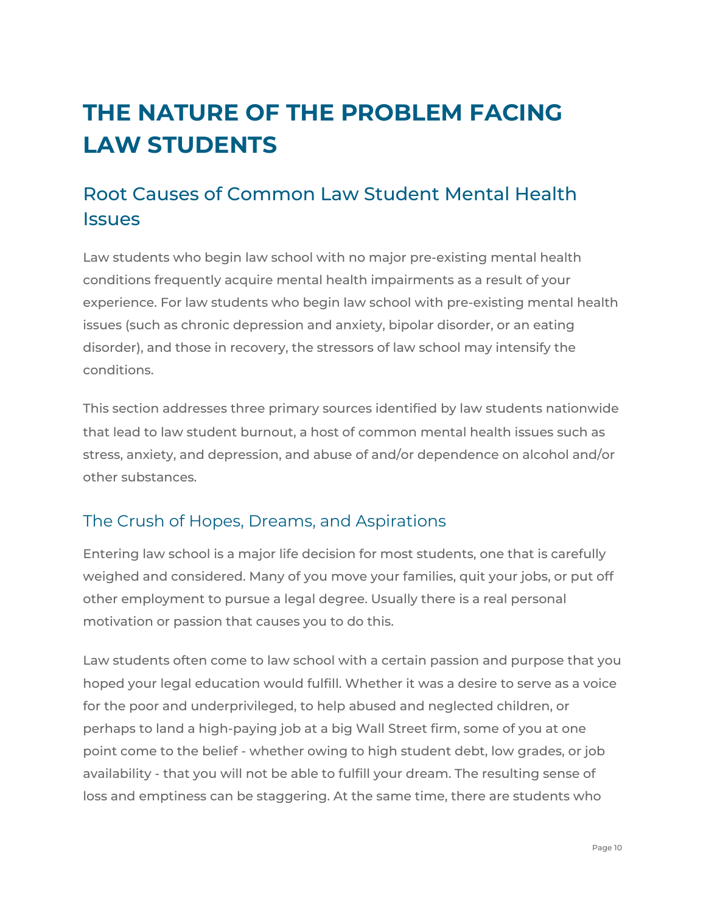# THE NATURE OF THE PROBLEM FACING LAW STUDENTS

## Root Causes of Common Law Student Mental Health Issues

Law students who begin law school with no major pre-existing mental health conditions frequently acquire mental health impairments as a result of your experience. For law students who begin law school with pre-existing mental health issues (such as chronic depression and anxiety, bipolar disorder, or an eating disorder), and those in recovery, the stressors of law school may intensify the conditions.

This section addresses three primary sources identified by law students nationwide that lead to law student burnout, a host of common mental health issues such as stress, anxiety, and depression, and abuse of and/or dependence on alcohol and/or other substances.

### The Crush of Hopes, Dreams, and Aspirations

Entering law school is a major life decision for most students, one that is carefully weighed and considered. Many of you move your families, quit your jobs, or put off other employment to pursue a legal degree. Usually there is a real personal motivation or passion that causes you to do this.

Law students often come to law school with a certain passion and purpose that you hoped your legal education would fulfill. Whether it was a desire to serve as a voice for the poor and underprivileged, to help abused and neglected children, or perhaps to land a high-paying job at a big Wall Street firm, some of you at one point come to the belief - whether owing to high student debt, low grades, or job availability - that you will not be able to fulfill your dream. The resulting sense of loss and emptiness can be staggering. At the same time, there are students who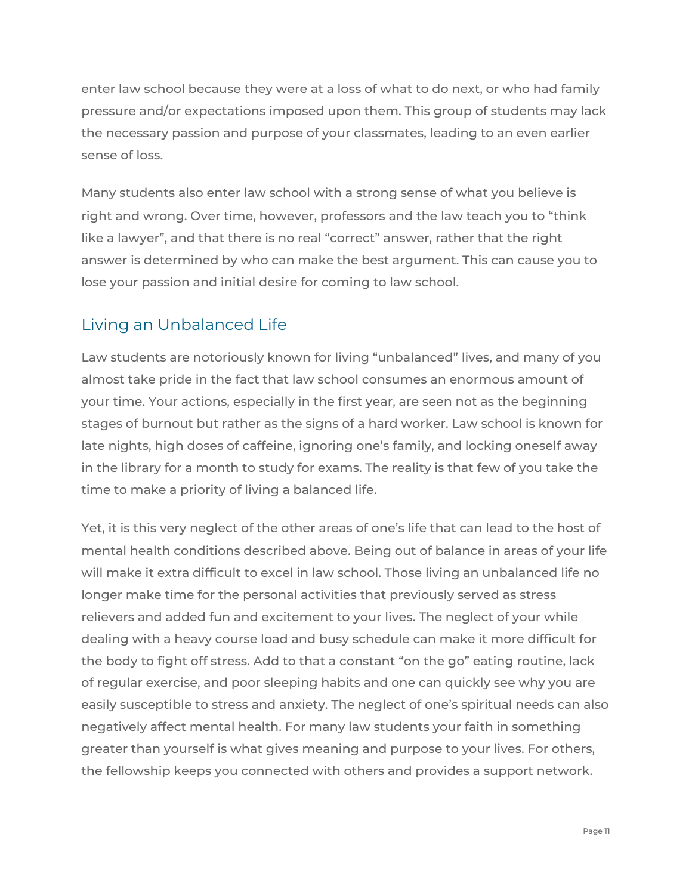enter law school because they were at a loss of what to do next, or who had family pressure and/or expectations imposed upon them. This group of students may lack the necessary passion and purpose of your classmates, leading to an even earlier sense of loss.

Many students also enter law school with a strong sense of what you believe is right and wrong. Over time, however, professors and the law teach you to "think like a lawyer", and that there is no real "correct" answer, rather that the right answer is determined by who can make the best argument. This can cause you to lose your passion and initial desire for coming to law school.

## Living an Unbalanced Life

Law students are notoriously known for living "unbalanced" lives, and many of you almost take pride in the fact that law school consumes an enormous amount of your time. Your actions, especially in the first year, are seen not as the beginning stages of burnout but rather as the signs of a hard worker. Law school is known for late nights, high doses of caffeine, ignoring one's family, and locking oneself away in the library for a month to study for exams. The reality is that few of you take the time to make a priority of living a balanced life.

Yet, it is this very neglect of the other areas of one's life that can lead to the host of mental health conditions described above. Being out of balance in areas of your life will make it extra difficult to excel in law school. Those living an unbalanced life no longer make time for the personal activities that previously served as stress relievers and added fun and excitement to your lives. The neglect of your while dealing with a heavy course load and busy schedule can make it more difficult for the body to fight off stress. Add to that a constant "on the go" eating routine, lack of regular exercise, and poor sleeping habits and one can quickly see why you are easily susceptible to stress and anxiety. The neglect of one's spiritual needs can also negatively affect mental health. For many law students your faith in something greater than yourself is what gives meaning and purpose to your lives. For others, the fellowship keeps you connected with others and provides a support network.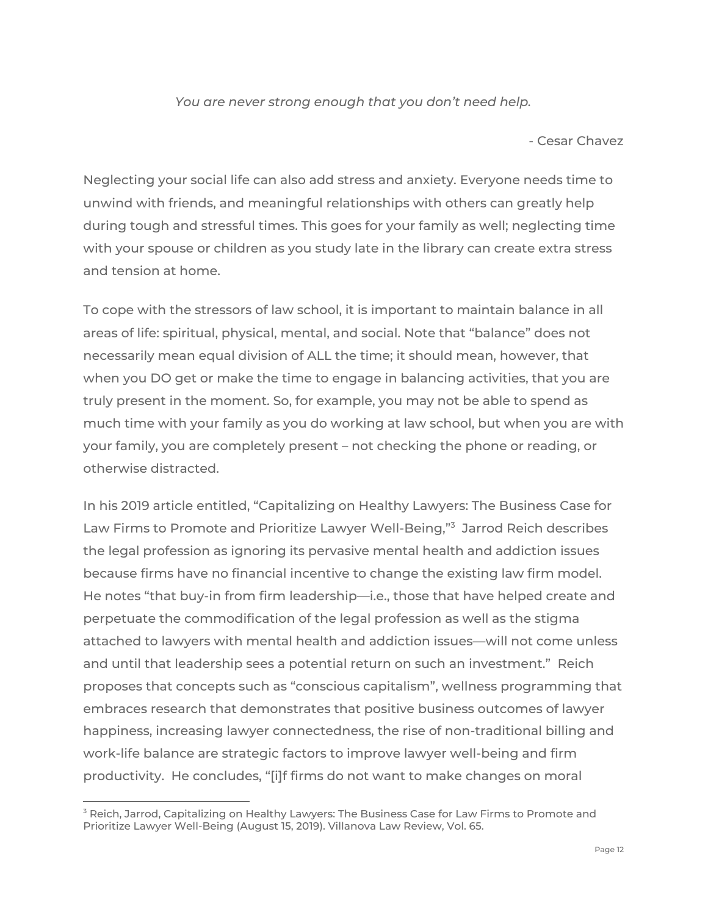*You are never strong enough that you don't need help.*

- Cesar Chavez

Neglecting your social life can also add stress and anxiety. Everyone needs time to unwind with friends, and meaningful relationships with others can greatly help during tough and stressful times. This goes for your family as well; neglecting time with your spouse or children as you study late in the library can create extra stress and tension at home.

To cope with the stressors of law school, it is important to maintain balance in all areas of life: spiritual, physical, mental, and social. Note that "balance" does not necessarily mean equal division of ALL the time; it should mean, however, that when you DO get or make the time to engage in balancing activities, that you are truly present in the moment. So, for example, you may not be able to spend as much time with your family as you do working at law school, but when you are with your family, you are completely present – not checking the phone or reading, or otherwise distracted.

In his 2019 article entitled, "Capitalizing on Healthy Lawyers: The Business Case for Law Firms to Promote and Prioritize Lawyer Well-Being,"[3] Jarrod Reich describes the legal profession as ignoring its pervasive mental health and addiction issues because firms have no financial incentive to change the existing law firm model. He notes "that buy-in from firm leadership—i.e., those that have helped create and perpetuate the commodification of the legal profession as well as the stigma attached to lawyers with mental health and addiction issues—will not come unless and until that leadership sees a potential return on such an investment." Reich proposes that concepts such as "conscious capitalism", wellness programming that embraces research that demonstrates that positive business outcomes of lawyer happiness, increasing lawyer connectedness, the rise of non-traditional billing and work-life balance are strategic factors to improve lawyer well-being and firm productivity. He concludes, "[i]f firms do not want to make changes on moral

[3] Reich, Jarrod, Capitalizing on Healthy Lawyers: The Business Case for Law Firms to Promote and Prioritize Lawyer Well-Being (August 15, 2019). Villanova Law Review, Vol. 65.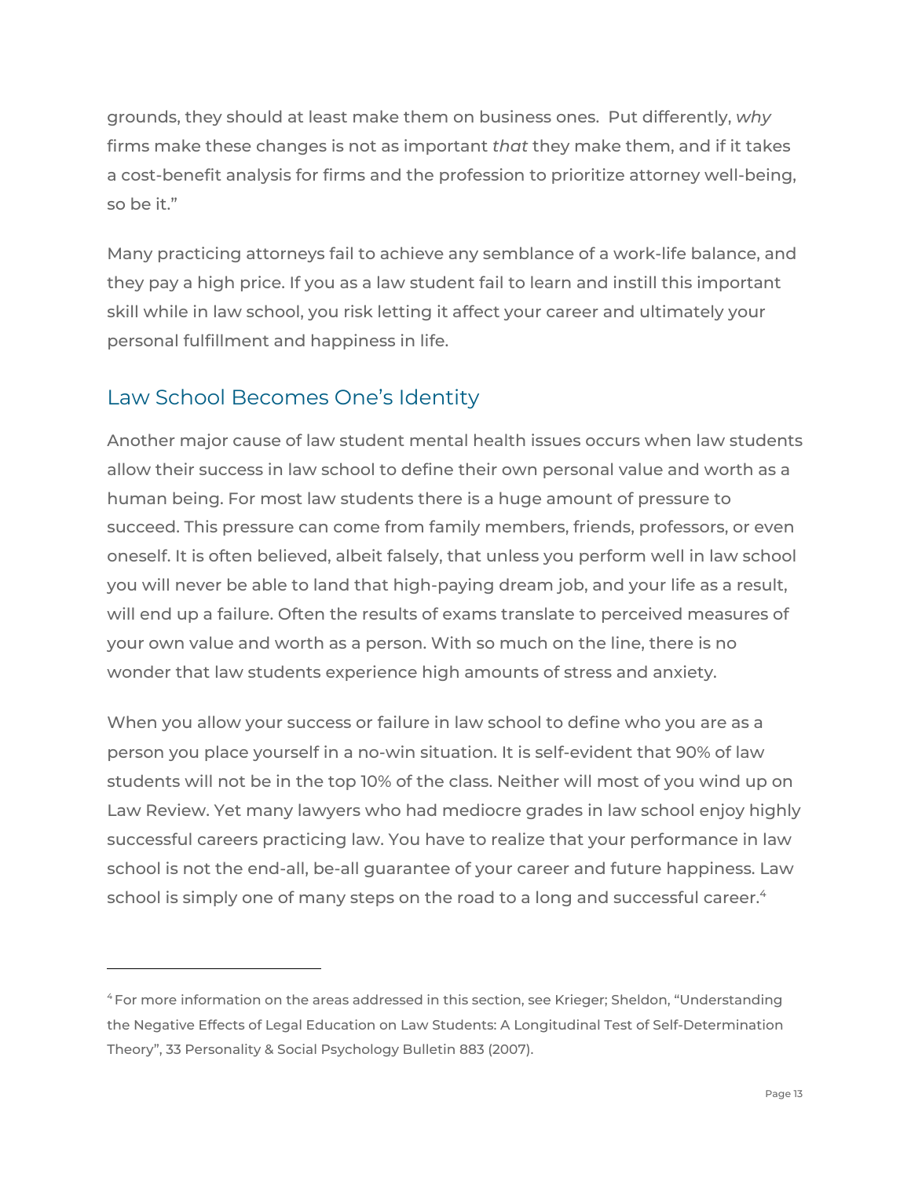grounds, they should at least make them on business ones.  Put differently, *why* firms make these changes is not as important *that* they make them, and if it takes a cost-benefit analysis for firms and the profession to prioritize attorney well-being, so be it."

Many practicing attorneys fail to achieve any semblance of a work-life balance, and they pay a high price. If you as a law student fail to learn and instill this important skill while in law school, you risk letting it affect your career and ultimately your personal fulfillment and happiness in life.

## Law School Becomes One's Identity

Another major cause of law student mental health issues occurs when law students allow their success in law school to define their own personal value and worth as a human being. For most law students there is a huge amount of pressure to succeed. This pressure can come from family members, friends, professors, or even oneself. It is often believed, albeit falsely, that unless you perform well in law school you will never be able to land that high-paying dream job, and your life as a result, will end up a failure. Often the results of exams translate to perceived measures of your own value and worth as a person. With so much on the line, there is no wonder that law students experience high amounts of stress and anxiety.

When you allow your success or failure in law school to define who you are as a person you place yourself in a no-win situation. It is self-evident that 90% of law students will not be in the top 10% of the class. Neither will most of you wind up on Law Review. Yet many lawyers who had mediocre grades in law school enjoy highly successful careers practicing law. You have to realize that your performance in law school is not the end-all, be-all guarantee of your career and future happiness. Law school is simply one of many steps on the road to a long and successful career.[4]

---

[4] For more information on the areas addressed in this section, see Krieger; Sheldon, "Understanding the Negative Effects of Legal Education on Law Students: A Longitudinal Test of Self-Determination Theory", 33 Personality & Social Psychology Bulletin 883 (2007).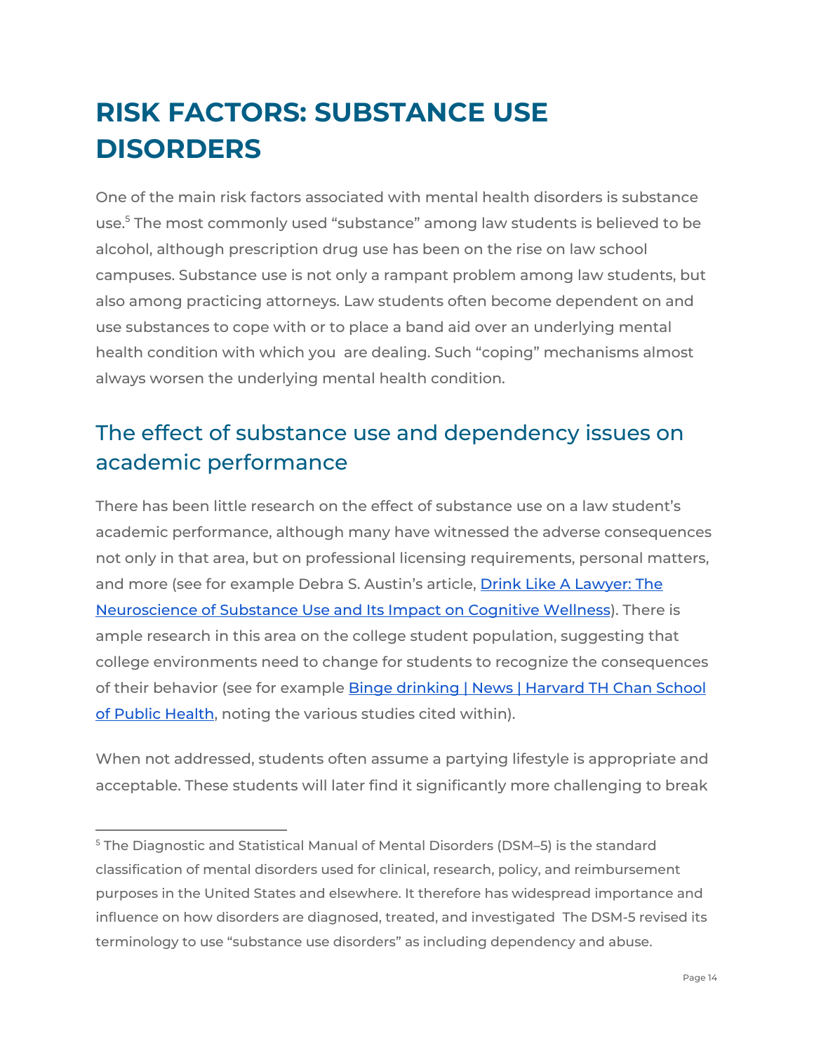# RISK FACTORS: SUBSTANCE USE DISORDERS

One of the main risk factors associated with mental health disorders is substance use.[5] The most commonly used "substance" among law students is believed to be alcohol, although prescription drug use has been on the rise on law school campuses. Substance use is not only a rampant problem among law students, but also among practicing attorneys. Law students often become dependent on and use substances to cope with or to place a band aid over an underlying mental health condition with which you  are dealing. Such "coping" mechanisms almost always worsen the underlying mental health condition.

## The effect of substance use and dependency issues on academic performance

There has been little research on the effect of substance use on a law student's academic performance, although many have witnessed the adverse consequences not only in that area, but on professional licensing requirements, personal matters, and more (see for example Debra S. Austin's article, Drink Like A Lawyer: The Neuroscience of Substance Use and Its Impact on Cognitive Wellness). There is ample research in this area on the college student population, suggesting that college environments need to change for students to recognize the consequences of their behavior (see for example Binge drinking | News | Harvard TH Chan School of Public Health, noting the various studies cited within).

When not addressed, students often assume a partying lifestyle is appropriate and acceptable. These students will later find it significantly more challenging to break

[5] The Diagnostic and Statistical Manual of Mental Disorders (DSM–5) is the standard classification of mental disorders used for clinical, research, policy, and reimbursement purposes in the United States and elsewhere. It therefore has widespread importance and influence on how disorders are diagnosed, treated, and investigated  The DSM-5 revised its terminology to use "substance use disorders" as including dependency and abuse.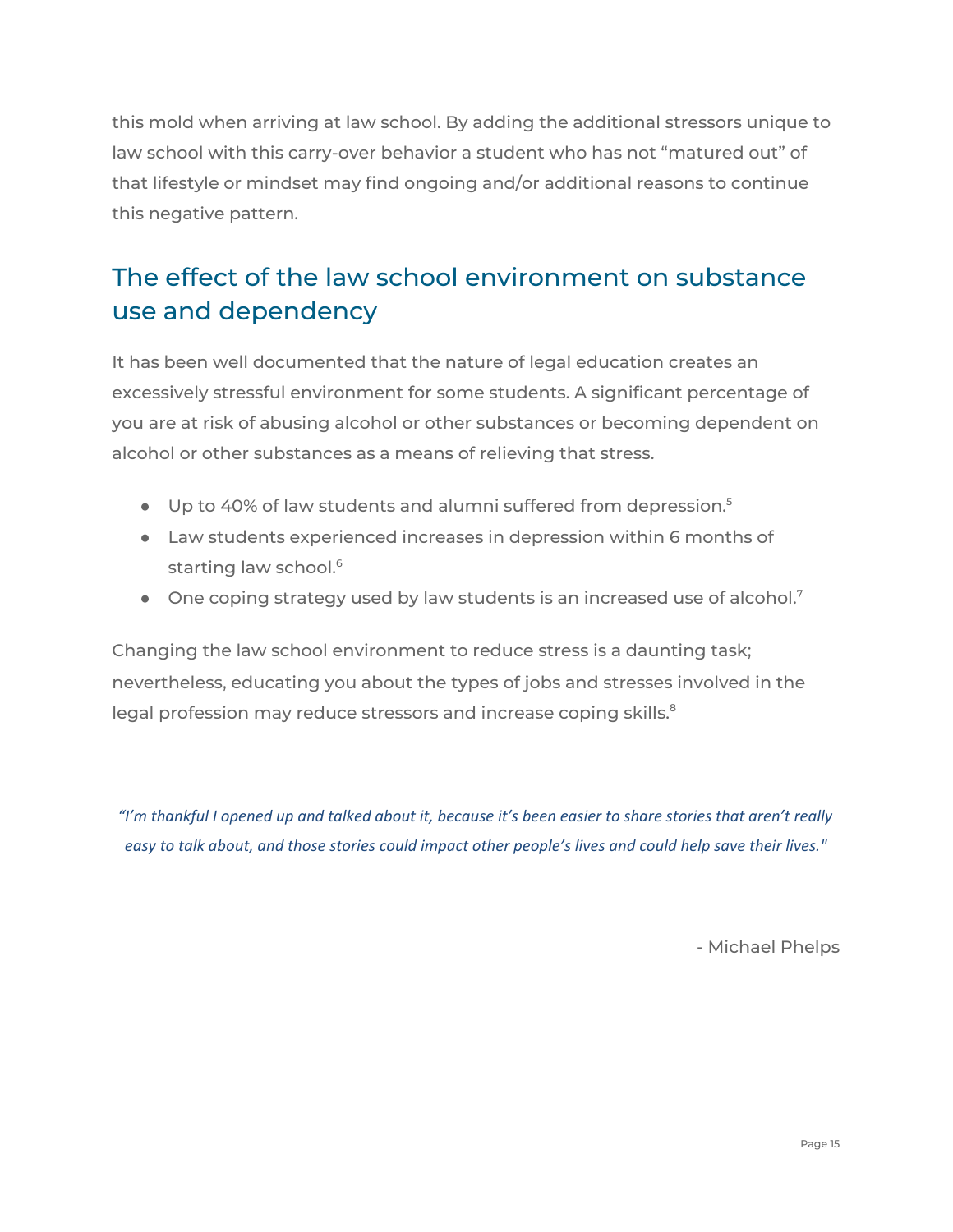this mold when arriving at law school. By adding the additional stressors unique to law school with this carry-over behavior a student who has not "matured out" of that lifestyle or mindset may find ongoing and/or additional reasons to continue this negative pattern.

## The effect of the law school environment on substance use and dependency

It has been well documented that the nature of legal education creates an excessively stressful environment for some students. A significant percentage of you are at risk of abusing alcohol or other substances or becoming dependent on alcohol or other substances as a means of relieving that stress.

- Up to 40% of law students and alumni suffered from depression.[5]
- Law students experienced increases in depression within 6 months of starting law school.[6]
- One coping strategy used by law students is an increased use of alcohol.[7]

Changing the law school environment to reduce stress is a daunting task; nevertheless, educating you about the types of jobs and stresses involved in the legal profession may reduce stressors and increase coping skills.[8]

*"I'm thankful I opened up and talked about it, because it's been easier to share stories that aren't really easy to talk about, and those stories could impact other people's lives and could help save their lives."*

- Michael Phelps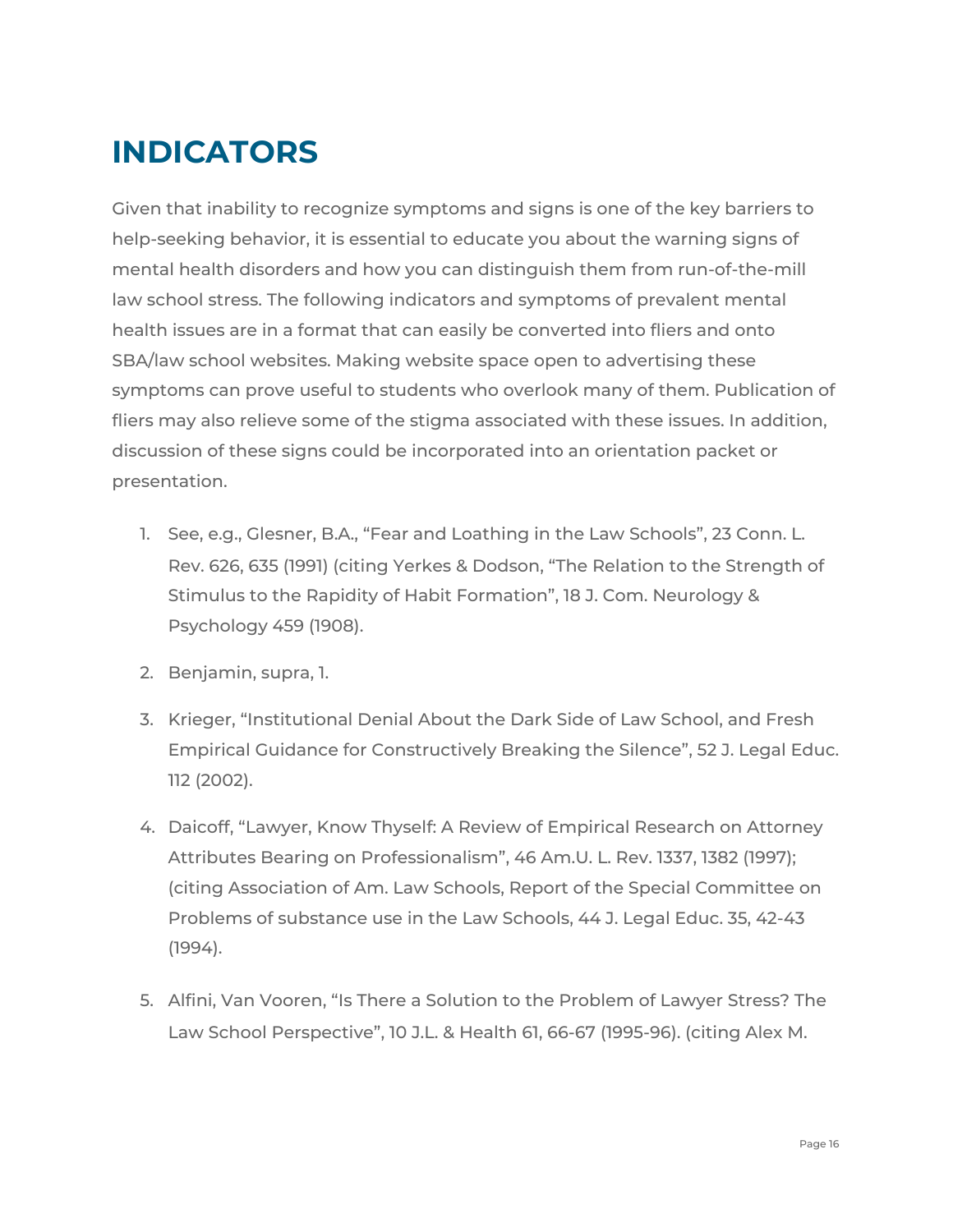# INDICATORS

Given that inability to recognize symptoms and signs is one of the key barriers to help-seeking behavior, it is essential to educate you about the warning signs of mental health disorders and how you can distinguish them from run-of-the-mill law school stress. The following indicators and symptoms of prevalent mental health issues are in a format that can easily be converted into fliers and onto SBA/law school websites. Making website space open to advertising these symptoms can prove useful to students who overlook many of them. Publication of fliers may also relieve some of the stigma associated with these issues. In addition, discussion of these signs could be incorporated into an orientation packet or presentation.

1. See, e.g., Glesner, B.A., "Fear and Loathing in the Law Schools", 23 Conn. L. Rev. 626, 635 (1991) (citing Yerkes & Dodson, "The Relation to the Strength of Stimulus to the Rapidity of Habit Formation", 18 J. Com. Neurology & Psychology 459 (1908).
2. Benjamin, supra, 1.
3. Krieger, "Institutional Denial About the Dark Side of Law School, and Fresh Empirical Guidance for Constructively Breaking the Silence", 52 J. Legal Educ. 112 (2002).
4. Daicoff, "Lawyer, Know Thyself: A Review of Empirical Research on Attorney Attributes Bearing on Professionalism", 46 Am.U. L. Rev. 1337, 1382 (1997); (citing Association of Am. Law Schools, Report of the Special Committee on Problems of substance use in the Law Schools, 44 J. Legal Educ. 35, 42-43 (1994).
5. Alfini, Van Vooren, "Is There a Solution to the Problem of Lawyer Stress? The Law School Perspective", 10 J.L. & Health 61, 66-67 (1995-96). (citing Alex M.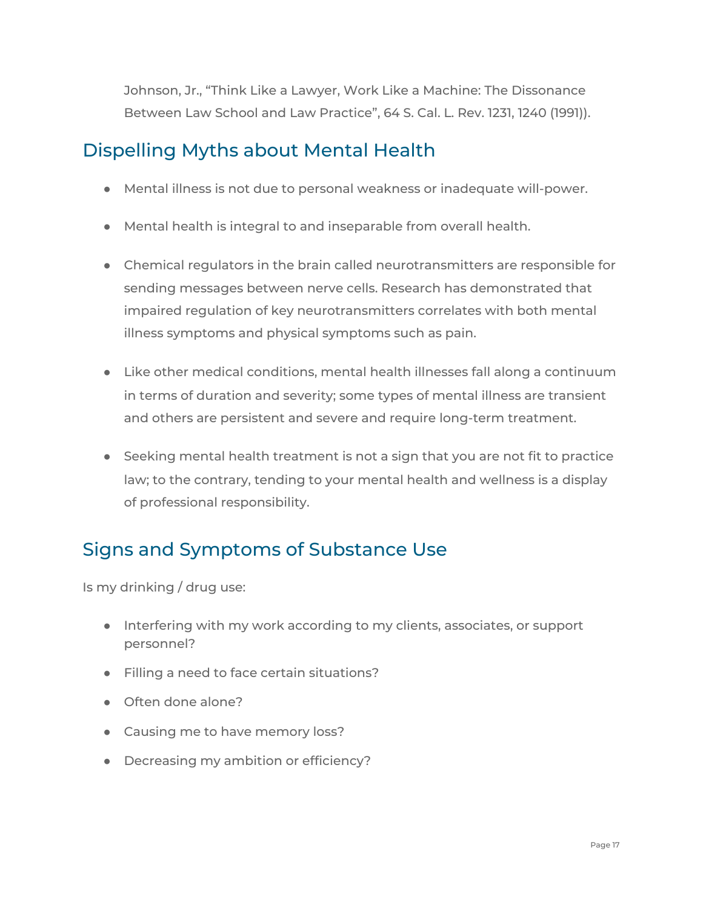Johnson, Jr., "Think Like a Lawyer, Work Like a Machine: The Dissonance Between Law School and Law Practice", 64 S. Cal. L. Rev. 1231, 1240 (1991)).

## Dispelling Myths about Mental Health

- Mental illness is not due to personal weakness or inadequate will-power.
- Mental health is integral to and inseparable from overall health.
- Chemical regulators in the brain called neurotransmitters are responsible for sending messages between nerve cells. Research has demonstrated that impaired regulation of key neurotransmitters correlates with both mental illness symptoms and physical symptoms such as pain.
- Like other medical conditions, mental health illnesses fall along a continuum in terms of duration and severity; some types of mental illness are transient and others are persistent and severe and require long-term treatment.
- Seeking mental health treatment is not a sign that you are not fit to practice law; to the contrary, tending to your mental health and wellness is a display of professional responsibility.

## Signs and Symptoms of Substance Use

Is my drinking / drug use:

- Interfering with my work according to my clients, associates, or support personnel?
- Filling a need to face certain situations?
- Often done alone?
- Causing me to have memory loss?
- Decreasing my ambition or efficiency?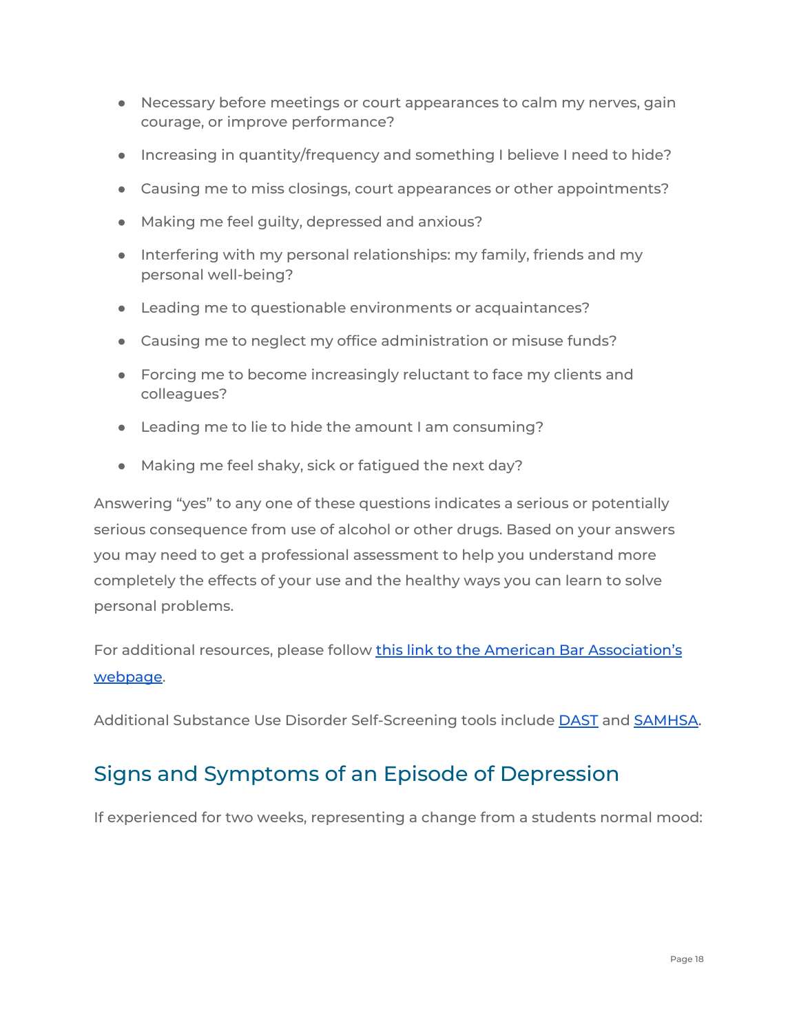- Necessary before meetings or court appearances to calm my nerves, gain courage, or improve performance?
- Increasing in quantity/frequency and something I believe I need to hide?
- Causing me to miss closings, court appearances or other appointments?
- Making me feel guilty, depressed and anxious?
- Interfering with my personal relationships: my family, friends and my personal well-being?
- Leading me to questionable environments or acquaintances?
- Causing me to neglect my office administration or misuse funds?
- Forcing me to become increasingly reluctant to face my clients and colleagues?
- Leading me to lie to hide the amount I am consuming?
- Making me feel shaky, sick or fatigued the next day?

Answering "yes" to any one of these questions indicates a serious or potentially serious consequence from use of alcohol or other drugs. Based on your answers you may need to get a professional assessment to help you understand more completely the effects of your use and the healthy ways you can learn to solve personal problems.

For additional resources, please follow this link to the American Bar Association's webpage.

Additional Substance Use Disorder Self-Screening tools include DAST and SAMHSA.

## Signs and Symptoms of an Episode of Depression

If experienced for two weeks, representing a change from a students normal mood: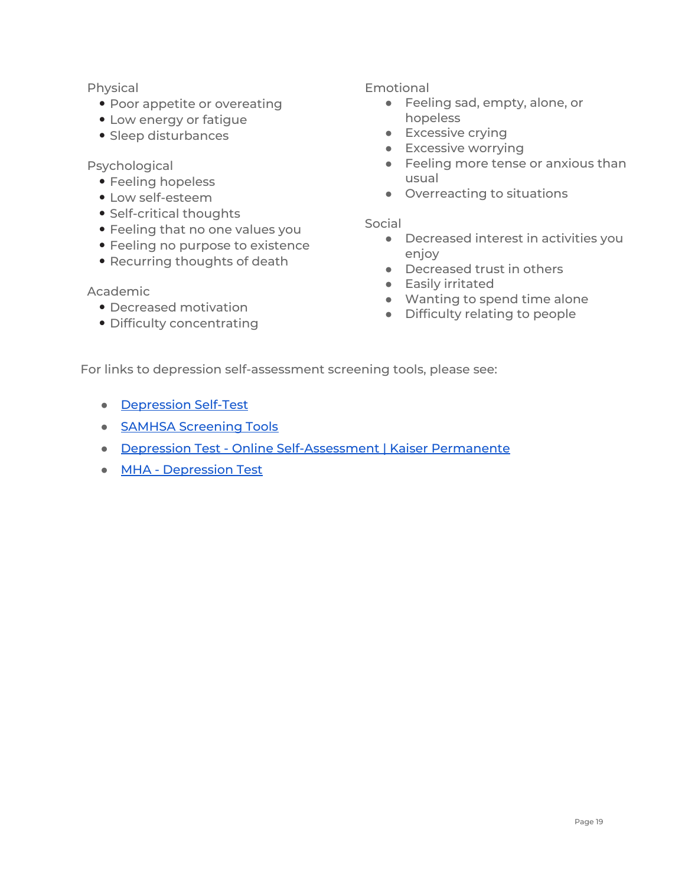Physical

- Poor appetite or overeating
- Low energy or fatigue
- Sleep disturbances

Psychological

- Feeling hopeless
- Low self-esteem
- Self-critical thoughts
- Feeling that no one values you
- Feeling no purpose to existence
- Recurring thoughts of death

Academic

- Decreased motivation
- Difficulty concentrating

Emotional

- Feeling sad, empty, alone, or hopeless
- Excessive crying
- Excessive worrying
- Feeling more tense or anxious than usual
- Overreacting to situations

Social

- Decreased interest in activities you enjoy
- Decreased trust in others
- Easily irritated
- Wanting to spend time alone
- Difficulty relating to people

For links to depression self-assessment screening tools, please see:

- Depression Self-Test
- SAMHSA Screening Tools
- Depression Test - Online Self-Assessment | Kaiser Permanente
- MHA - Depression Test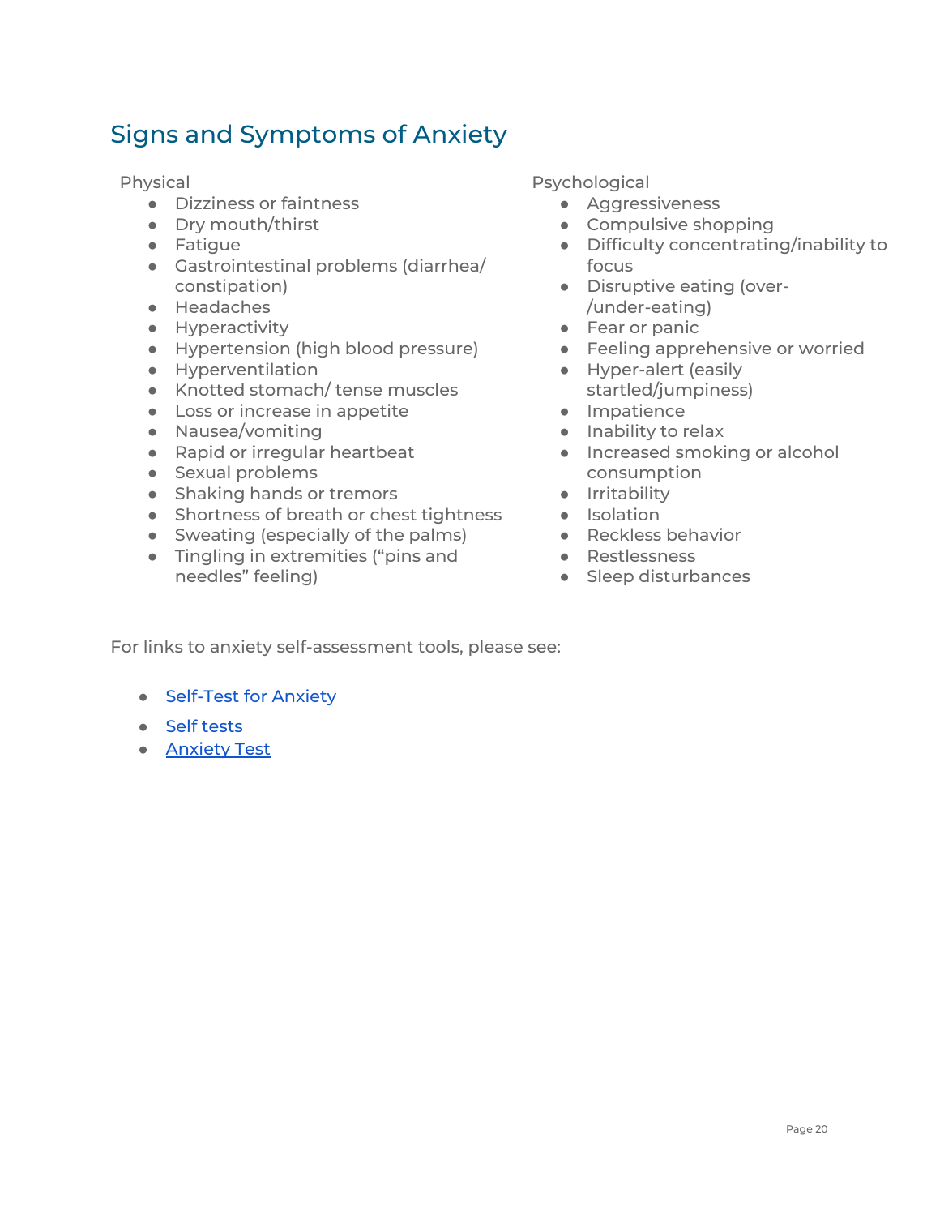## Signs and Symptoms of Anxiety

Physical

- Dizziness or faintness
- Dry mouth/thirst
- Fatigue
- Gastrointestinal problems (diarrhea/ constipation)
- Headaches
- Hyperactivity
- Hypertension (high blood pressure)
- Hyperventilation
- Knotted stomach/ tense muscles
- Loss or increase in appetite
- Nausea/vomiting
- Rapid or irregular heartbeat
- Sexual problems
- Shaking hands or tremors
- Shortness of breath or chest tightness
- Sweating (especially of the palms)
- Tingling in extremities ("pins and needles" feeling)

Psychological

- Aggressiveness
- Compulsive shopping
- Difficulty concentrating/inability to focus
- Disruptive eating (over-/under-eating)
- Fear or panic
- Feeling apprehensive or worried
- Hyper-alert (easily startled/jumpiness)
- Impatience
- Inability to relax
- Increased smoking or alcohol consumption
- Irritability
- Isolation
- Reckless behavior
- Restlessness
- Sleep disturbances

For links to anxiety self-assessment tools, please see:

- Self-Test for Anxiety
- Self tests
- Anxiety Test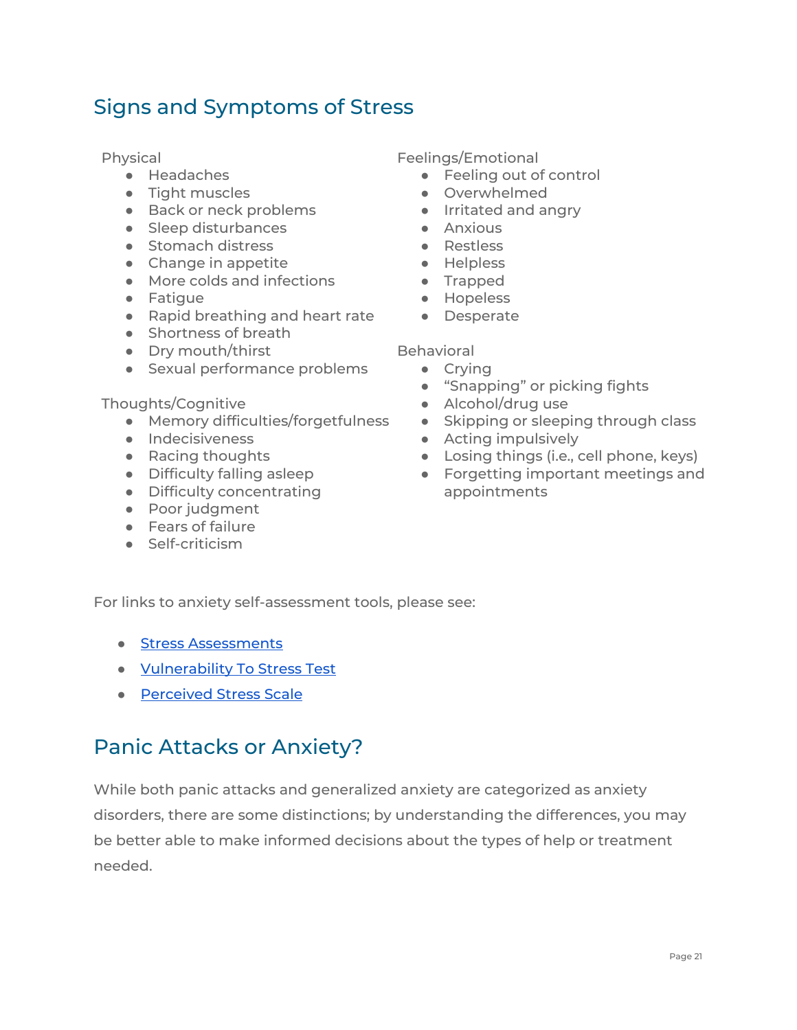## Signs and Symptoms of Stress

Physical

- Headaches
- Tight muscles
- Back or neck problems
- Sleep disturbances
- Stomach distress
- Change in appetite
- More colds and infections
- Fatigue
- Rapid breathing and heart rate
- Shortness of breath
- Dry mouth/thirst
- Sexual performance problems

Thoughts/Cognitive

- Memory difficulties/forgetfulness
- Indecisiveness
- Racing thoughts
- Difficulty falling asleep
- Difficulty concentrating
- Poor judgment
- Fears of failure
- Self-criticism

Feelings/Emotional

- Feeling out of control
- Overwhelmed
- Irritated and angry
- Anxious
- Restless
- Helpless
- Trapped
- Hopeless
- Desperate

Behavioral

- Crying
- "Snapping" or picking fights
- Alcohol/drug use
- Skipping or sleeping through class
- Acting impulsively
- Losing things (i.e., cell phone, keys)
- Forgetting important meetings and appointments

For links to anxiety self-assessment tools, please see:

- Stress Assessments
- Vulnerability To Stress Test
- Perceived Stress Scale

## Panic Attacks or Anxiety?

While both panic attacks and generalized anxiety are categorized as anxiety disorders, there are some distinctions; by understanding the differences, you may be better able to make informed decisions about the types of help or treatment needed.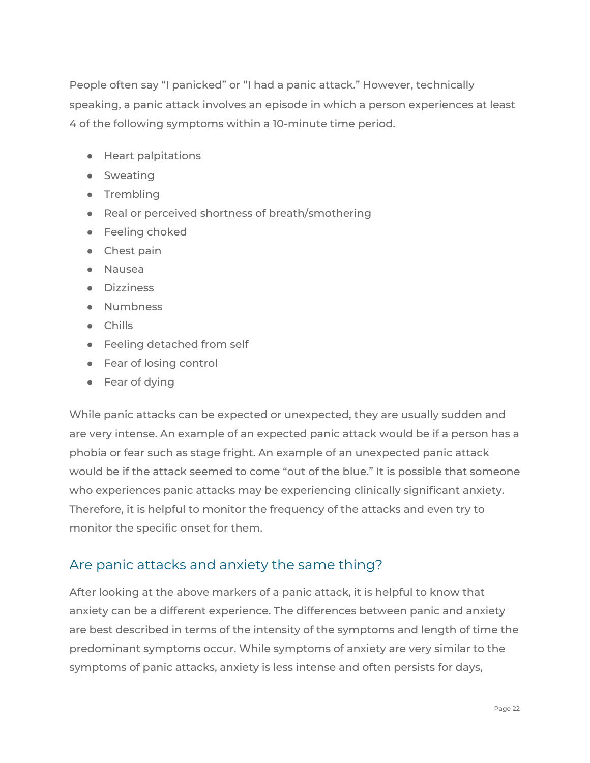People often say “I panicked” or “I had a panic attack.” However, technically speaking, a panic attack involves an episode in which a person experiences at least 4 of the following symptoms within a 10-minute time period.

- Heart palpitations
- Sweating
- Trembling
- Real or perceived shortness of breath/smothering
- Feeling choked
- Chest pain
- Nausea
- Dizziness
- Numbness
- Chills
- Feeling detached from self
- Fear of losing control
- Fear of dying

While panic attacks can be expected or unexpected, they are usually sudden and are very intense. An example of an expected panic attack would be if a person has a phobia or fear such as stage fright. An example of an unexpected panic attack would be if the attack seemed to come “out of the blue.” It is possible that someone who experiences panic attacks may be experiencing clinically significant anxiety. Therefore, it is helpful to monitor the frequency of the attacks and even try to monitor the specific onset for them.

## Are panic attacks and anxiety the same thing?

After looking at the above markers of a panic attack, it is helpful to know that anxiety can be a different experience. The differences between panic and anxiety are best described in terms of the intensity of the symptoms and length of time the predominant symptoms occur. While symptoms of anxiety are very similar to the symptoms of panic attacks, anxiety is less intense and often persists for days,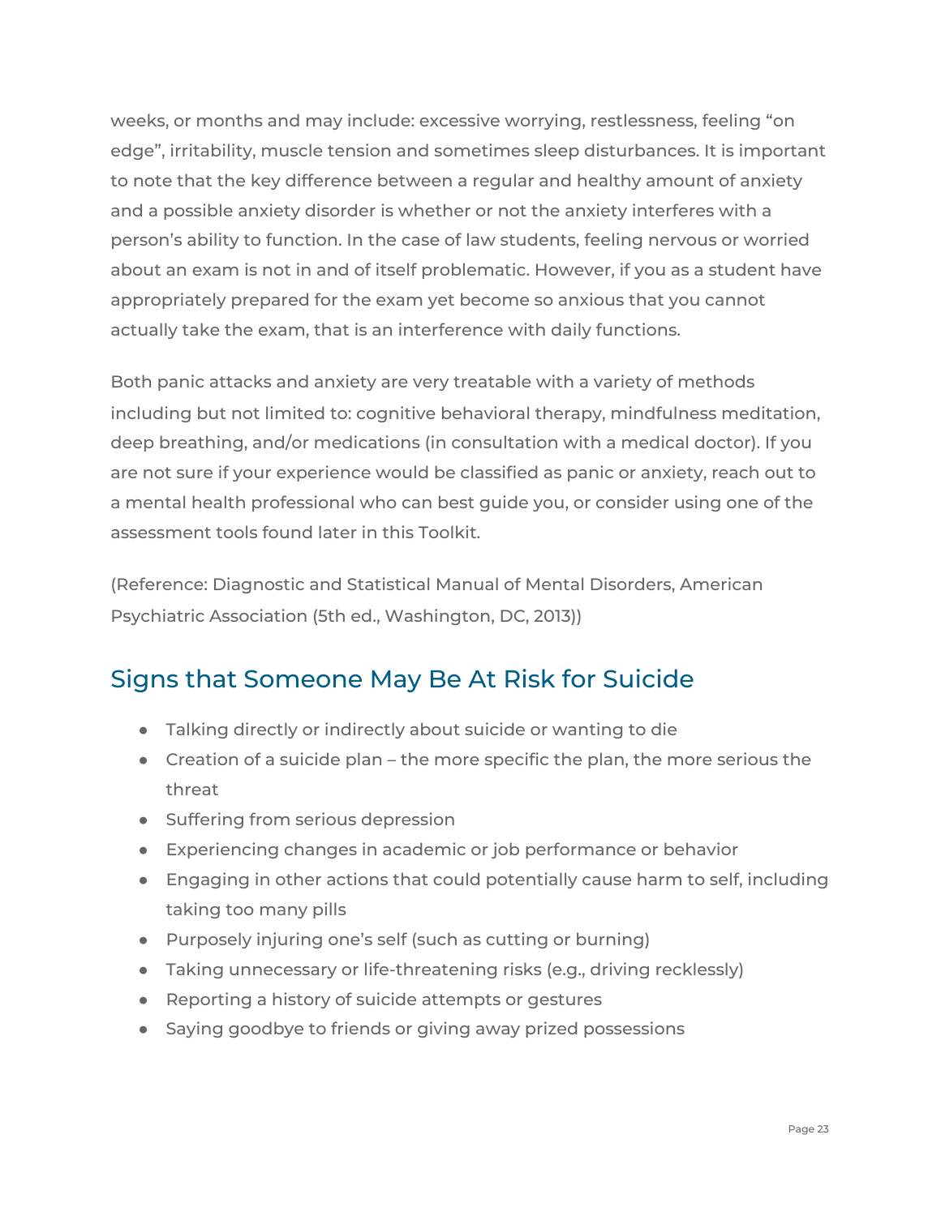weeks, or months and may include: excessive worrying, restlessness, feeling "on edge", irritability, muscle tension and sometimes sleep disturbances. It is important to note that the key difference between a regular and healthy amount of anxiety and a possible anxiety disorder is whether or not the anxiety interferes with a person's ability to function. In the case of law students, feeling nervous or worried about an exam is not in and of itself problematic. However, if you as a student have appropriately prepared for the exam yet become so anxious that you cannot actually take the exam, that is an interference with daily functions.

Both panic attacks and anxiety are very treatable with a variety of methods including but not limited to: cognitive behavioral therapy, mindfulness meditation, deep breathing, and/or medications (in consultation with a medical doctor). If you are not sure if your experience would be classified as panic or anxiety, reach out to a mental health professional who can best guide you, or consider using one of the assessment tools found later in this Toolkit.

(Reference: Diagnostic and Statistical Manual of Mental Disorders, American Psychiatric Association (5th ed., Washington, DC, 2013))

## Signs that Someone May Be At Risk for Suicide

- Talking directly or indirectly about suicide or wanting to die
- Creation of a suicide plan – the more specific the plan, the more serious the threat
- Suffering from serious depression
- Experiencing changes in academic or job performance or behavior
- Engaging in other actions that could potentially cause harm to self, including taking too many pills
- Purposely injuring one's self (such as cutting or burning)
- Taking unnecessary or life-threatening risks (e.g., driving recklessly)
- Reporting a history of suicide attempts or gestures
- Saying goodbye to friends or giving away prized possessions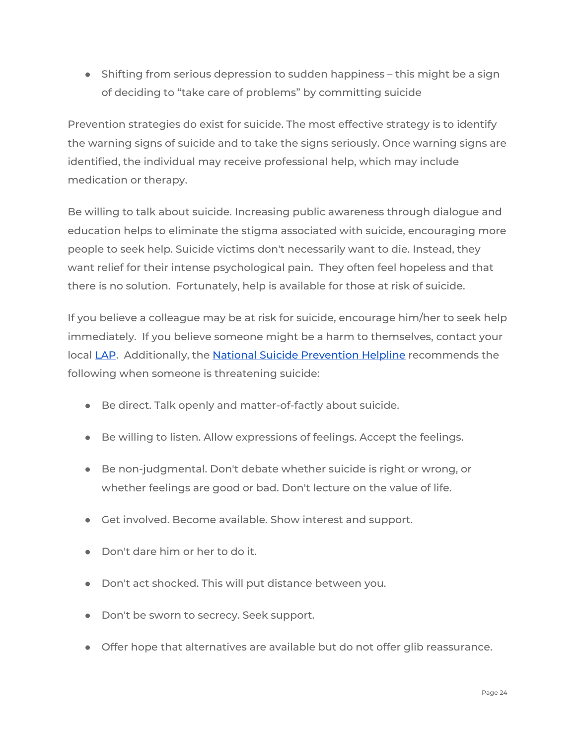- Shifting from serious depression to sudden happiness – this might be a sign of deciding to "take care of problems" by committing suicide

Prevention strategies do exist for suicide. The most effective strategy is to identify the warning signs of suicide and to take the signs seriously. Once warning signs are identified, the individual may receive professional help, which may include medication or therapy.

Be willing to talk about suicide. Increasing public awareness through dialogue and education helps to eliminate the stigma associated with suicide, encouraging more people to seek help. Suicide victims don't necessarily want to die. Instead, they want relief for their intense psychological pain. They often feel hopeless and that there is no solution. Fortunately, help is available for those at risk of suicide.

If you believe a colleague may be at risk for suicide, encourage him/her to seek help immediately. If you believe someone might be a harm to themselves, contact your local LAP. Additionally, the National Suicide Prevention Helpline recommends the following when someone is threatening suicide:

- Be direct. Talk openly and matter-of-factly about suicide.
- Be willing to listen. Allow expressions of feelings. Accept the feelings.
- Be non-judgmental. Don't debate whether suicide is right or wrong, or whether feelings are good or bad. Don't lecture on the value of life.
- Get involved. Become available. Show interest and support.
- Don't dare him or her to do it.
- Don't act shocked. This will put distance between you.
- Don't be sworn to secrecy. Seek support.
- Offer hope that alternatives are available but do not offer glib reassurance.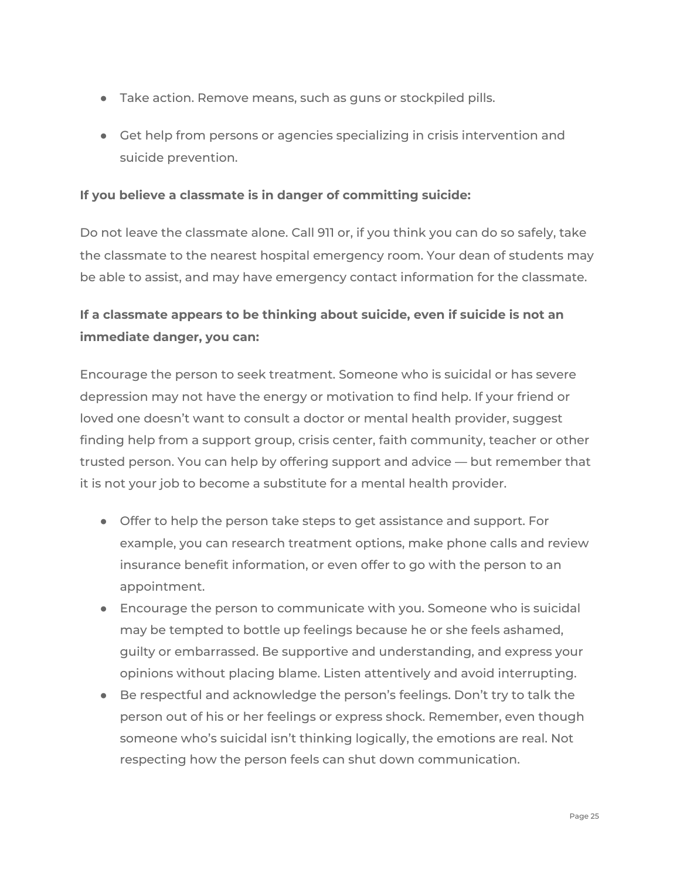- Take action. Remove means, such as guns or stockpiled pills.
- Get help from persons or agencies specializing in crisis intervention and suicide prevention.

**If you believe a classmate is in danger of committing suicide:**

Do not leave the classmate alone. Call 911 or, if you think you can do so safely, take the classmate to the nearest hospital emergency room. Your dean of students may be able to assist, and may have emergency contact information for the classmate.

**If a classmate appears to be thinking about suicide, even if suicide is not an immediate danger, you can:**

Encourage the person to seek treatment. Someone who is suicidal or has severe depression may not have the energy or motivation to find help. If your friend or loved one doesn't want to consult a doctor or mental health provider, suggest finding help from a support group, crisis center, faith community, teacher or other trusted person. You can help by offering support and advice — but remember that it is not your job to become a substitute for a mental health provider.

- Offer to help the person take steps to get assistance and support. For example, you can research treatment options, make phone calls and review insurance benefit information, or even offer to go with the person to an appointment.
- Encourage the person to communicate with you. Someone who is suicidal may be tempted to bottle up feelings because he or she feels ashamed, guilty or embarrassed. Be supportive and understanding, and express your opinions without placing blame. Listen attentively and avoid interrupting.
- Be respectful and acknowledge the person's feelings. Don't try to talk the person out of his or her feelings or express shock. Remember, even though someone who's suicidal isn't thinking logically, the emotions are real. Not respecting how the person feels can shut down communication.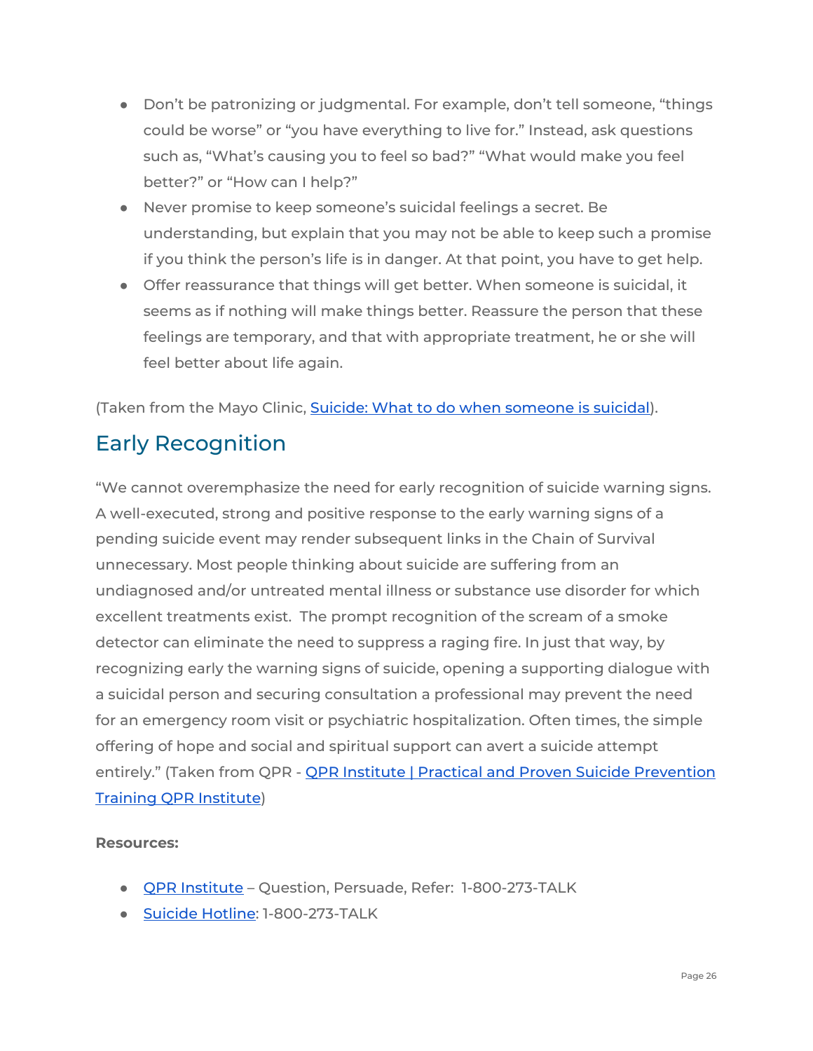- Don't be patronizing or judgmental. For example, don't tell someone, "things could be worse" or "you have everything to live for." Instead, ask questions such as, "What's causing you to feel so bad?" "What would make you feel better?" or "How can I help?"
- Never promise to keep someone's suicidal feelings a secret. Be understanding, but explain that you may not be able to keep such a promise if you think the person's life is in danger. At that point, you have to get help.
- Offer reassurance that things will get better. When someone is suicidal, it seems as if nothing will make things better. Reassure the person that these feelings are temporary, and that with appropriate treatment, he or she will feel better about life again.

(Taken from the Mayo Clinic, [Suicide: What to do when someone is suicidal](#)).

## Early Recognition

"We cannot overemphasize the need for early recognition of suicide warning signs. A well-executed, strong and positive response to the early warning signs of a pending suicide event may render subsequent links in the Chain of Survival unnecessary. Most people thinking about suicide are suffering from an undiagnosed and/or untreated mental illness or substance use disorder for which excellent treatments exist.  The prompt recognition of the scream of a smoke detector can eliminate the need to suppress a raging fire. In just that way, by recognizing early the warning signs of suicide, opening a supporting dialogue with a suicidal person and securing consultation a professional may prevent the need for an emergency room visit or psychiatric hospitalization. Often times, the simple offering of hope and social and spiritual support can avert a suicide attempt entirely." (Taken from QPR - [QPR Institute | Practical and Proven Suicide Prevention Training QPR Institute](#))

**Resources:**

- [QPR Institute](#) – Question, Persuade, Refer:  1-800-273-TALK
- [Suicide Hotline](#): 1-800-273-TALK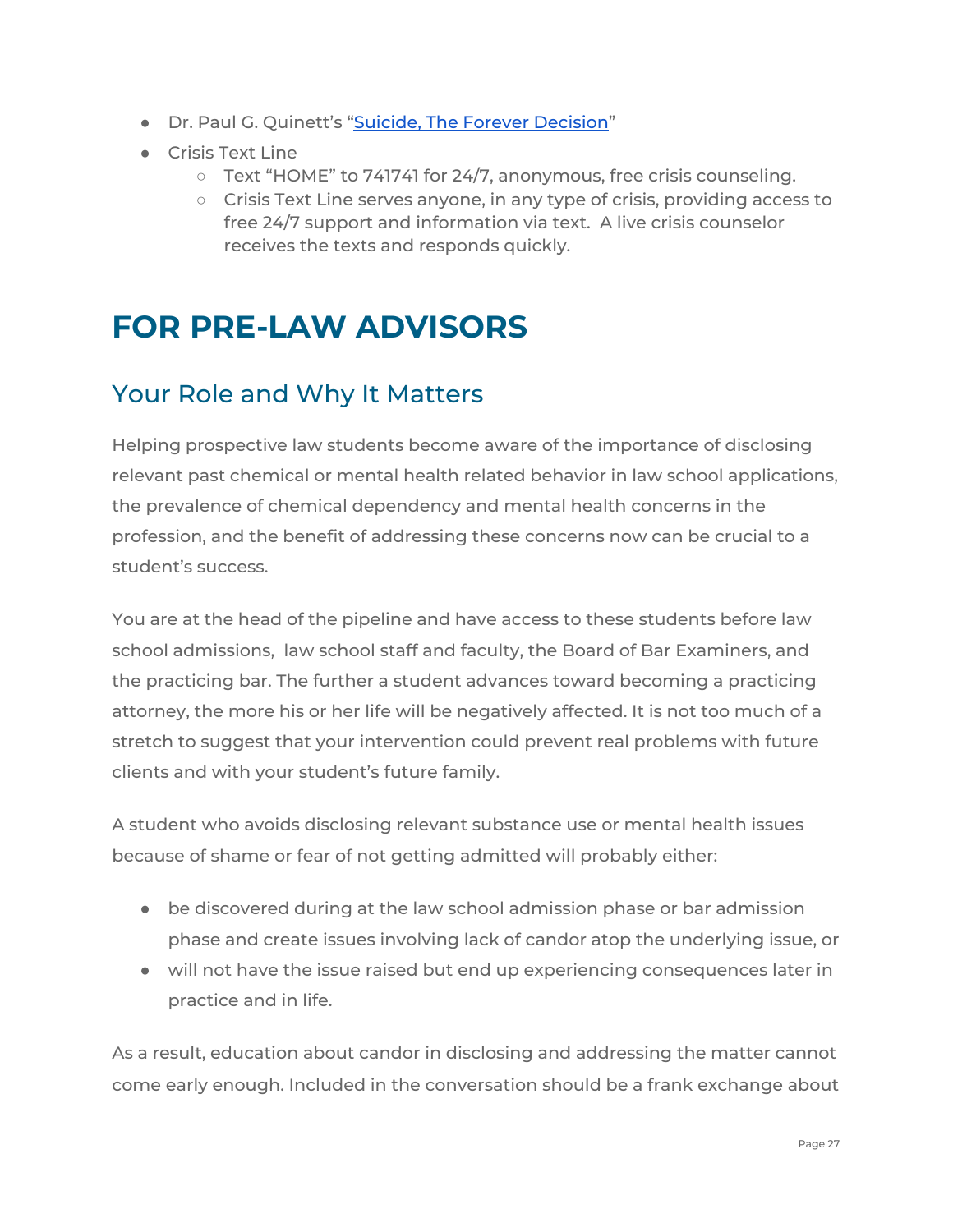- Dr. Paul G. Quinett's "[Suicide, The Forever Decision]"
- Crisis Text Line
  - Text "HOME" to 741741 for 24/7, anonymous, free crisis counseling.
  - Crisis Text Line serves anyone, in any type of crisis, providing access to free 24/7 support and information via text. A live crisis counselor receives the texts and responds quickly.

# FOR PRE-LAW ADVISORS

## Your Role and Why It Matters

Helping prospective law students become aware of the importance of disclosing relevant past chemical or mental health related behavior in law school applications, the prevalence of chemical dependency and mental health concerns in the profession, and the benefit of addressing these concerns now can be crucial to a student's success.

You are at the head of the pipeline and have access to these students before law school admissions, law school staff and faculty, the Board of Bar Examiners, and the practicing bar. The further a student advances toward becoming a practicing attorney, the more his or her life will be negatively affected. It is not too much of a stretch to suggest that your intervention could prevent real problems with future clients and with your student's future family.

A student who avoids disclosing relevant substance use or mental health issues because of shame or fear of not getting admitted will probably either:

- be discovered during at the law school admission phase or bar admission phase and create issues involving lack of candor atop the underlying issue, or
- will not have the issue raised but end up experiencing consequences later in practice and in life.

As a result, education about candor in disclosing and addressing the matter cannot come early enough. Included in the conversation should be a frank exchange about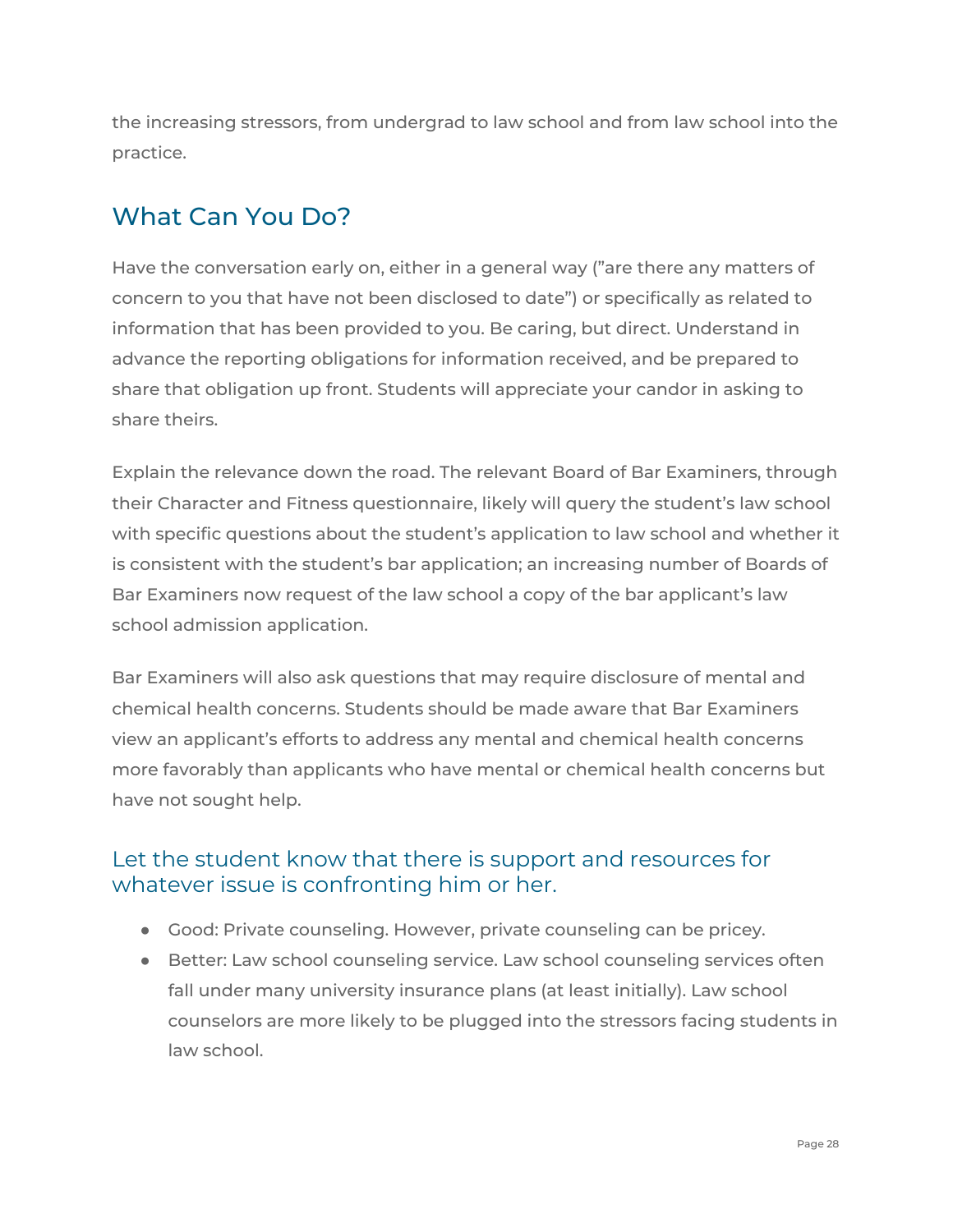the increasing stressors, from undergrad to law school and from law school into the practice.

## What Can You Do?

Have the conversation early on, either in a general way (”are there any matters of concern to you that have not been disclosed to date”) or specifically as related to information that has been provided to you. Be caring, but direct. Understand in advance the reporting obligations for information received, and be prepared to share that obligation up front. Students will appreciate your candor in asking to share theirs.

Explain the relevance down the road. The relevant Board of Bar Examiners, through their Character and Fitness questionnaire, likely will query the student's law school with specific questions about the student's application to law school and whether it is consistent with the student's bar application; an increasing number of Boards of Bar Examiners now request of the law school a copy of the bar applicant's law school admission application.

Bar Examiners will also ask questions that may require disclosure of mental and chemical health concerns. Students should be made aware that Bar Examiners view an applicant's efforts to address any mental and chemical health concerns more favorably than applicants who have mental or chemical health concerns but have not sought help.

### Let the student know that there is support and resources for whatever issue is confronting him or her.

- Good: Private counseling. However, private counseling can be pricey.
- Better: Law school counseling service. Law school counseling services often fall under many university insurance plans (at least initially). Law school counselors are more likely to be plugged into the stressors facing students in law school.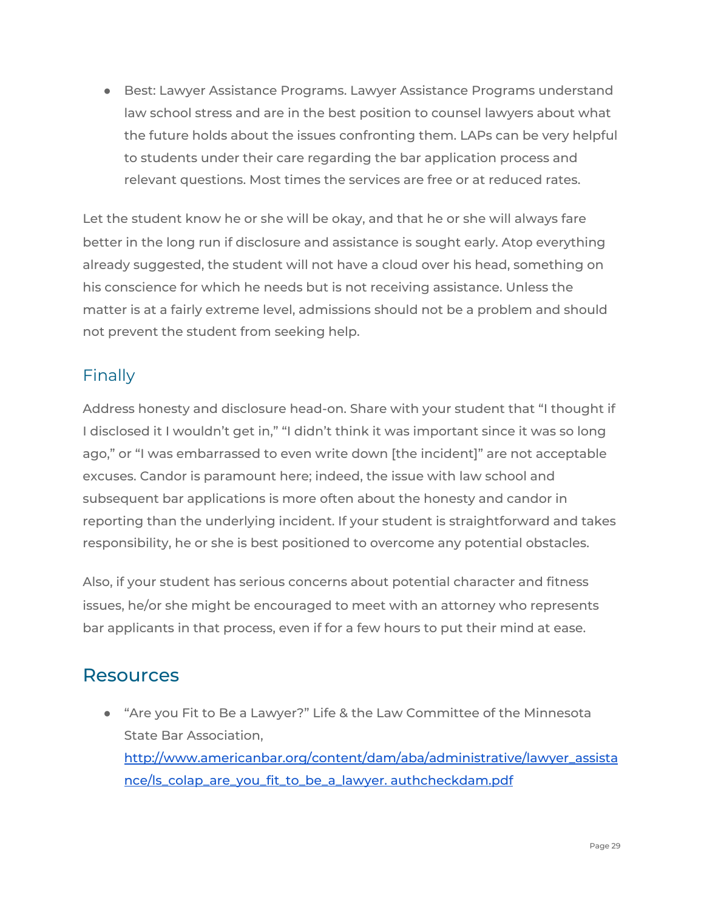- Best: Lawyer Assistance Programs. Lawyer Assistance Programs understand law school stress and are in the best position to counsel lawyers about what the future holds about the issues confronting them. LAPs can be very helpful to students under their care regarding the bar application process and relevant questions. Most times the services are free or at reduced rates.

Let the student know he or she will be okay, and that he or she will always fare better in the long run if disclosure and assistance is sought early. Atop everything already suggested, the student will not have a cloud over his head, something on his conscience for which he needs but is not receiving assistance. Unless the matter is at a fairly extreme level, admissions should not be a problem and should not prevent the student from seeking help.

### Finally

Address honesty and disclosure head-on. Share with your student that "I thought if I disclosed it I wouldn't get in," "I didn't think it was important since it was so long ago," or "I was embarrassed to even write down [the incident]" are not acceptable excuses. Candor is paramount here; indeed, the issue with law school and subsequent bar applications is more often about the honesty and candor in reporting than the underlying incident. If your student is straightforward and takes responsibility, he or she is best positioned to overcome any potential obstacles.

Also, if your student has serious concerns about potential character and fitness issues, he/or she might be encouraged to meet with an attorney who represents bar applicants in that process, even if for a few hours to put their mind at ease.

## Resources

- "Are you Fit to Be a Lawyer?" Life & the Law Committee of the Minnesota State Bar Association, http://www.americanbar.org/content/dam/aba/administrative/lawyer_assistance/ls_colap_are_you_fit_to_be_a_lawyer. authcheckdam.pdf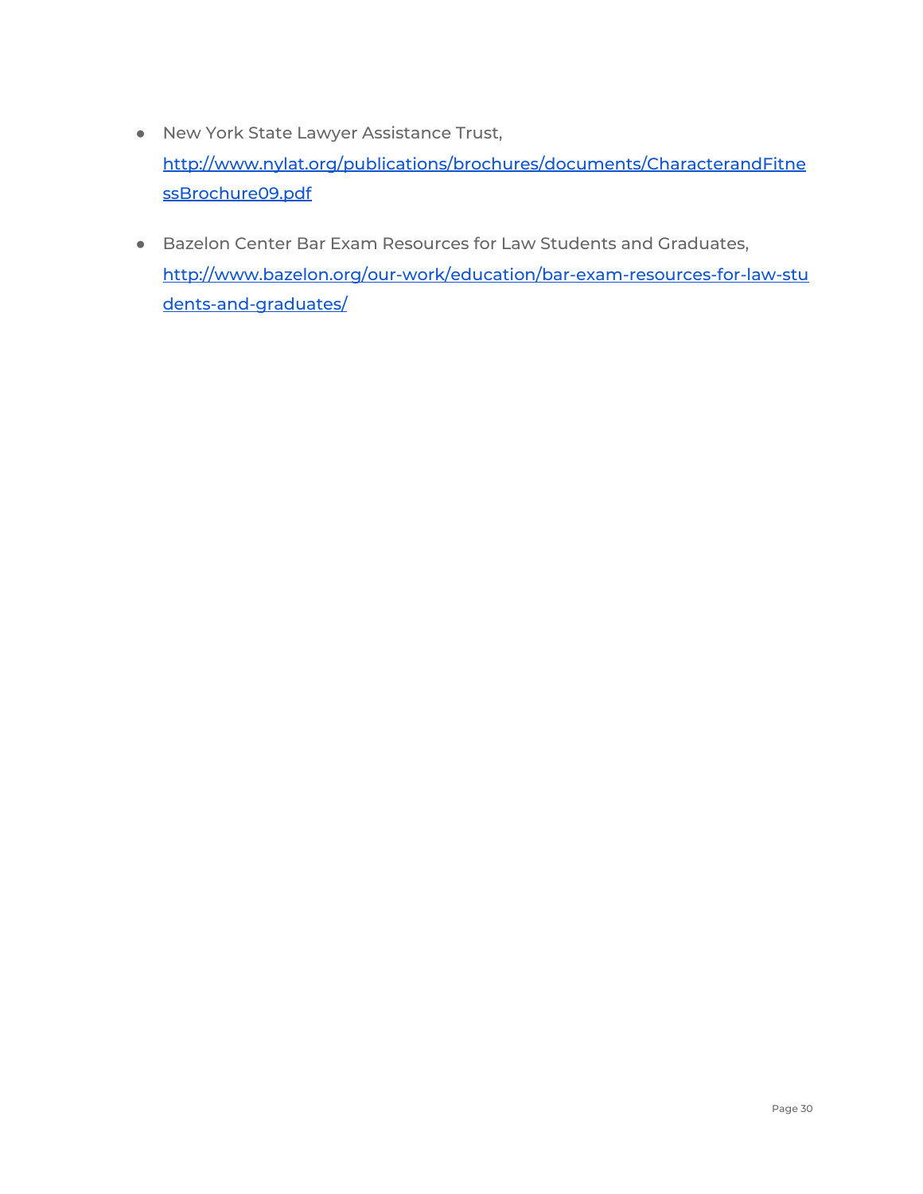- New York State Lawyer Assistance Trust, [http://www.nylat.org/publications/brochures/documents/CharacterandFitnessBrochure09.pdf](http://www.nylat.org/publications/brochures/documents/CharacterandFitnessBrochure09.pdf)

- Bazelon Center Bar Exam Resources for Law Students and Graduates, [http://www.bazelon.org/our-work/education/bar-exam-resources-for-law-students-and-graduates/](http://www.bazelon.org/our-work/education/bar-exam-resources-for-law-students-and-graduates/)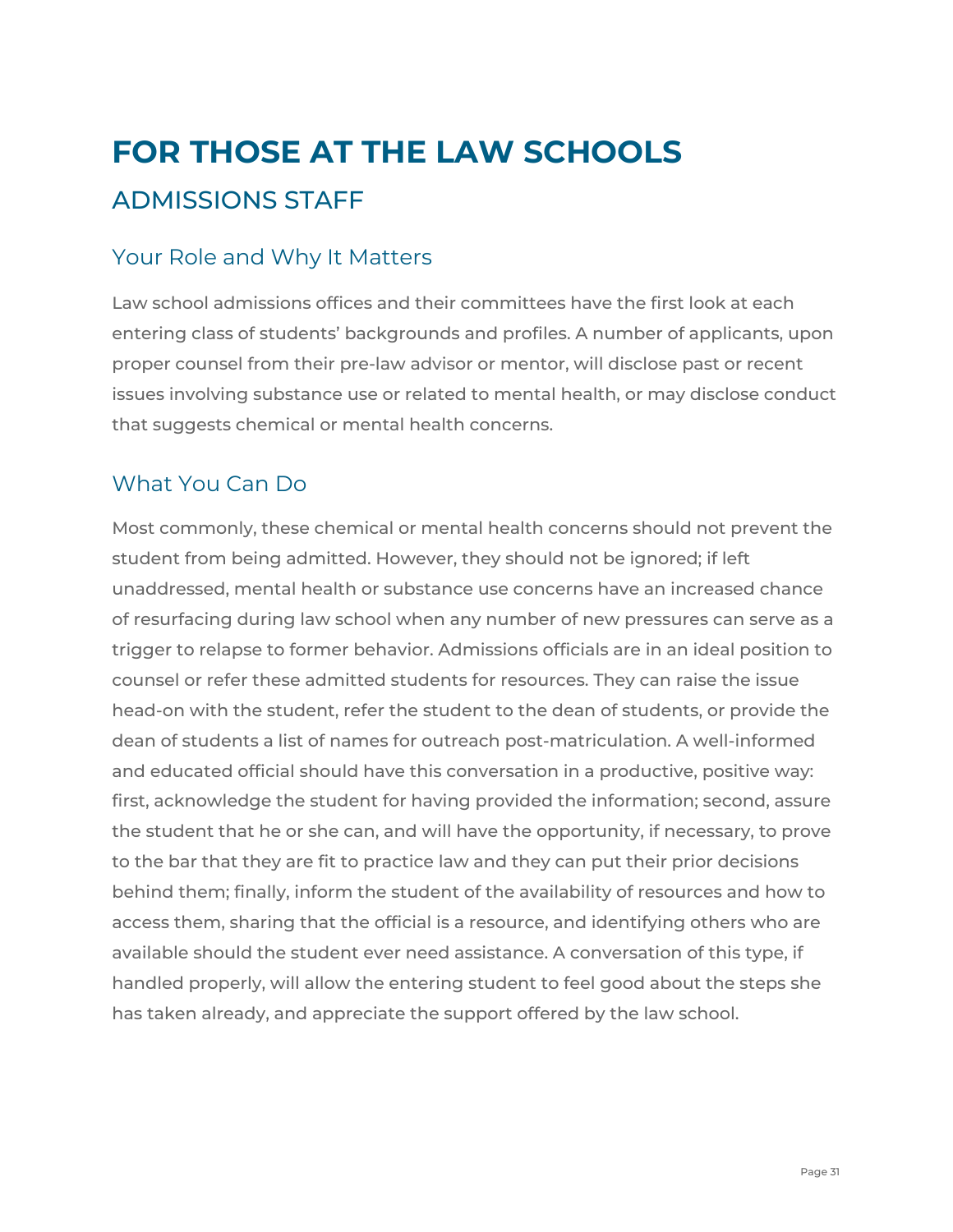# FOR THOSE AT THE LAW SCHOOLS

## ADMISSIONS STAFF

### Your Role and Why It Matters

Law school admissions offices and their committees have the first look at each entering class of students' backgrounds and profiles. A number of applicants, upon proper counsel from their pre-law advisor or mentor, will disclose past or recent issues involving substance use or related to mental health, or may disclose conduct that suggests chemical or mental health concerns.

### What You Can Do

Most commonly, these chemical or mental health concerns should not prevent the student from being admitted. However, they should not be ignored; if left unaddressed, mental health or substance use concerns have an increased chance of resurfacing during law school when any number of new pressures can serve as a trigger to relapse to former behavior. Admissions officials are in an ideal position to counsel or refer these admitted students for resources. They can raise the issue head-on with the student, refer the student to the dean of students, or provide the dean of students a list of names for outreach post-matriculation. A well-informed and educated official should have this conversation in a productive, positive way: first, acknowledge the student for having provided the information; second, assure the student that he or she can, and will have the opportunity, if necessary, to prove to the bar that they are fit to practice law and they can put their prior decisions behind them; finally, inform the student of the availability of resources and how to access them, sharing that the official is a resource, and identifying others who are available should the student ever need assistance. A conversation of this type, if handled properly, will allow the entering student to feel good about the steps she has taken already, and appreciate the support offered by the law school.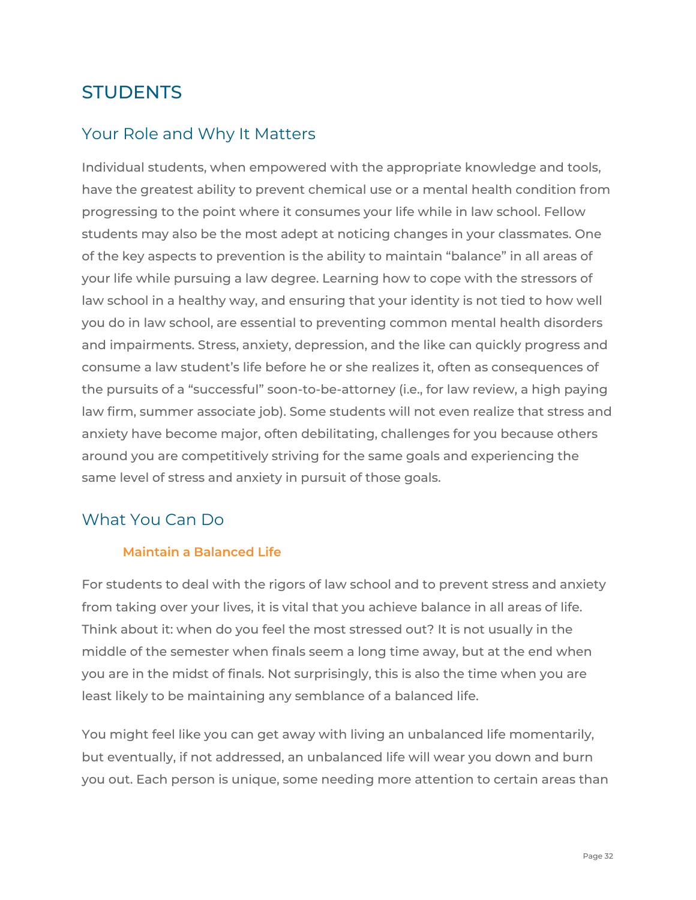# STUDENTS

## Your Role and Why It Matters

Individual students, when empowered with the appropriate knowledge and tools, have the greatest ability to prevent chemical use or a mental health condition from progressing to the point where it consumes your life while in law school. Fellow students may also be the most adept at noticing changes in your classmates. One of the key aspects to prevention is the ability to maintain "balance" in all areas of your life while pursuing a law degree. Learning how to cope with the stressors of law school in a healthy way, and ensuring that your identity is not tied to how well you do in law school, are essential to preventing common mental health disorders and impairments. Stress, anxiety, depression, and the like can quickly progress and consume a law student's life before he or she realizes it, often as consequences of the pursuits of a "successful" soon-to-be-attorney (i.e., for law review, a high paying law firm, summer associate job). Some students will not even realize that stress and anxiety have become major, often debilitating, challenges for you because others around you are competitively striving for the same goals and experiencing the same level of stress and anxiety in pursuit of those goals.

## What You Can Do

### Maintain a Balanced Life

For students to deal with the rigors of law school and to prevent stress and anxiety from taking over your lives, it is vital that you achieve balance in all areas of life. Think about it: when do you feel the most stressed out? It is not usually in the middle of the semester when finals seem a long time away, but at the end when you are in the midst of finals. Not surprisingly, this is also the time when you are least likely to be maintaining any semblance of a balanced life.

You might feel like you can get away with living an unbalanced life momentarily, but eventually, if not addressed, an unbalanced life will wear you down and burn you out. Each person is unique, some needing more attention to certain areas than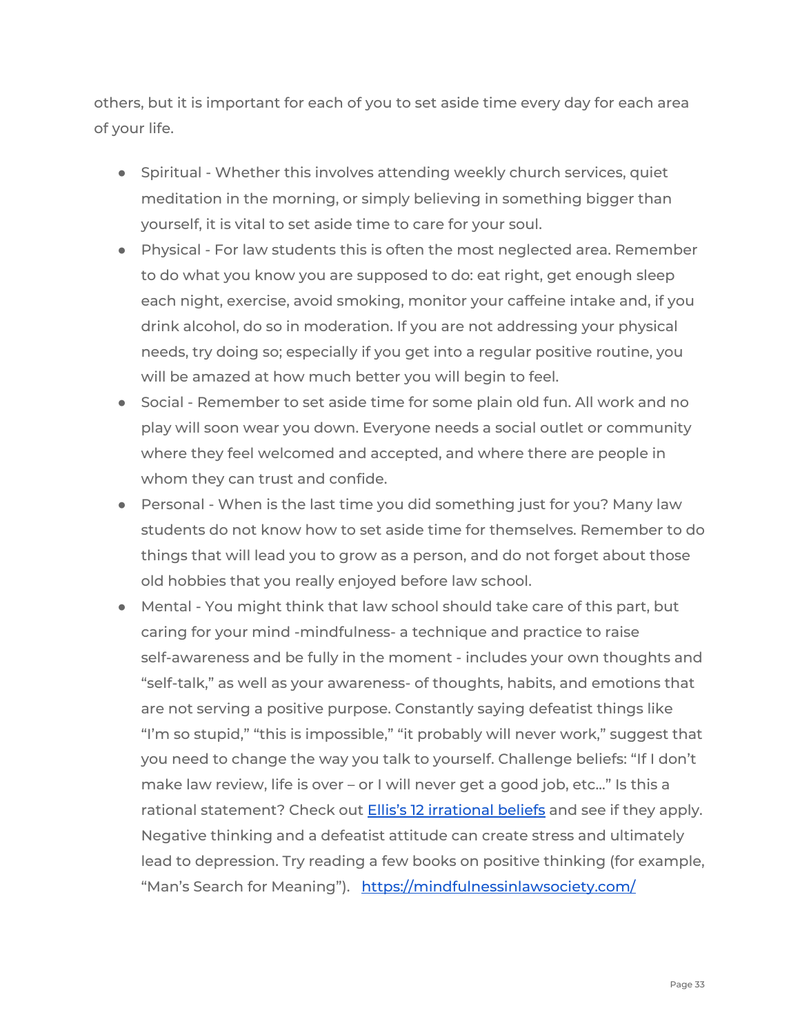others, but it is important for each of you to set aside time every day for each area of your life.

- Spiritual - Whether this involves attending weekly church services, quiet meditation in the morning, or simply believing in something bigger than yourself, it is vital to set aside time to care for your soul.
- Physical - For law students this is often the most neglected area. Remember to do what you know you are supposed to do: eat right, get enough sleep each night, exercise, avoid smoking, monitor your caffeine intake and, if you drink alcohol, do so in moderation. If you are not addressing your physical needs, try doing so; especially if you get into a regular positive routine, you will be amazed at how much better you will begin to feel.
- Social - Remember to set aside time for some plain old fun. All work and no play will soon wear you down. Everyone needs a social outlet or community where they feel welcomed and accepted, and where there are people in whom they can trust and confide.
- Personal - When is the last time you did something just for you? Many law students do not know how to set aside time for themselves. Remember to do things that will lead you to grow as a person, and do not forget about those old hobbies that you really enjoyed before law school.
- Mental - You might think that law school should take care of this part, but caring for your mind -mindfulness- a technique and practice to raise self-awareness and be fully in the moment - includes your own thoughts and "self-talk," as well as your awareness- of thoughts, habits, and emotions that are not serving a positive purpose. Constantly saying defeatist things like "I'm so stupid," "this is impossible," "it probably will never work," suggest that you need to change the way you talk to yourself. Challenge beliefs: "If I don't make law review, life is over – or I will never get a good job, etc..." Is this a rational statement? Check out [Ellis's 12 irrational beliefs] and see if they apply. Negative thinking and a defeatist attitude can create stress and ultimately lead to depression. Try reading a few books on positive thinking (for example, "Man's Search for Meaning"). https://mindfulnessinlawsociety.com/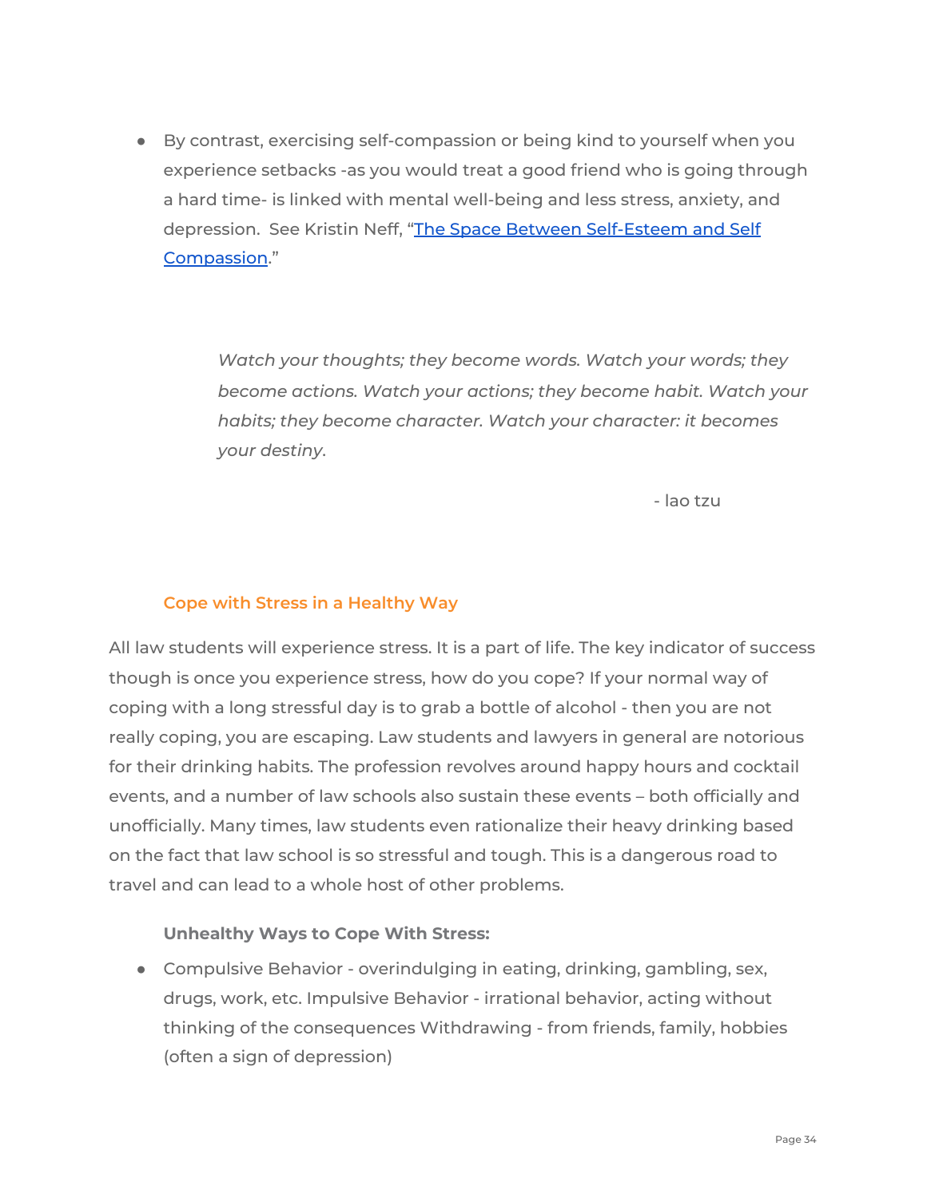- By contrast, exercising self-compassion or being kind to yourself when you experience setbacks -as you would treat a good friend who is going through a hard time- is linked with mental well-being and less stress, anxiety, and depression. See Kristin Neff, "[The Space Between Self-Esteem and Self Compassion](#)."

> *Watch your thoughts; they become words. Watch your words; they become actions. Watch your actions; they become habit. Watch your habits; they become character. Watch your character: it becomes your destiny.*
>
> - lao tzu

### Cope with Stress in a Healthy Way

All law students will experience stress. It is a part of life. The key indicator of success though is once you experience stress, how do you cope? If your normal way of coping with a long stressful day is to grab a bottle of alcohol - then you are not really coping, you are escaping. Law students and lawyers in general are notorious for their drinking habits. The profession revolves around happy hours and cocktail events, and a number of law schools also sustain these events – both officially and unofficially. Many times, law students even rationalize their heavy drinking based on the fact that law school is so stressful and tough. This is a dangerous road to travel and can lead to a whole host of other problems.

**Unhealthy Ways to Cope With Stress:**

- Compulsive Behavior - overindulging in eating, drinking, gambling, sex, drugs, work, etc. Impulsive Behavior - irrational behavior, acting without thinking of the consequences Withdrawing - from friends, family, hobbies (often a sign of depression)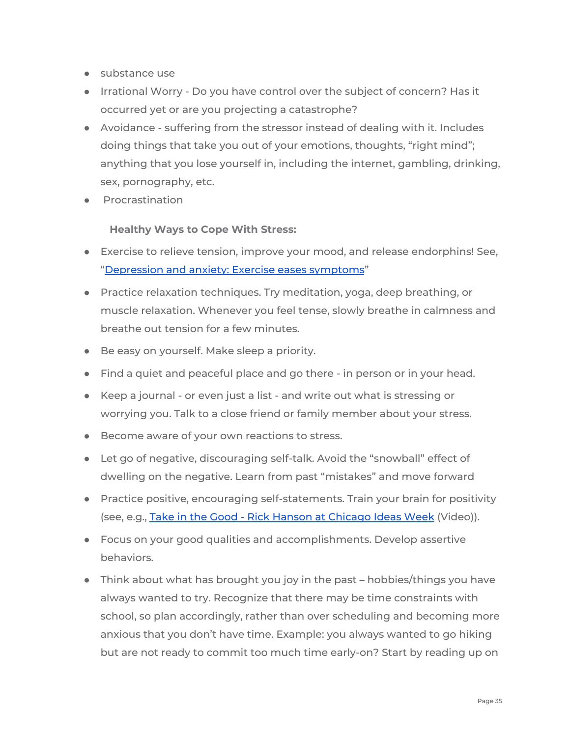- substance use
- Irrational Worry - Do you have control over the subject of concern? Has it occurred yet or are you projecting a catastrophe?
- Avoidance - suffering from the stressor instead of dealing with it. Includes doing things that take you out of your emotions, thoughts, "right mind"; anything that you lose yourself in, including the internet, gambling, drinking, sex, pornography, etc.
- Procrastination

**Healthy Ways to Cope With Stress:**

- Exercise to relieve tension, improve your mood, and release endorphins! See, "Depression and anxiety: Exercise eases symptoms"
- Practice relaxation techniques. Try meditation, yoga, deep breathing, or muscle relaxation. Whenever you feel tense, slowly breathe in calmness and breathe out tension for a few minutes.
- Be easy on yourself. Make sleep a priority.
- Find a quiet and peaceful place and go there - in person or in your head.
- Keep a journal - or even just a list - and write out what is stressing or worrying you. Talk to a close friend or family member about your stress.
- Become aware of your own reactions to stress.
- Let go of negative, discouraging self-talk. Avoid the "snowball" effect of dwelling on the negative. Learn from past "mistakes" and move forward
- Practice positive, encouraging self-statements. Train your brain for positivity (see, e.g., Take in the Good - Rick Hanson at Chicago Ideas Week (Video)).
- Focus on your good qualities and accomplishments. Develop assertive behaviors.
- Think about what has brought you joy in the past – hobbies/things you have always wanted to try. Recognize that there may be time constraints with school, so plan accordingly, rather than over scheduling and becoming more anxious that you don't have time. Example: you always wanted to go hiking but are not ready to commit too much time early-on? Start by reading up on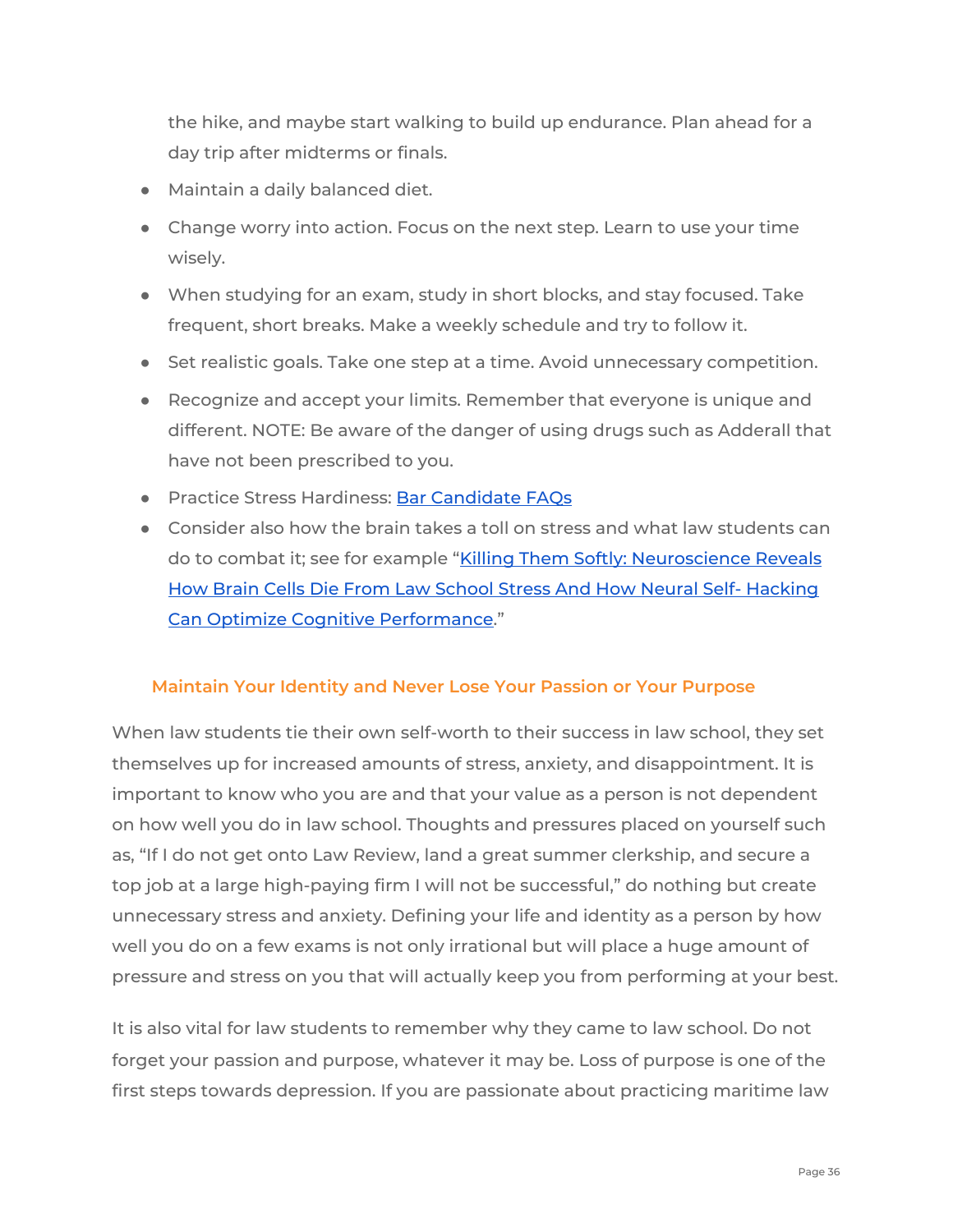the hike, and maybe start walking to build up endurance. Plan ahead for a day trip after midterms or finals.

- Maintain a daily balanced diet.
- Change worry into action. Focus on the next step. Learn to use your time wisely.
- When studying for an exam, study in short blocks, and stay focused. Take frequent, short breaks. Make a weekly schedule and try to follow it.
- Set realistic goals. Take one step at a time. Avoid unnecessary competition.
- Recognize and accept your limits. Remember that everyone is unique and different. NOTE: Be aware of the danger of using drugs such as Adderall that have not been prescribed to you.
- Practice Stress Hardiness: Bar Candidate FAQs
- Consider also how the brain takes a toll on stress and what law students can do to combat it; see for example "Killing Them Softly: Neuroscience Reveals How Brain Cells Die From Law School Stress And How Neural Self- Hacking Can Optimize Cognitive Performance."

### Maintain Your Identity and Never Lose Your Passion or Your Purpose

When law students tie their own self-worth to their success in law school, they set themselves up for increased amounts of stress, anxiety, and disappointment. It is important to know who you are and that your value as a person is not dependent on how well you do in law school. Thoughts and pressures placed on yourself such as, "If I do not get onto Law Review, land a great summer clerkship, and secure a top job at a large high-paying firm I will not be successful," do nothing but create unnecessary stress and anxiety. Defining your life and identity as a person by how well you do on a few exams is not only irrational but will place a huge amount of pressure and stress on you that will actually keep you from performing at your best.

It is also vital for law students to remember why they came to law school. Do not forget your passion and purpose, whatever it may be. Loss of purpose is one of the first steps towards depression. If you are passionate about practicing maritime law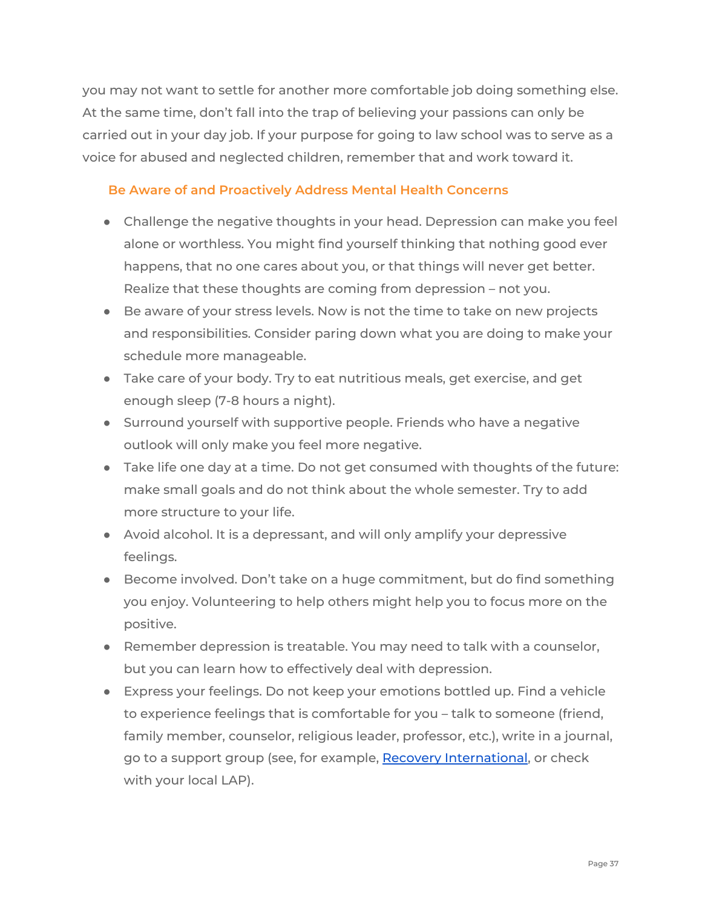you may not want to settle for another more comfortable job doing something else. At the same time, don't fall into the trap of believing your passions can only be carried out in your day job. If your purpose for going to law school was to serve as a voice for abused and neglected children, remember that and work toward it.

### Be Aware of and Proactively Address Mental Health Concerns

- Challenge the negative thoughts in your head. Depression can make you feel alone or worthless. You might find yourself thinking that nothing good ever happens, that no one cares about you, or that things will never get better. Realize that these thoughts are coming from depression – not you.
- Be aware of your stress levels. Now is not the time to take on new projects and responsibilities. Consider paring down what you are doing to make your schedule more manageable.
- Take care of your body. Try to eat nutritious meals, get exercise, and get enough sleep (7-8 hours a night).
- Surround yourself with supportive people. Friends who have a negative outlook will only make you feel more negative.
- Take life one day at a time. Do not get consumed with thoughts of the future: make small goals and do not think about the whole semester. Try to add more structure to your life.
- Avoid alcohol. It is a depressant, and will only amplify your depressive feelings.
- Become involved. Don't take on a huge commitment, but do find something you enjoy. Volunteering to help others might help you to focus more on the positive.
- Remember depression is treatable. You may need to talk with a counselor, but you can learn how to effectively deal with depression.
- Express your feelings. Do not keep your emotions bottled up. Find a vehicle to experience feelings that is comfortable for you – talk to someone (friend, family member, counselor, religious leader, professor, etc.), write in a journal, go to a support group (see, for example, Recovery International, or check with your local LAP).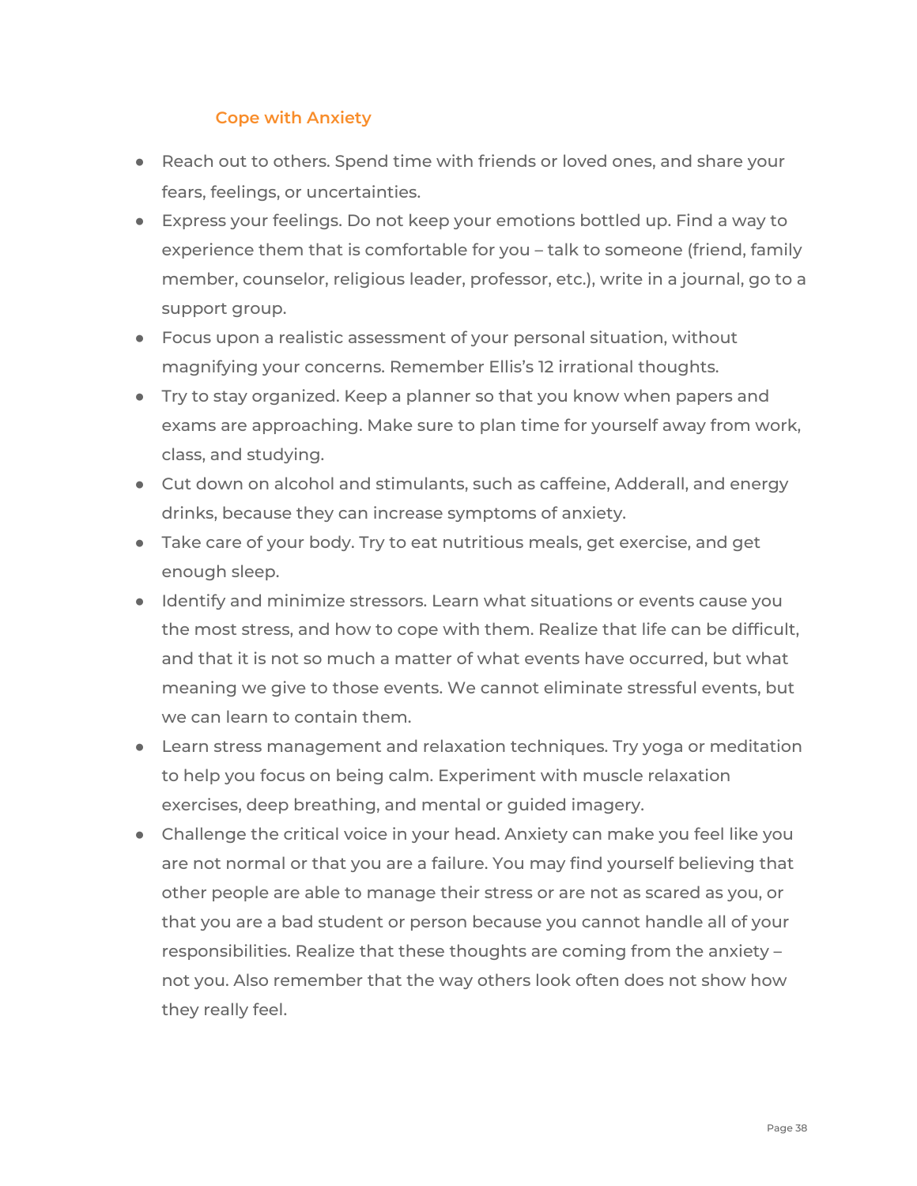### Cope with Anxiety

- Reach out to others. Spend time with friends or loved ones, and share your fears, feelings, or uncertainties.
- Express your feelings. Do not keep your emotions bottled up. Find a way to experience them that is comfortable for you – talk to someone (friend, family member, counselor, religious leader, professor, etc.), write in a journal, go to a support group.
- Focus upon a realistic assessment of your personal situation, without magnifying your concerns. Remember Ellis's 12 irrational thoughts.
- Try to stay organized. Keep a planner so that you know when papers and exams are approaching. Make sure to plan time for yourself away from work, class, and studying.
- Cut down on alcohol and stimulants, such as caffeine, Adderall, and energy drinks, because they can increase symptoms of anxiety.
- Take care of your body. Try to eat nutritious meals, get exercise, and get enough sleep.
- Identify and minimize stressors. Learn what situations or events cause you the most stress, and how to cope with them. Realize that life can be difficult, and that it is not so much a matter of what events have occurred, but what meaning we give to those events. We cannot eliminate stressful events, but we can learn to contain them.
- Learn stress management and relaxation techniques. Try yoga or meditation to help you focus on being calm. Experiment with muscle relaxation exercises, deep breathing, and mental or guided imagery.
- Challenge the critical voice in your head. Anxiety can make you feel like you are not normal or that you are a failure. You may find yourself believing that other people are able to manage their stress or are not as scared as you, or that you are a bad student or person because you cannot handle all of your responsibilities. Realize that these thoughts are coming from the anxiety – not you. Also remember that the way others look often does not show how they really feel.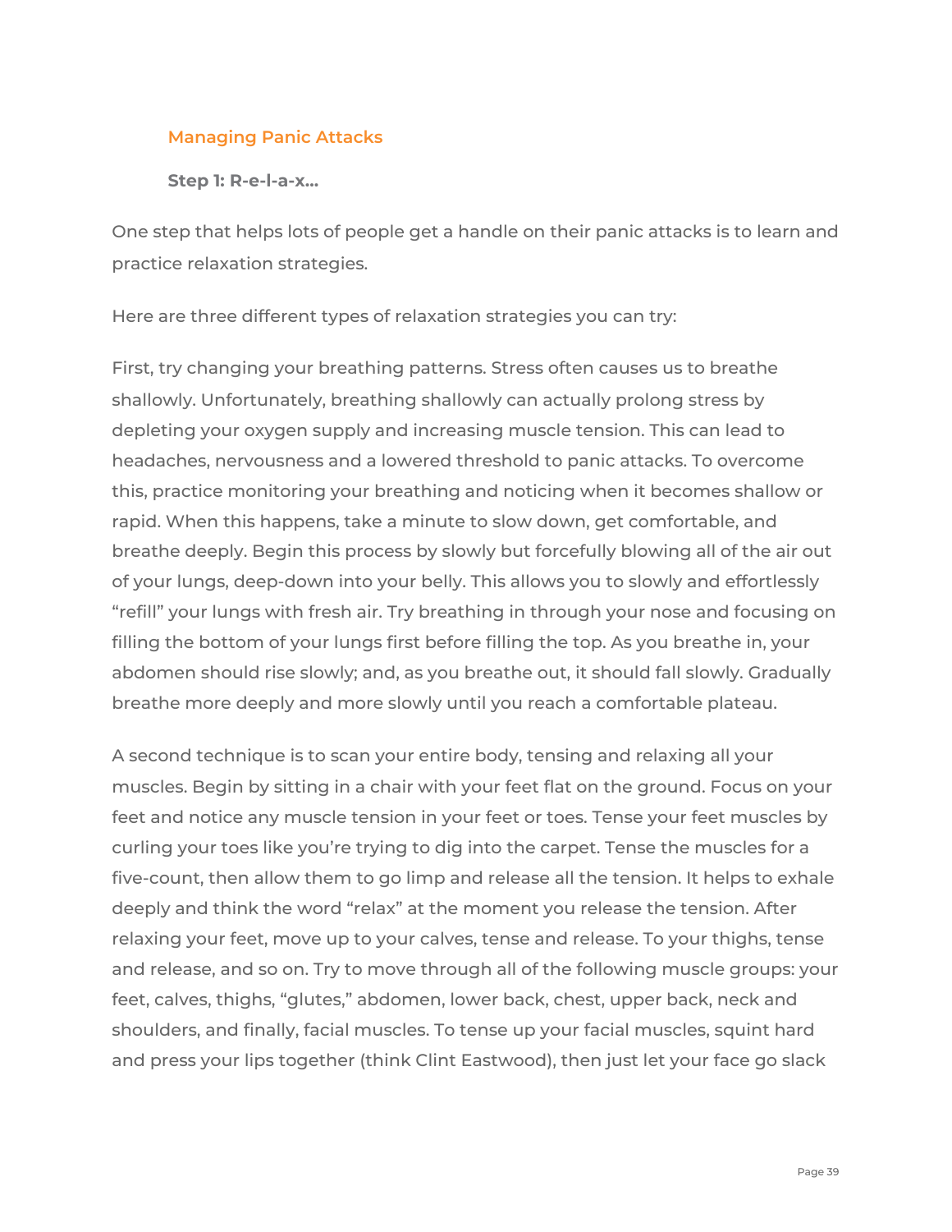## Managing Panic Attacks

**Step 1: R-e-l-a-x...**

One step that helps lots of people get a handle on their panic attacks is to learn and practice relaxation strategies.

Here are three different types of relaxation strategies you can try:

First, try changing your breathing patterns. Stress often causes us to breathe shallowly. Unfortunately, breathing shallowly can actually prolong stress by depleting your oxygen supply and increasing muscle tension. This can lead to headaches, nervousness and a lowered threshold to panic attacks. To overcome this, practice monitoring your breathing and noticing when it becomes shallow or rapid. When this happens, take a minute to slow down, get comfortable, and breathe deeply. Begin this process by slowly but forcefully blowing all of the air out of your lungs, deep-down into your belly. This allows you to slowly and effortlessly "refill" your lungs with fresh air. Try breathing in through your nose and focusing on filling the bottom of your lungs first before filling the top. As you breathe in, your abdomen should rise slowly; and, as you breathe out, it should fall slowly. Gradually breathe more deeply and more slowly until you reach a comfortable plateau.

A second technique is to scan your entire body, tensing and relaxing all your muscles. Begin by sitting in a chair with your feet flat on the ground. Focus on your feet and notice any muscle tension in your feet or toes. Tense your feet muscles by curling your toes like you're trying to dig into the carpet. Tense the muscles for a five-count, then allow them to go limp and release all the tension. It helps to exhale deeply and think the word "relax" at the moment you release the tension. After relaxing your feet, move up to your calves, tense and release. To your thighs, tense and release, and so on. Try to move through all of the following muscle groups: your feet, calves, thighs, "glutes," abdomen, lower back, chest, upper back, neck and shoulders, and finally, facial muscles. To tense up your facial muscles, squint hard and press your lips together (think Clint Eastwood), then just let your face go slack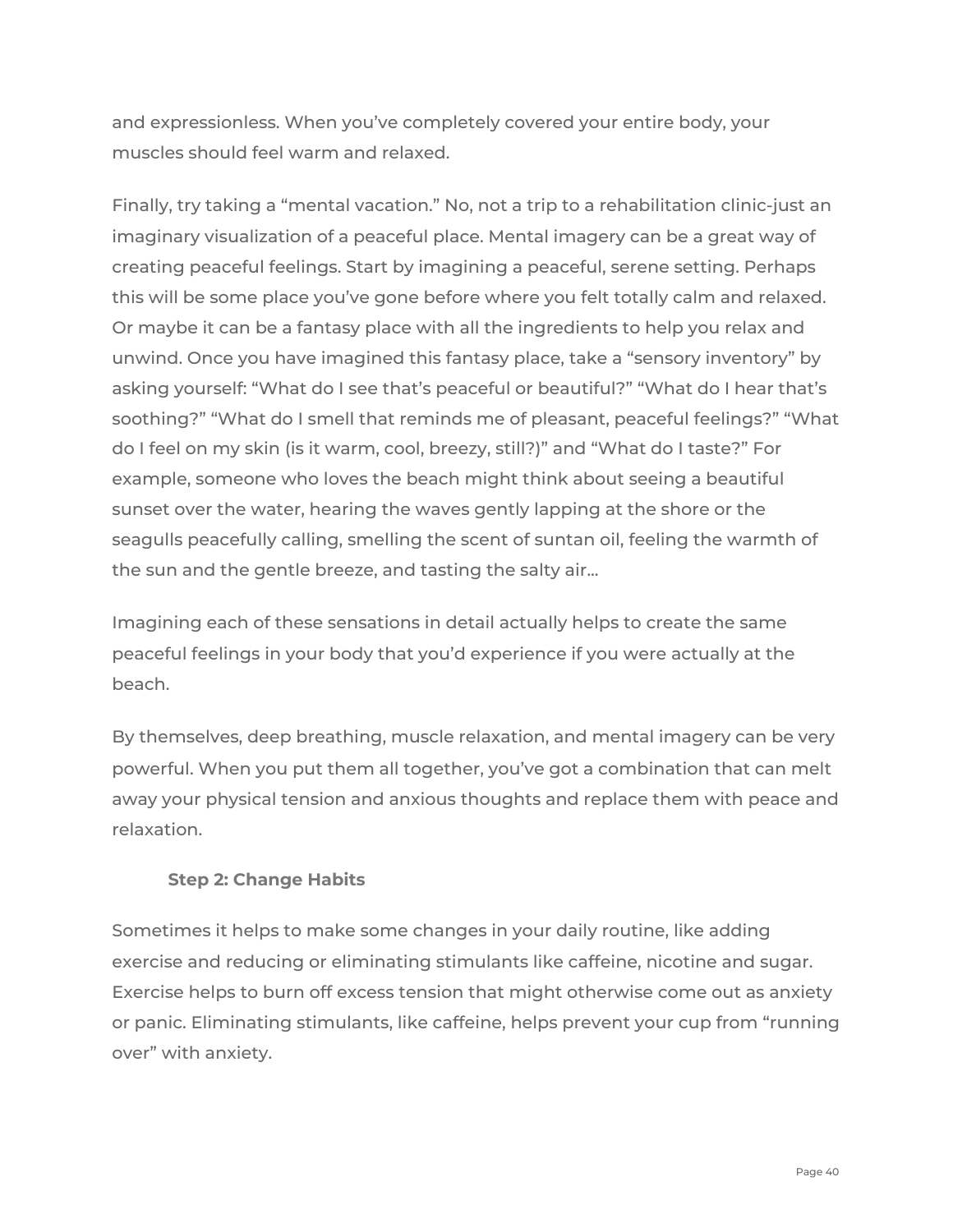and expressionless. When you've completely covered your entire body, your muscles should feel warm and relaxed.

Finally, try taking a "mental vacation." No, not a trip to a rehabilitation clinic-just an imaginary visualization of a peaceful place. Mental imagery can be a great way of creating peaceful feelings. Start by imagining a peaceful, serene setting. Perhaps this will be some place you've gone before where you felt totally calm and relaxed. Or maybe it can be a fantasy place with all the ingredients to help you relax and unwind. Once you have imagined this fantasy place, take a "sensory inventory" by asking yourself: "What do I see that's peaceful or beautiful?" "What do I hear that's soothing?" "What do I smell that reminds me of pleasant, peaceful feelings?" "What do I feel on my skin (is it warm, cool, breezy, still?)" and "What do I taste?" For example, someone who loves the beach might think about seeing a beautiful sunset over the water, hearing the waves gently lapping at the shore or the seagulls peacefully calling, smelling the scent of suntan oil, feeling the warmth of the sun and the gentle breeze, and tasting the salty air...

Imagining each of these sensations in detail actually helps to create the same peaceful feelings in your body that you'd experience if you were actually at the beach.

By themselves, deep breathing, muscle relaxation, and mental imagery can be very powerful. When you put them all together, you've got a combination that can melt away your physical tension and anxious thoughts and replace them with peace and relaxation.

**Step 2: Change Habits**

Sometimes it helps to make some changes in your daily routine, like adding exercise and reducing or eliminating stimulants like caffeine, nicotine and sugar. Exercise helps to burn off excess tension that might otherwise come out as anxiety or panic. Eliminating stimulants, like caffeine, helps prevent your cup from "running over" with anxiety.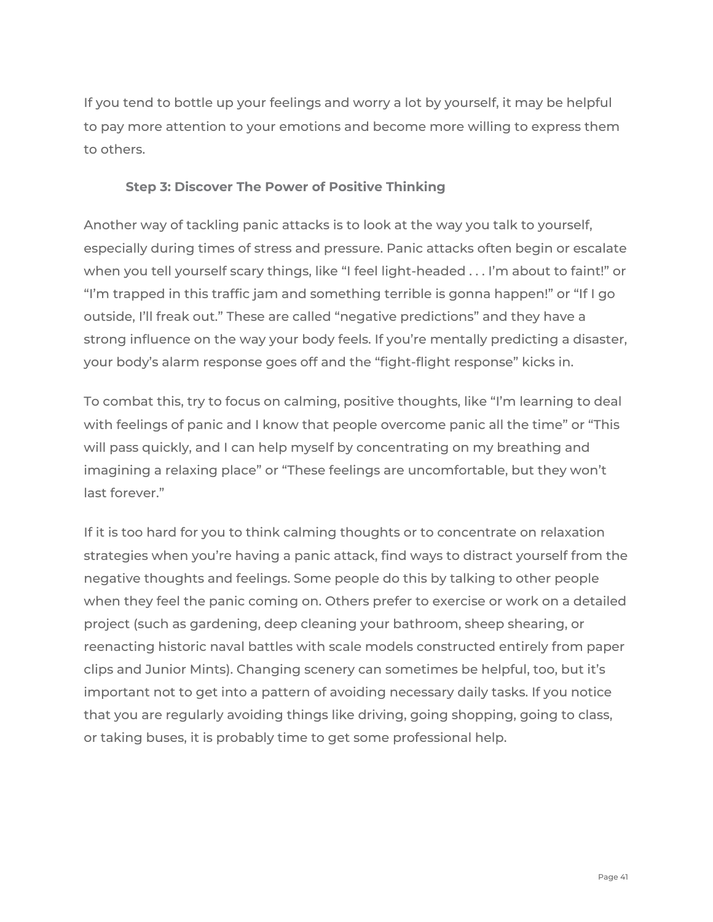If you tend to bottle up your feelings and worry a lot by yourself, it may be helpful to pay more attention to your emotions and become more willing to express them to others.

### Step 3: Discover The Power of Positive Thinking

Another way of tackling panic attacks is to look at the way you talk to yourself, especially during times of stress and pressure. Panic attacks often begin or escalate when you tell yourself scary things, like "I feel light-headed . . . I'm about to faint!" or "I'm trapped in this traffic jam and something terrible is gonna happen!" or "If I go outside, I'll freak out." These are called "negative predictions" and they have a strong influence on the way your body feels. If you're mentally predicting a disaster, your body's alarm response goes off and the "fight-flight response" kicks in.

To combat this, try to focus on calming, positive thoughts, like "I'm learning to deal with feelings of panic and I know that people overcome panic all the time" or "This will pass quickly, and I can help myself by concentrating on my breathing and imagining a relaxing place" or "These feelings are uncomfortable, but they won't last forever."

If it is too hard for you to think calming thoughts or to concentrate on relaxation strategies when you're having a panic attack, find ways to distract yourself from the negative thoughts and feelings. Some people do this by talking to other people when they feel the panic coming on. Others prefer to exercise or work on a detailed project (such as gardening, deep cleaning your bathroom, sheep shearing, or reenacting historic naval battles with scale models constructed entirely from paper clips and Junior Mints). Changing scenery can sometimes be helpful, too, but it's important not to get into a pattern of avoiding necessary daily tasks. If you notice that you are regularly avoiding things like driving, going shopping, going to class, or taking buses, it is probably time to get some professional help.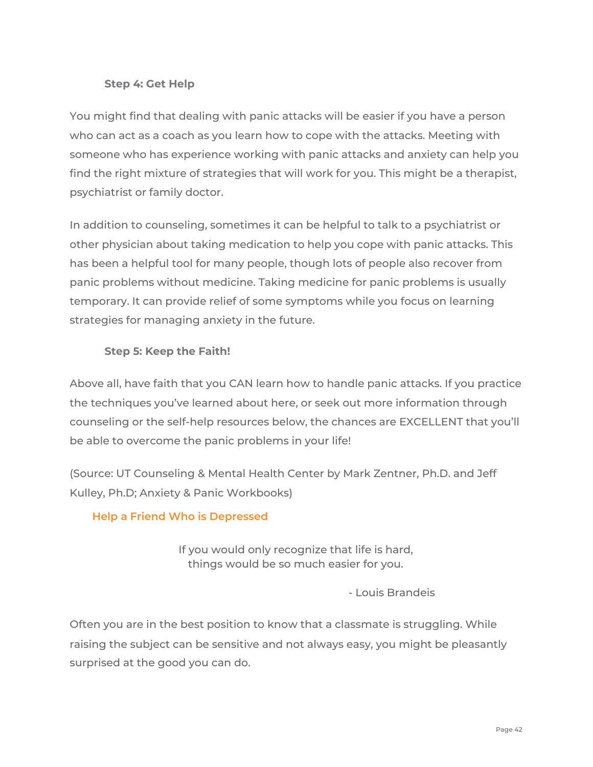### Step 4: Get Help

You might find that dealing with panic attacks will be easier if you have a person who can act as a coach as you learn how to cope with the attacks. Meeting with someone who has experience working with panic attacks and anxiety can help you find the right mixture of strategies that will work for you. This might be a therapist, psychiatrist or family doctor.

In addition to counseling, sometimes it can be helpful to talk to a psychiatrist or other physician about taking medication to help you cope with panic attacks. This has been a helpful tool for many people, though lots of people also recover from panic problems without medicine. Taking medicine for panic problems is usually temporary. It can provide relief of some symptoms while you focus on learning strategies for managing anxiety in the future.

### Step 5: Keep the Faith!

Above all, have faith that you CAN learn how to handle panic attacks. If you practice the techniques you've learned about here, or seek out more information through counseling or the self-help resources below, the chances are EXCELLENT that you'll be able to overcome the panic problems in your life!

(Source: UT Counseling & Mental Health Center by Mark Zentner, Ph.D. and Jeff Kulley, Ph.D; Anxiety & Panic Workbooks)

## Help a Friend Who is Depressed

> If you would only recognize that life is hard,
> things would be so much easier for you.
>
> \- Louis Brandeis

Often you are in the best position to know that a classmate is struggling. While raising the subject can be sensitive and not always easy, you might be pleasantly surprised at the good you can do.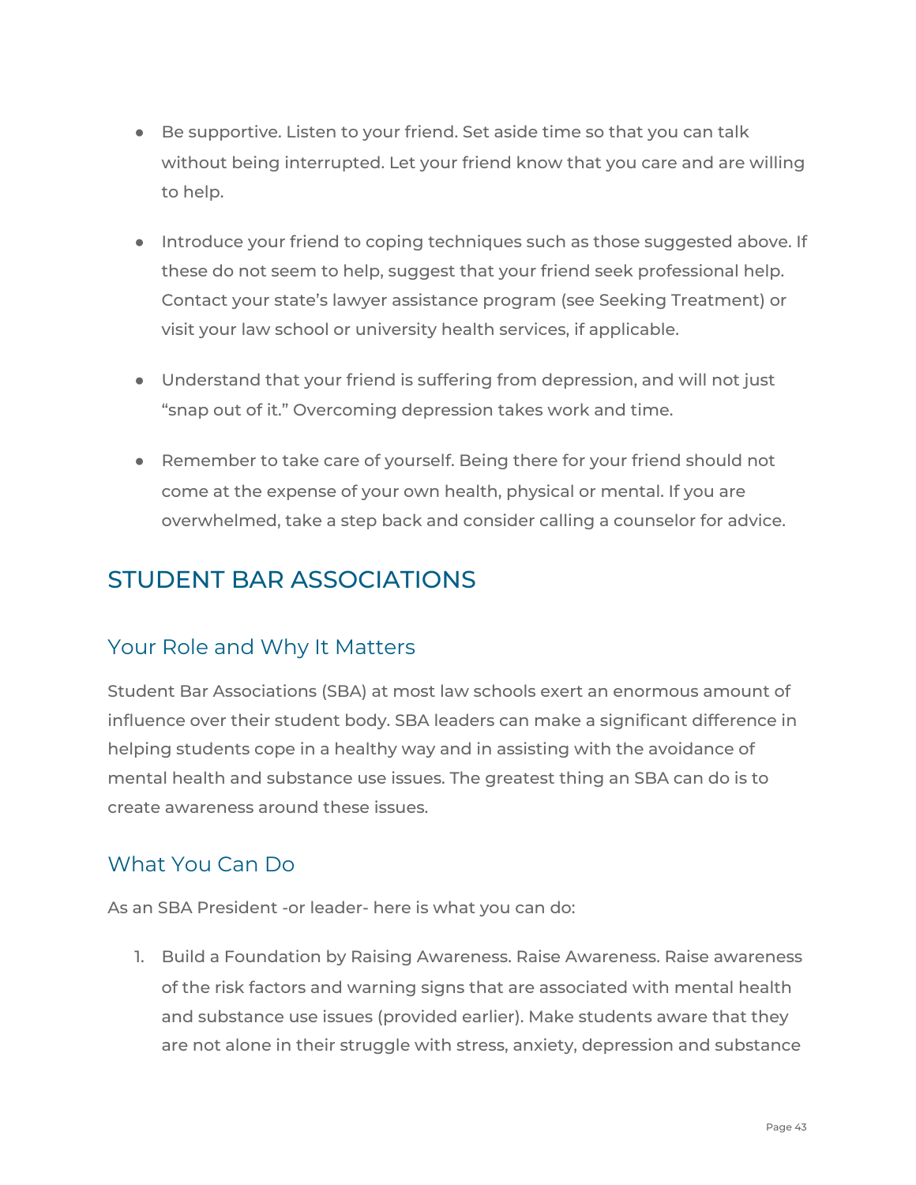- Be supportive. Listen to your friend. Set aside time so that you can talk without being interrupted. Let your friend know that you care and are willing to help.

- Introduce your friend to coping techniques such as those suggested above. If these do not seem to help, suggest that your friend seek professional help. Contact your state's lawyer assistance program (see Seeking Treatment) or visit your law school or university health services, if applicable.

- Understand that your friend is suffering from depression, and will not just "snap out of it." Overcoming depression takes work and time.

- Remember to take care of yourself. Being there for your friend should not come at the expense of your own health, physical or mental. If you are overwhelmed, take a step back and consider calling a counselor for advice.

# STUDENT BAR ASSOCIATIONS

## Your Role and Why It Matters

Student Bar Associations (SBA) at most law schools exert an enormous amount of influence over their student body. SBA leaders can make a significant difference in helping students cope in a healthy way and in assisting with the avoidance of mental health and substance use issues. The greatest thing an SBA can do is to create awareness around these issues.

## What You Can Do

As an SBA President -or leader- here is what you can do:

1. Build a Foundation by Raising Awareness. Raise Awareness. Raise awareness of the risk factors and warning signs that are associated with mental health and substance use issues (provided earlier). Make students aware that they are not alone in their struggle with stress, anxiety, depression and substance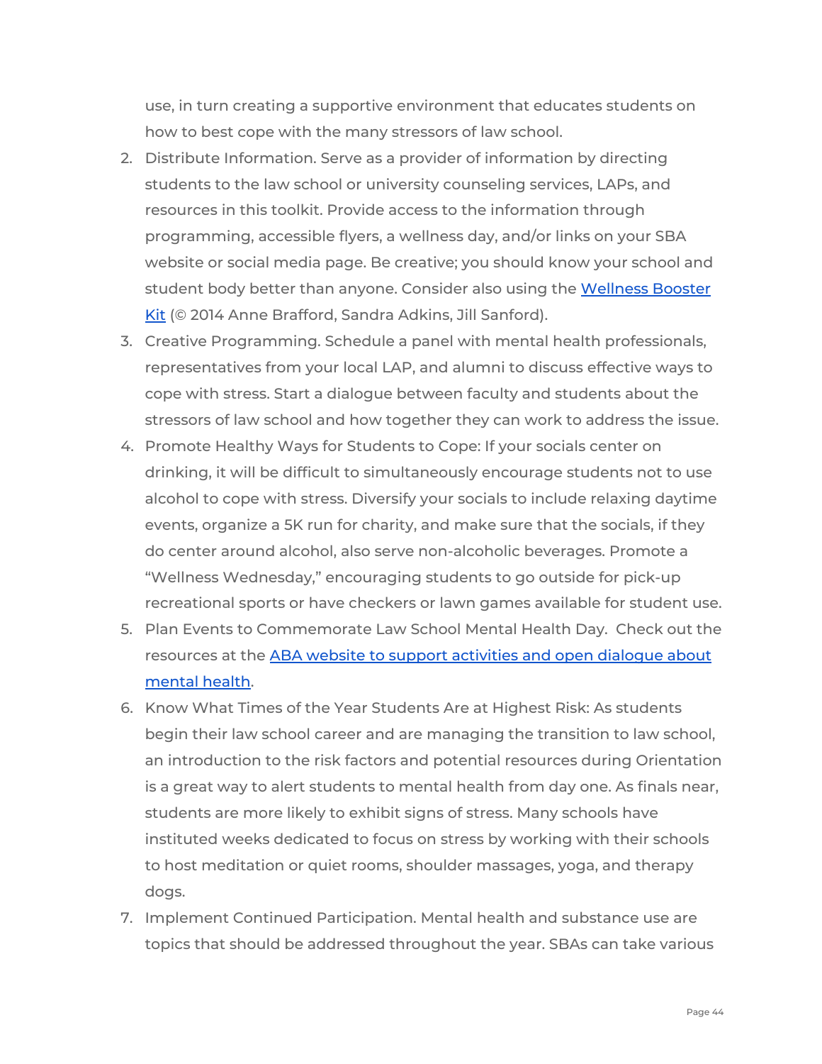use, in turn creating a supportive environment that educates students on how to best cope with the many stressors of law school.

2. Distribute Information. Serve as a provider of information by directing students to the law school or university counseling services, LAPs, and resources in this toolkit. Provide access to the information through programming, accessible flyers, a wellness day, and/or links on your SBA website or social media page. Be creative; you should know your school and student body better than anyone. Consider also using the Wellness Booster Kit (© 2014 Anne Brafford, Sandra Adkins, Jill Sanford).
3. Creative Programming. Schedule a panel with mental health professionals, representatives from your local LAP, and alumni to discuss effective ways to cope with stress. Start a dialogue between faculty and students about the stressors of law school and how together they can work to address the issue.
4. Promote Healthy Ways for Students to Cope: If your socials center on drinking, it will be difficult to simultaneously encourage students not to use alcohol to cope with stress. Diversify your socials to include relaxing daytime events, organize a 5K run for charity, and make sure that the socials, if they do center around alcohol, also serve non-alcoholic beverages. Promote a "Wellness Wednesday," encouraging students to go outside for pick-up recreational sports or have checkers or lawn games available for student use.
5. Plan Events to Commemorate Law School Mental Health Day. Check out the resources at the ABA website to support activities and open dialogue about mental health.
6. Know What Times of the Year Students Are at Highest Risk: As students begin their law school career and are managing the transition to law school, an introduction to the risk factors and potential resources during Orientation is a great way to alert students to mental health from day one. As finals near, students are more likely to exhibit signs of stress. Many schools have instituted weeks dedicated to focus on stress by working with their schools to host meditation or quiet rooms, shoulder massages, yoga, and therapy dogs.
7. Implement Continued Participation. Mental health and substance use are topics that should be addressed throughout the year. SBAs can take various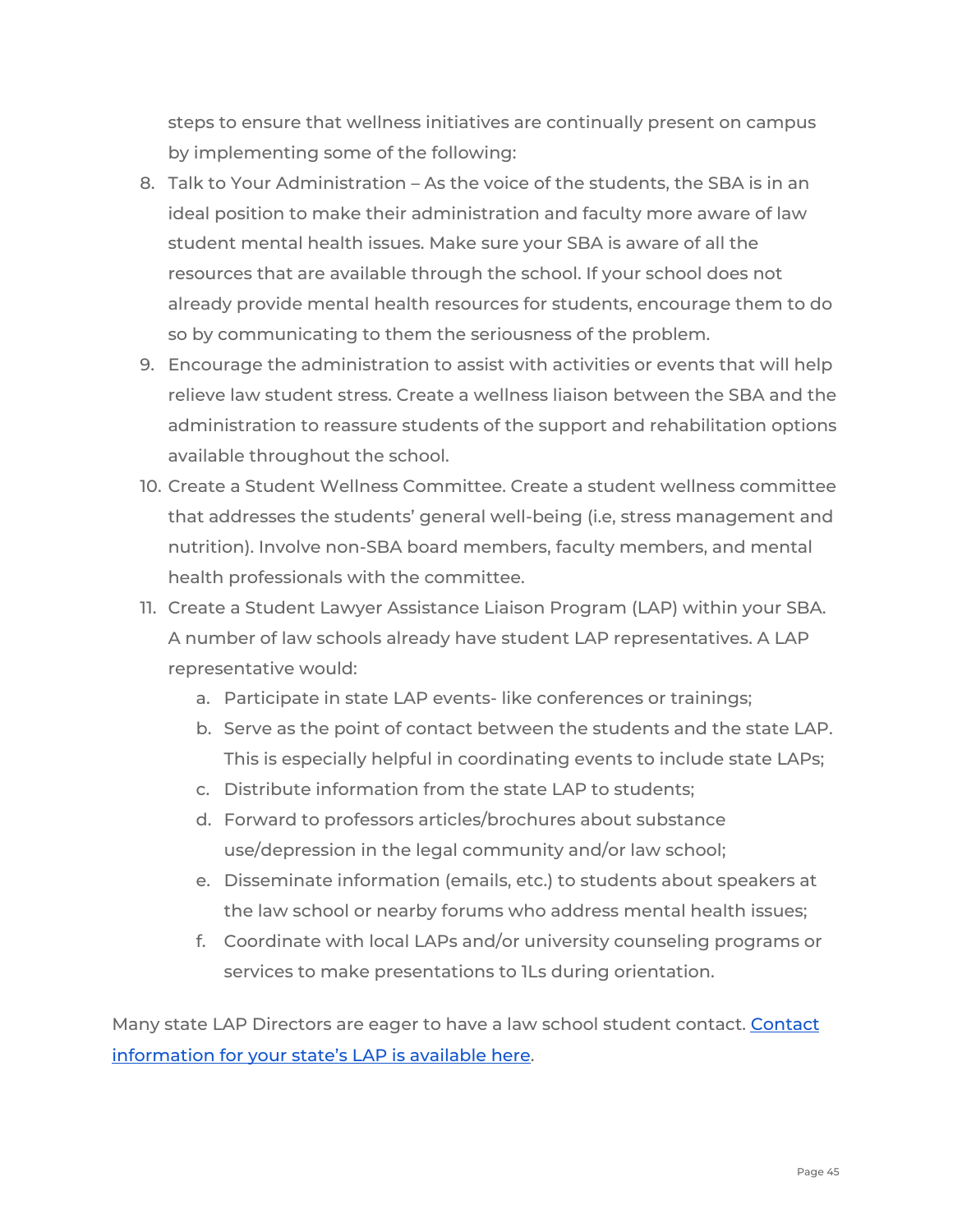steps to ensure that wellness initiatives are continually present on campus by implementing some of the following:

8. Talk to Your Administration – As the voice of the students, the SBA is in an ideal position to make their administration and faculty more aware of law student mental health issues. Make sure your SBA is aware of all the resources that are available through the school. If your school does not already provide mental health resources for students, encourage them to do so by communicating to them the seriousness of the problem.
9. Encourage the administration to assist with activities or events that will help relieve law student stress. Create a wellness liaison between the SBA and the administration to reassure students of the support and rehabilitation options available throughout the school.
10. Create a Student Wellness Committee. Create a student wellness committee that addresses the students' general well-being (i.e, stress management and nutrition). Involve non-SBA board members, faculty members, and mental health professionals with the committee.
11. Create a Student Lawyer Assistance Liaison Program (LAP) within your SBA. A number of law schools already have student LAP representatives. A LAP representative would:
    a. Participate in state LAP events- like conferences or trainings;
    b. Serve as the point of contact between the students and the state LAP. This is especially helpful in coordinating events to include state LAPs;
    c. Distribute information from the state LAP to students;
    d. Forward to professors articles/brochures about substance use/depression in the legal community and/or law school;
    e. Disseminate information (emails, etc.) to students about speakers at the law school or nearby forums who address mental health issues;
    f. Coordinate with local LAPs and/or university counseling programs or services to make presentations to 1Ls during orientation.

Many state LAP Directors are eager to have a law school student contact. [Contact information for your state's LAP is available here].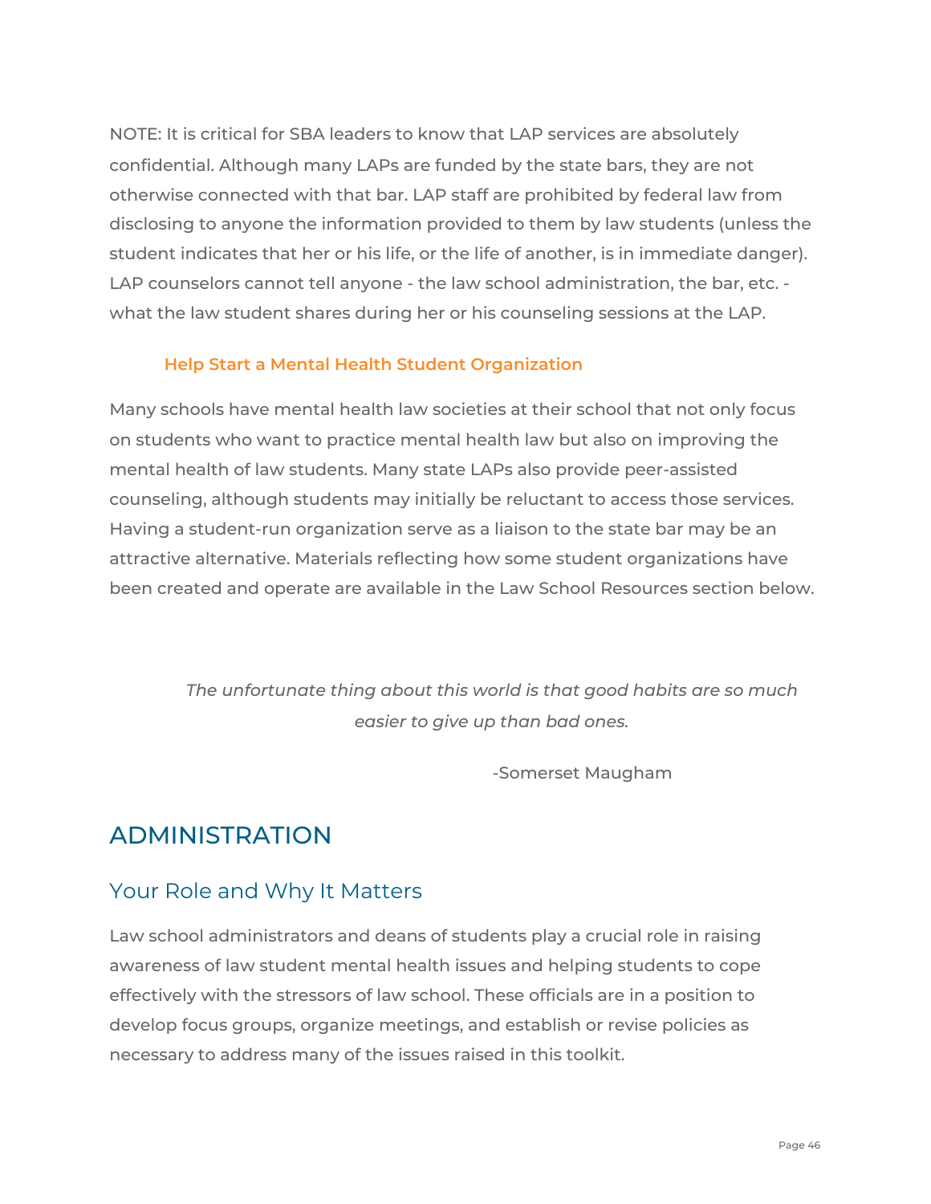NOTE: It is critical for SBA leaders to know that LAP services are absolutely confidential. Although many LAPs are funded by the state bars, they are not otherwise connected with that bar. LAP staff are prohibited by federal law from disclosing to anyone the information provided to them by law students (unless the student indicates that her or his life, or the life of another, is in immediate danger). LAP counselors cannot tell anyone - the law school administration, the bar, etc. - what the law student shares during her or his counseling sessions at the LAP.

#### Help Start a Mental Health Student Organization

Many schools have mental health law societies at their school that not only focus on students who want to practice mental health law but also on improving the mental health of law students. Many state LAPs also provide peer-assisted counseling, although students may initially be reluctant to access those services. Having a student-run organization serve as a liaison to the state bar may be an attractive alternative. Materials reflecting how some student organizations have been created and operate are available in the Law School Resources section below.

> *The unfortunate thing about this world is that good habits are so much easier to give up than bad ones.*
>
> -Somerset Maugham

## ADMINISTRATION

### Your Role and Why It Matters

Law school administrators and deans of students play a crucial role in raising awareness of law student mental health issues and helping students to cope effectively with the stressors of law school. These officials are in a position to develop focus groups, organize meetings, and establish or revise policies as necessary to address many of the issues raised in this toolkit.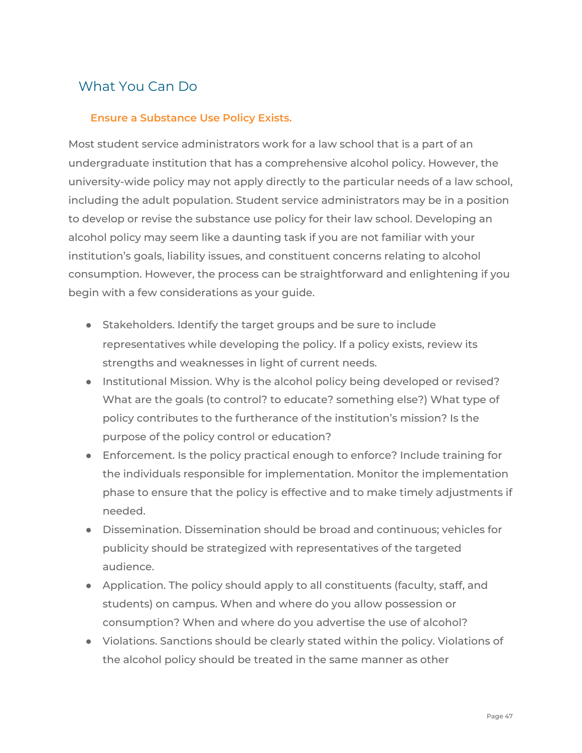## What You Can Do

### Ensure a Substance Use Policy Exists.

Most student service administrators work for a law school that is a part of an undergraduate institution that has a comprehensive alcohol policy. However, the university-wide policy may not apply directly to the particular needs of a law school, including the adult population. Student service administrators may be in a position to develop or revise the substance use policy for their law school. Developing an alcohol policy may seem like a daunting task if you are not familiar with your institution's goals, liability issues, and constituent concerns relating to alcohol consumption. However, the process can be straightforward and enlightening if you begin with a few considerations as your guide.

- Stakeholders. Identify the target groups and be sure to include representatives while developing the policy. If a policy exists, review its strengths and weaknesses in light of current needs.
- Institutional Mission. Why is the alcohol policy being developed or revised? What are the goals (to control? to educate? something else?) What type of policy contributes to the furtherance of the institution's mission? Is the purpose of the policy control or education?
- Enforcement. Is the policy practical enough to enforce? Include training for the individuals responsible for implementation. Monitor the implementation phase to ensure that the policy is effective and to make timely adjustments if needed.
- Dissemination. Dissemination should be broad and continuous; vehicles for publicity should be strategized with representatives of the targeted audience.
- Application. The policy should apply to all constituents (faculty, staff, and students) on campus. When and where do you allow possession or consumption? When and where do you advertise the use of alcohol?
- Violations. Sanctions should be clearly stated within the policy. Violations of the alcohol policy should be treated in the same manner as other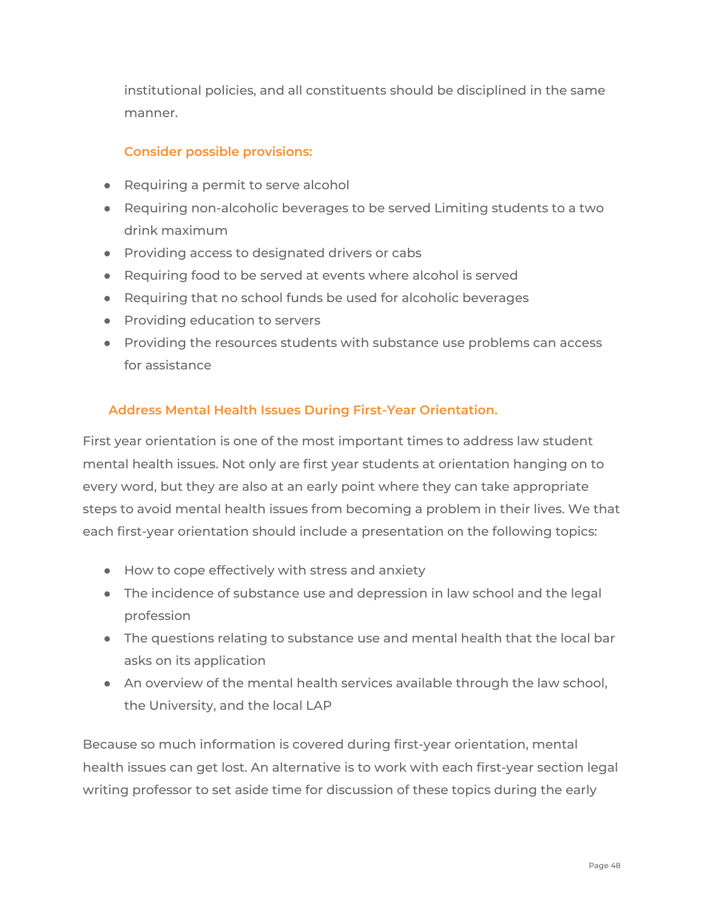institutional policies, and all constituents should be disciplined in the same manner.

**Consider possible provisions:**

- Requiring a permit to serve alcohol
- Requiring non-alcoholic beverages to be served Limiting students to a two drink maximum
- Providing access to designated drivers or cabs
- Requiring food to be served at events where alcohol is served
- Requiring that no school funds be used for alcoholic beverages
- Providing education to servers
- Providing the resources students with substance use problems can access for assistance

### Address Mental Health Issues During First-Year Orientation.

First year orientation is one of the most important times to address law student mental health issues. Not only are first year students at orientation hanging on to every word, but they are also at an early point where they can take appropriate steps to avoid mental health issues from becoming a problem in their lives. We that each first-year orientation should include a presentation on the following topics:

- How to cope effectively with stress and anxiety
- The incidence of substance use and depression in law school and the legal profession
- The questions relating to substance use and mental health that the local bar asks on its application
- An overview of the mental health services available through the law school, the University, and the local LAP

Because so much information is covered during first-year orientation, mental health issues can get lost. An alternative is to work with each first-year section legal writing professor to set aside time for discussion of these topics during the early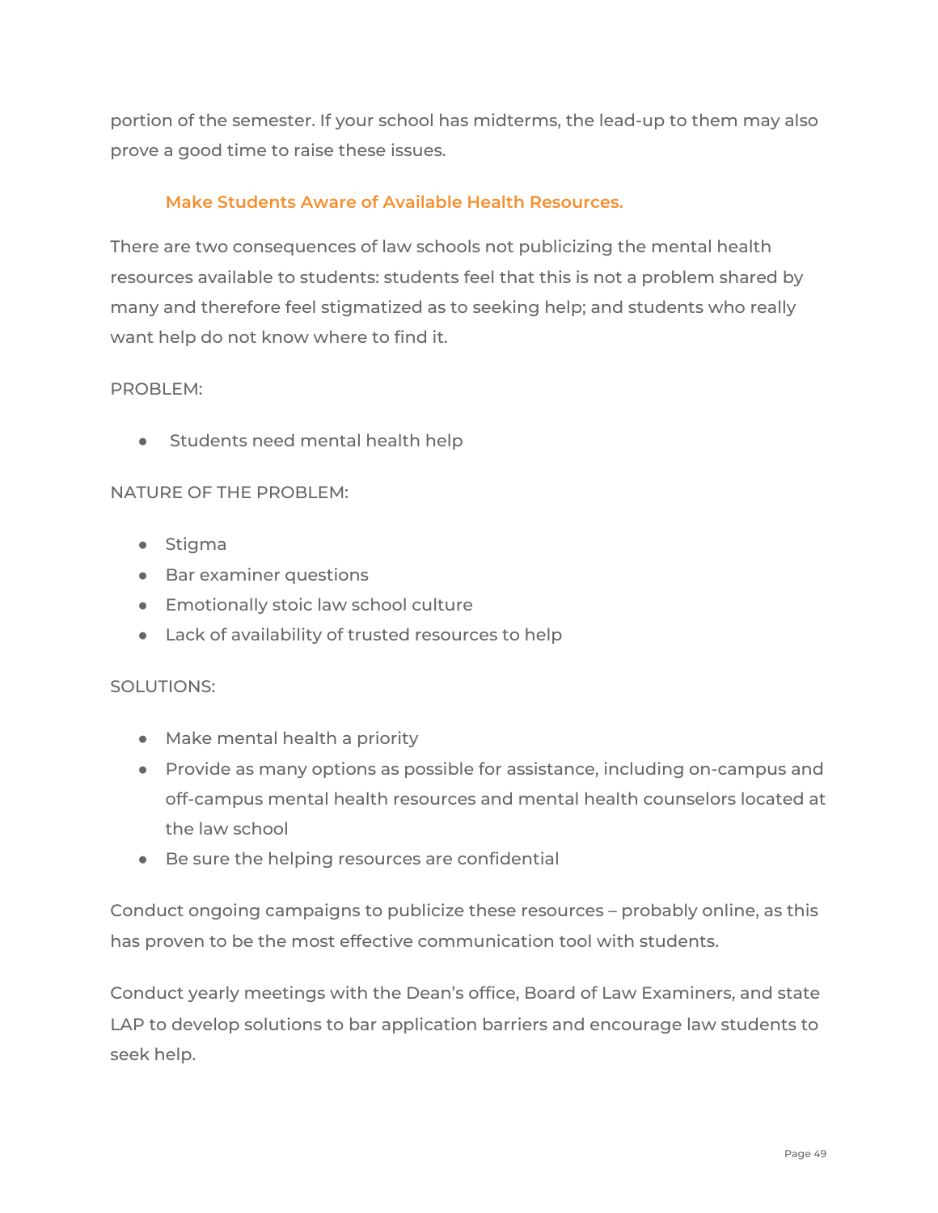portion of the semester. If your school has midterms, the lead-up to them may also prove a good time to raise these issues.

### Make Students Aware of Available Health Resources.

There are two consequences of law schools not publicizing the mental health resources available to students: students feel that this is not a problem shared by many and therefore feel stigmatized as to seeking help; and students who really want help do not know where to find it.

PROBLEM:

- Students need mental health help

NATURE OF THE PROBLEM:

- Stigma
- Bar examiner questions
- Emotionally stoic law school culture
- Lack of availability of trusted resources to help

SOLUTIONS:

- Make mental health a priority
- Provide as many options as possible for assistance, including on-campus and off-campus mental health resources and mental health counselors located at the law school
- Be sure the helping resources are confidential

Conduct ongoing campaigns to publicize these resources – probably online, as this has proven to be the most effective communication tool with students.

Conduct yearly meetings with the Dean's office, Board of Law Examiners, and state LAP to develop solutions to bar application barriers and encourage law students to seek help.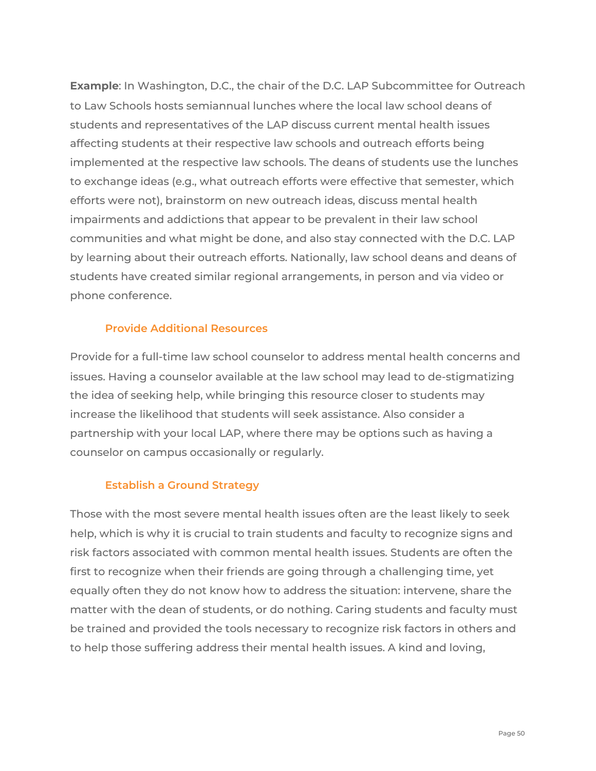**Example**: In Washington, D.C., the chair of the D.C. LAP Subcommittee for Outreach to Law Schools hosts semiannual lunches where the local law school deans of students and representatives of the LAP discuss current mental health issues affecting students at their respective law schools and outreach efforts being implemented at the respective law schools. The deans of students use the lunches to exchange ideas (e.g., what outreach efforts were effective that semester, which efforts were not), brainstorm on new outreach ideas, discuss mental health impairments and addictions that appear to be prevalent in their law school communities and what might be done, and also stay connected with the D.C. LAP by learning about their outreach efforts. Nationally, law school deans and deans of students have created similar regional arrangements, in person and via video or phone conference.

### Provide Additional Resources

Provide for a full-time law school counselor to address mental health concerns and issues. Having a counselor available at the law school may lead to de-stigmatizing the idea of seeking help, while bringing this resource closer to students may increase the likelihood that students will seek assistance. Also consider a partnership with your local LAP, where there may be options such as having a counselor on campus occasionally or regularly.

### Establish a Ground Strategy

Those with the most severe mental health issues often are the least likely to seek help, which is why it is crucial to train students and faculty to recognize signs and risk factors associated with common mental health issues. Students are often the first to recognize when their friends are going through a challenging time, yet equally often they do not know how to address the situation: intervene, share the matter with the dean of students, or do nothing. Caring students and faculty must be trained and provided the tools necessary to recognize risk factors in others and to help those suffering address their mental health issues. A kind and loving,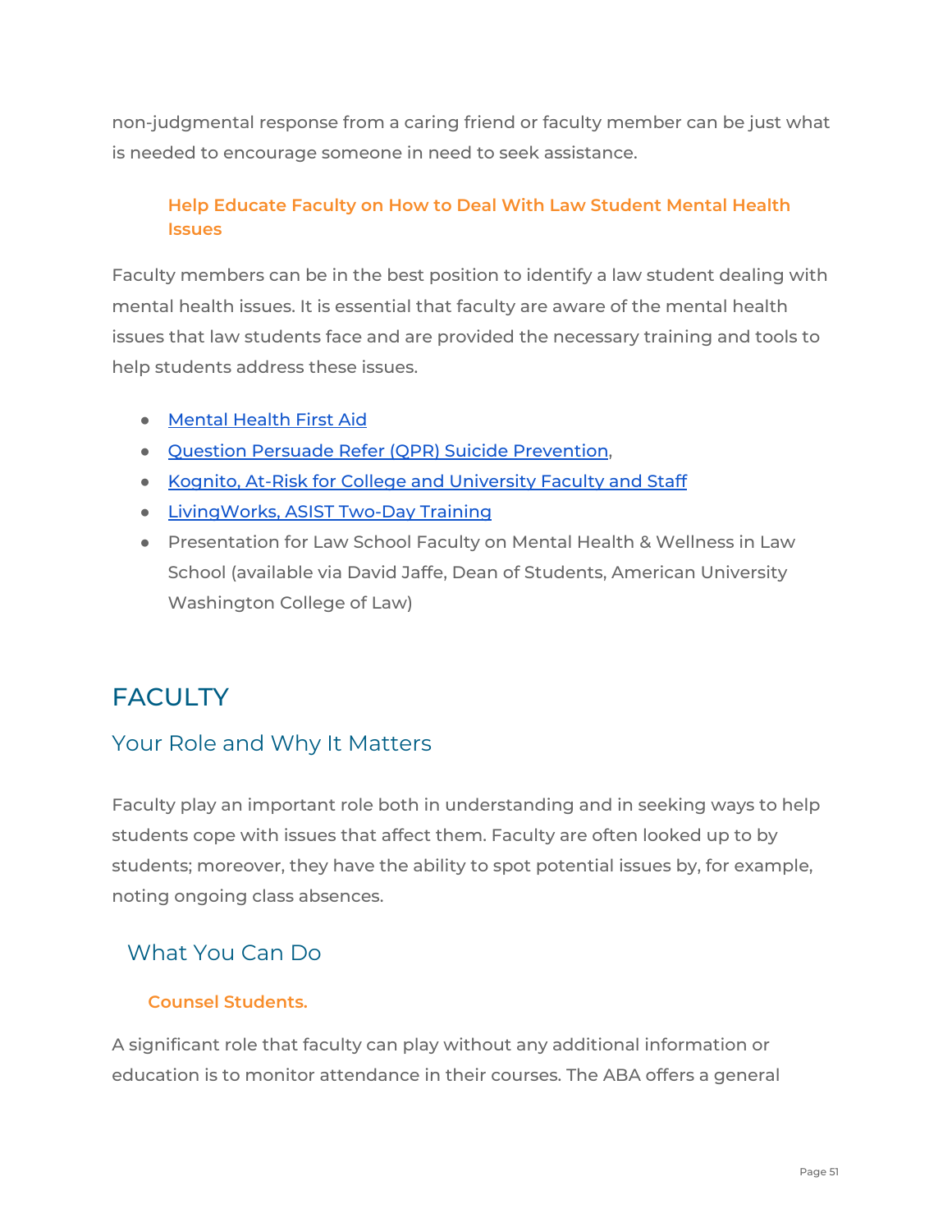non-judgmental response from a caring friend or faculty member can be just what is needed to encourage someone in need to seek assistance.

#### Help Educate Faculty on How to Deal With Law Student Mental Health Issues

Faculty members can be in the best position to identify a law student dealing with mental health issues. It is essential that faculty are aware of the mental health issues that law students face and are provided the necessary training and tools to help students address these issues.

- Mental Health First Aid
- Question Persuade Refer (QPR) Suicide Prevention,
- Kognito, At-Risk for College and University Faculty and Staff
- LivingWorks, ASIST Two-Day Training
- Presentation for Law School Faculty on Mental Health & Wellness in Law School (available via David Jaffe, Dean of Students, American University Washington College of Law)

# FACULTY

## Your Role and Why It Matters

Faculty play an important role both in understanding and in seeking ways to help students cope with issues that affect them. Faculty are often looked up to by students; moreover, they have the ability to spot potential issues by, for example, noting ongoing class absences.

## What You Can Do

#### Counsel Students.

A significant role that faculty can play without any additional information or education is to monitor attendance in their courses. The ABA offers a general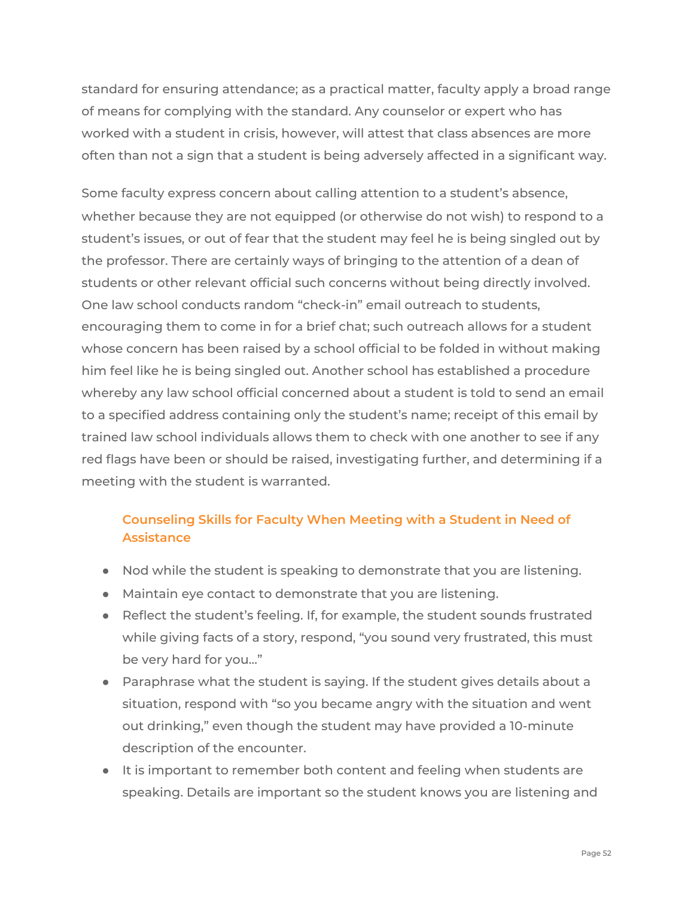standard for ensuring attendance; as a practical matter, faculty apply a broad range of means for complying with the standard. Any counselor or expert who has worked with a student in crisis, however, will attest that class absences are more often than not a sign that a student is being adversely affected in a significant way.

Some faculty express concern about calling attention to a student's absence, whether because they are not equipped (or otherwise do not wish) to respond to a student's issues, or out of fear that the student may feel he is being singled out by the professor. There are certainly ways of bringing to the attention of a dean of students or other relevant official such concerns without being directly involved. One law school conducts random "check-in" email outreach to students, encouraging them to come in for a brief chat; such outreach allows for a student whose concern has been raised by a school official to be folded in without making him feel like he is being singled out. Another school has established a procedure whereby any law school official concerned about a student is told to send an email to a specified address containing only the student's name; receipt of this email by trained law school individuals allows them to check with one another to see if any red flags have been or should be raised, investigating further, and determining if a meeting with the student is warranted.

### Counseling Skills for Faculty When Meeting with a Student in Need of Assistance

- Nod while the student is speaking to demonstrate that you are listening.
- Maintain eye contact to demonstrate that you are listening.
- Reflect the student's feeling. If, for example, the student sounds frustrated while giving facts of a story, respond, "you sound very frustrated, this must be very hard for you…"
- Paraphrase what the student is saying. If the student gives details about a situation, respond with "so you became angry with the situation and went out drinking," even though the student may have provided a 10-minute description of the encounter.
- It is important to remember both content and feeling when students are speaking. Details are important so the student knows you are listening and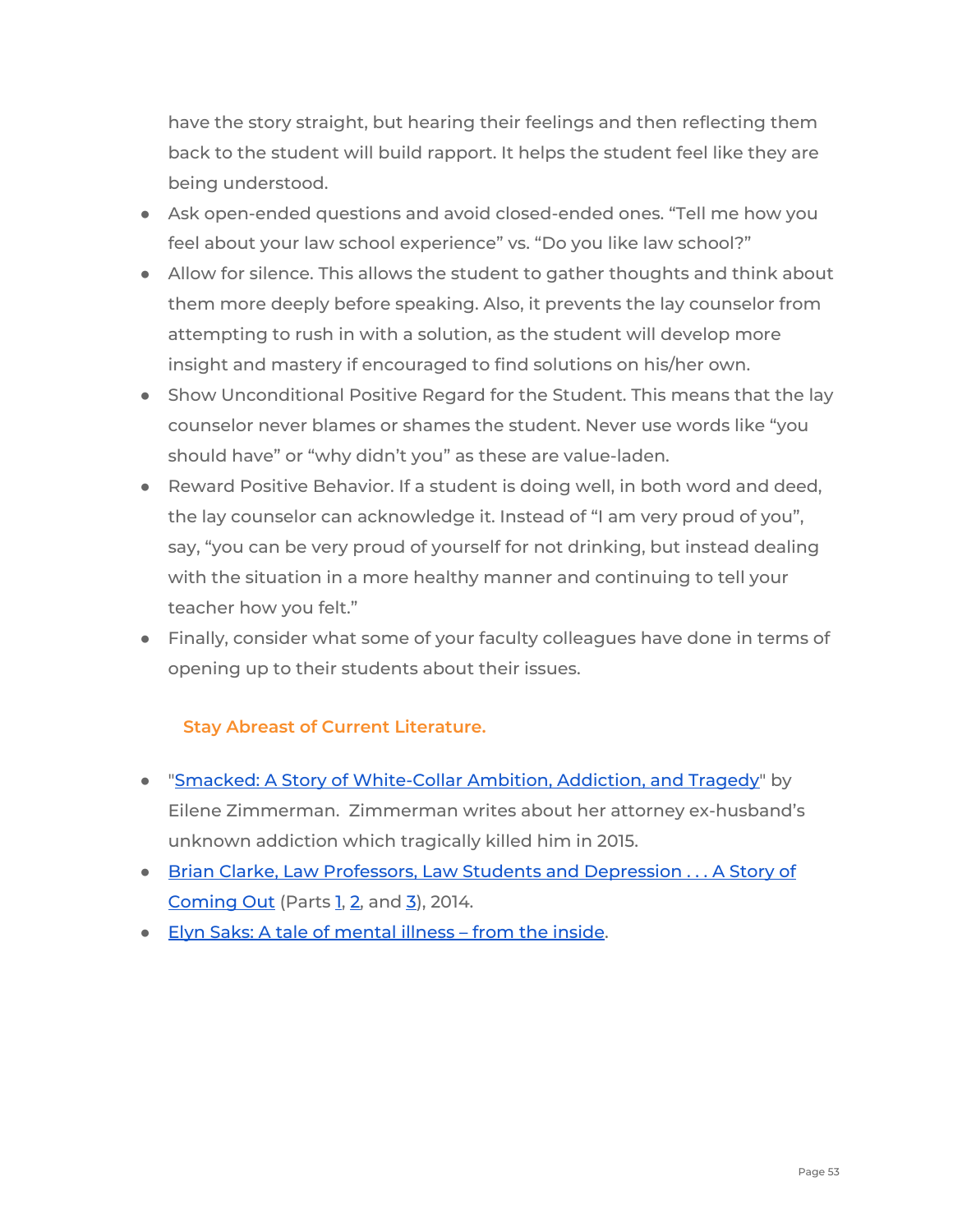have the story straight, but hearing their feelings and then reflecting them back to the student will build rapport. It helps the student feel like they are being understood.

- Ask open-ended questions and avoid closed-ended ones. "Tell me how you feel about your law school experience" vs. "Do you like law school?"
- Allow for silence. This allows the student to gather thoughts and think about them more deeply before speaking. Also, it prevents the lay counselor from attempting to rush in with a solution, as the student will develop more insight and mastery if encouraged to find solutions on his/her own.
- Show Unconditional Positive Regard for the Student. This means that the lay counselor never blames or shames the student. Never use words like "you should have" or "why didn't you" as these are value-laden.
- Reward Positive Behavior. If a student is doing well, in both word and deed, the lay counselor can acknowledge it. Instead of "I am very proud of you", say, "you can be very proud of yourself for not drinking, but instead dealing with the situation in a more healthy manner and continuing to tell your teacher how you felt."
- Finally, consider what some of your faculty colleagues have done in terms of opening up to their students about their issues.

### Stay Abreast of Current Literature.

- "Smacked: A Story of White-Collar Ambition, Addiction, and Tragedy" by Eilene Zimmerman. Zimmerman writes about her attorney ex-husband's unknown addiction which tragically killed him in 2015.
- Brian Clarke, Law Professors, Law Students and Depression . . . A Story of Coming Out (Parts 1, 2, and 3), 2014.
- Elyn Saks: A tale of mental illness – from the inside.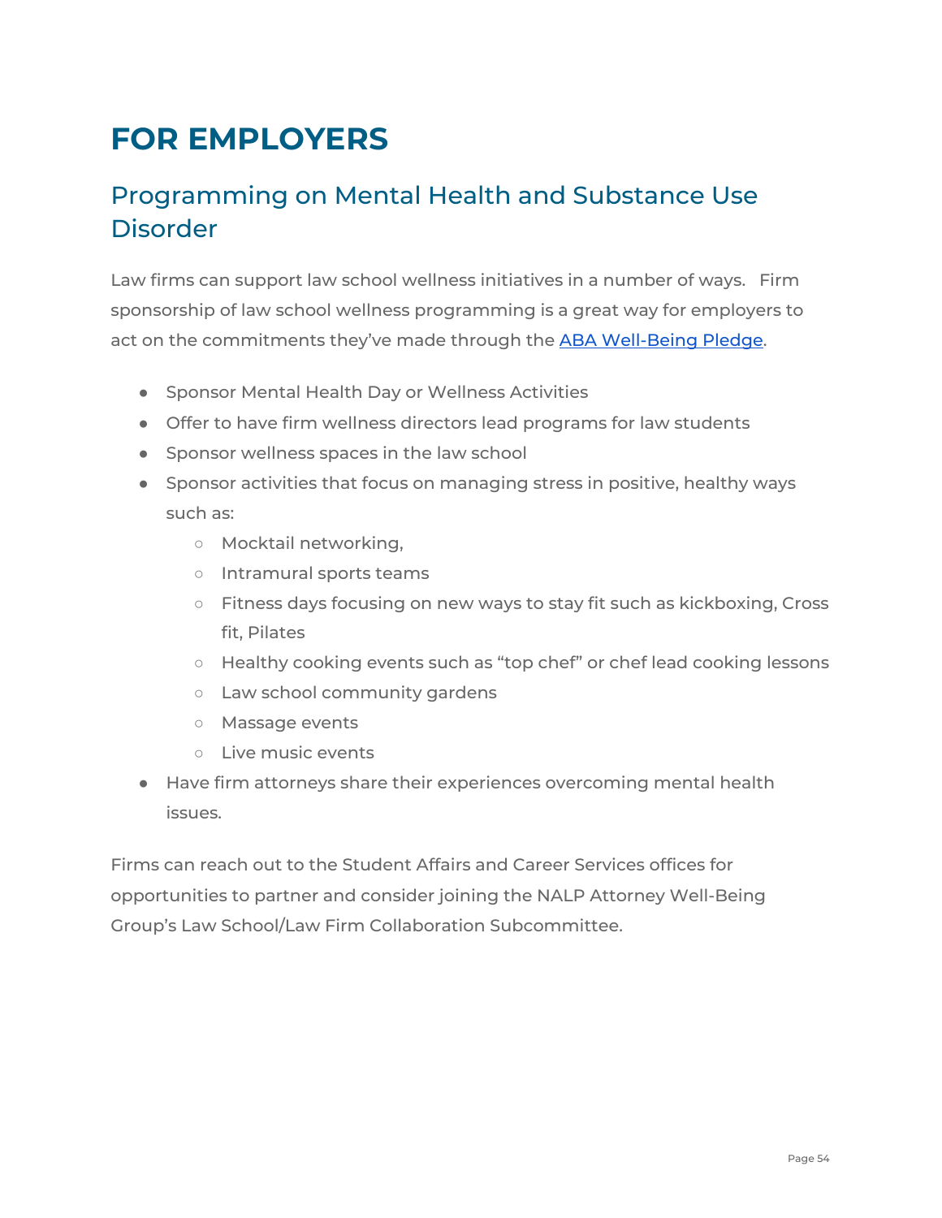# FOR EMPLOYERS

## Programming on Mental Health and Substance Use Disorder

Law firms can support law school wellness initiatives in a number of ways. Firm sponsorship of law school wellness programming is a great way for employers to act on the commitments they've made through the [ABA Well-Being Pledge](ABA Well-Being Pledge).

- Sponsor Mental Health Day or Wellness Activities
- Offer to have firm wellness directors lead programs for law students
- Sponsor wellness spaces in the law school
- Sponsor activities that focus on managing stress in positive, healthy ways such as:
  - Mocktail networking,
  - Intramural sports teams
  - Fitness days focusing on new ways to stay fit such as kickboxing, Cross fit, Pilates
  - Healthy cooking events such as "top chef" or chef lead cooking lessons
  - Law school community gardens
  - Massage events
  - Live music events
- Have firm attorneys share their experiences overcoming mental health issues.

Firms can reach out to the Student Affairs and Career Services offices for opportunities to partner and consider joining the NALP Attorney Well-Being Group's Law School/Law Firm Collaboration Subcommittee.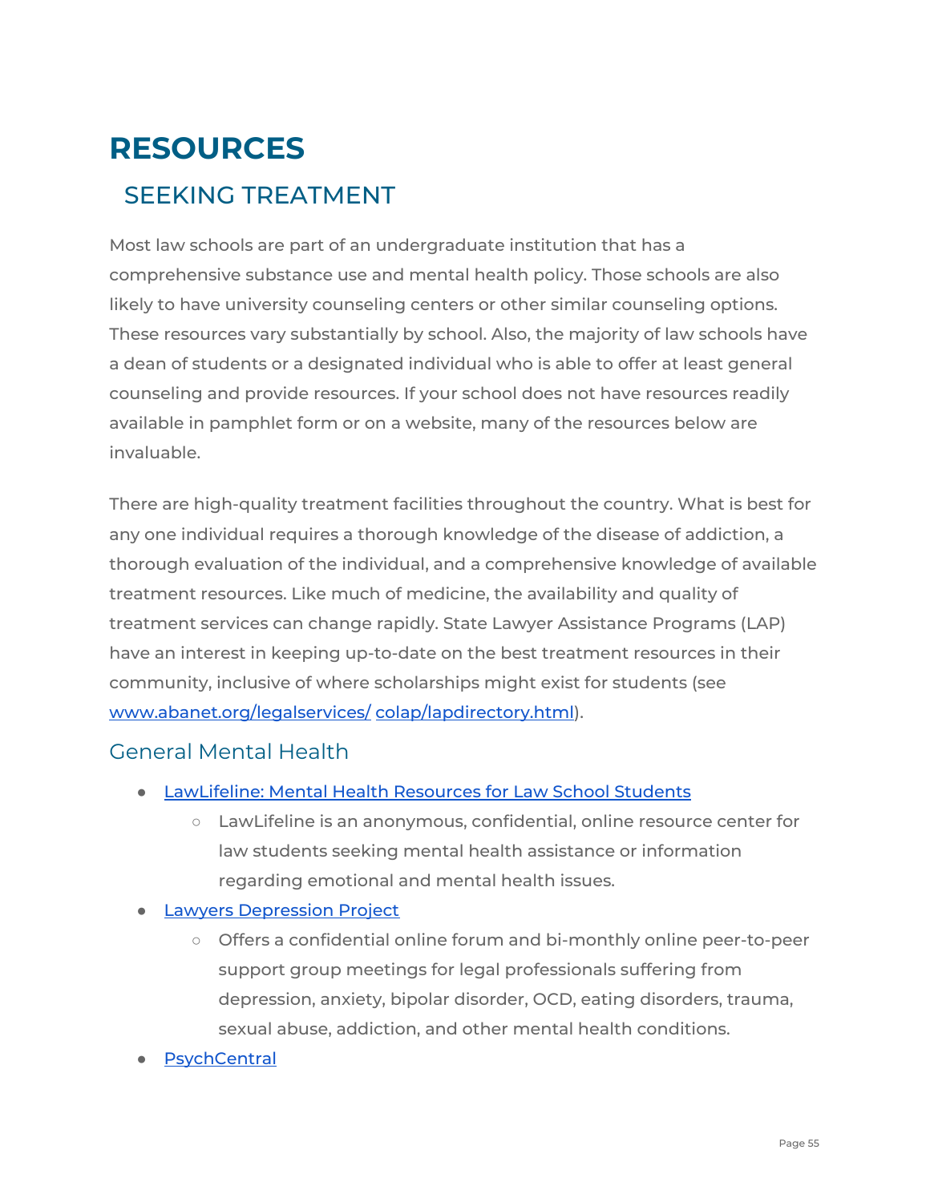# RESOURCES

## SEEKING TREATMENT

Most law schools are part of an undergraduate institution that has a comprehensive substance use and mental health policy. Those schools are also likely to have university counseling centers or other similar counseling options. These resources vary substantially by school. Also, the majority of law schools have a dean of students or a designated individual who is able to offer at least general counseling and provide resources. If your school does not have resources readily available in pamphlet form or on a website, many of the resources below are invaluable.

There are high-quality treatment facilities throughout the country. What is best for any one individual requires a thorough knowledge of the disease of addiction, a thorough evaluation of the individual, and a comprehensive knowledge of available treatment resources. Like much of medicine, the availability and quality of treatment services can change rapidly. State Lawyer Assistance Programs (LAP) have an interest in keeping up-to-date on the best treatment resources in their community, inclusive of where scholarships might exist for students (see www.abanet.org/legalservices/ colap/lapdirectory.html).

### General Mental Health

- LawLifeline: Mental Health Resources for Law School Students
  - LawLifeline is an anonymous, confidential, online resource center for law students seeking mental health assistance or information regarding emotional and mental health issues.
- Lawyers Depression Project
  - Offers a confidential online forum and bi-monthly online peer-to-peer support group meetings for legal professionals suffering from depression, anxiety, bipolar disorder, OCD, eating disorders, trauma, sexual abuse, addiction, and other mental health conditions.
- PsychCentral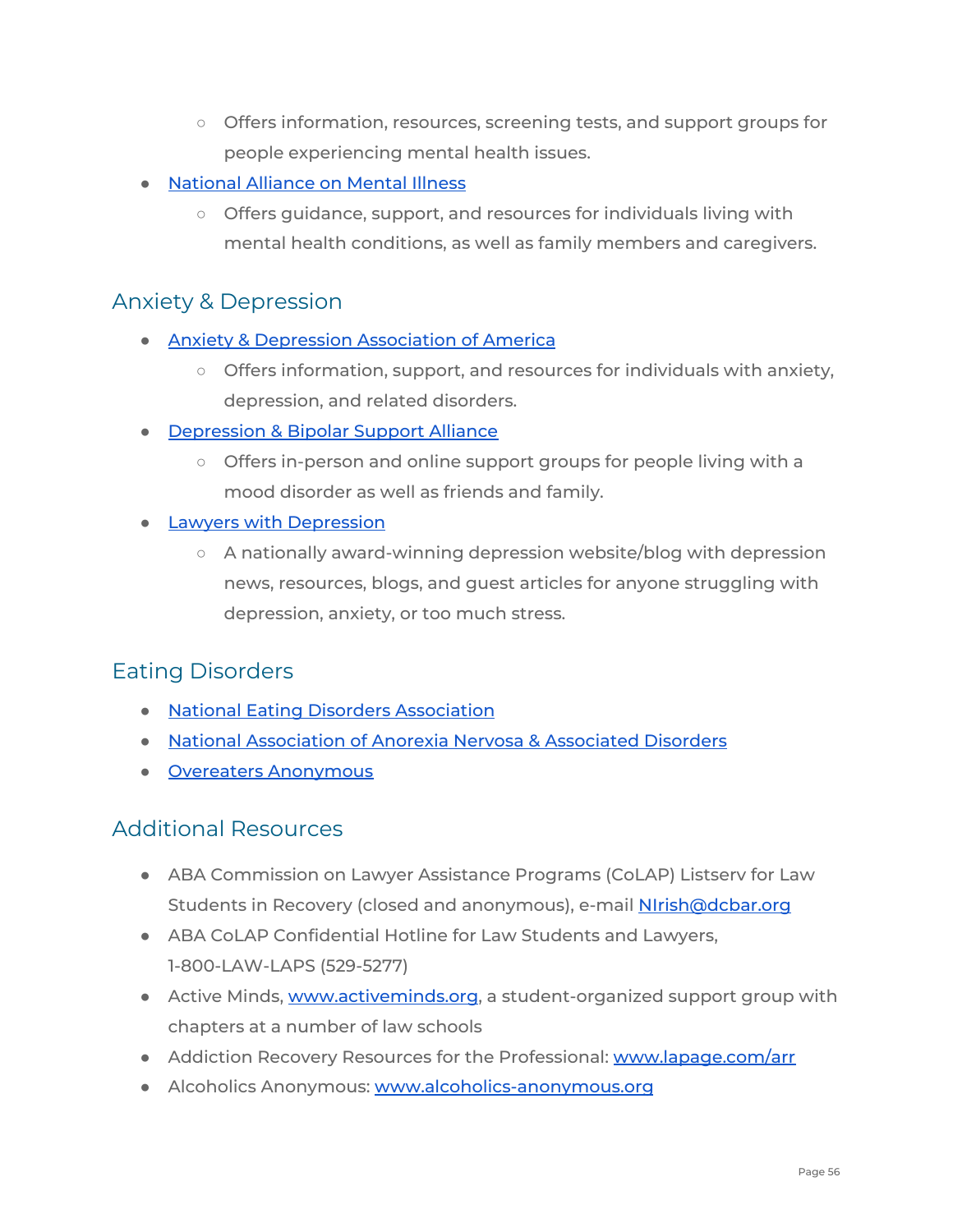- Offers information, resources, screening tests, and support groups for people experiencing mental health issues.
- National Alliance on Mental Illness
    - Offers guidance, support, and resources for individuals living with mental health conditions, as well as family members and caregivers.

## Anxiety & Depression

- Anxiety & Depression Association of America
    - Offers information, support, and resources for individuals with anxiety, depression, and related disorders.
- Depression & Bipolar Support Alliance
    - Offers in-person and online support groups for people living with a mood disorder as well as friends and family.
- Lawyers with Depression
    - A nationally award-winning depression website/blog with depression news, resources, blogs, and guest articles for anyone struggling with depression, anxiety, or too much stress.

## Eating Disorders

- National Eating Disorders Association
- National Association of Anorexia Nervosa & Associated Disorders
- Overeaters Anonymous

## Additional Resources

- ABA Commission on Lawyer Assistance Programs (CoLAP) Listserv for Law Students in Recovery (closed and anonymous), e-mail NIrish@dcbar.org
- ABA CoLAP Confidential Hotline for Law Students and Lawyers, 1-800-LAW-LAPS (529-5277)
- Active Minds, www.activeminds.org, a student-organized support group with chapters at a number of law schools
- Addiction Recovery Resources for the Professional: www.lapage.com/arr
- Alcoholics Anonymous: www.alcoholics-anonymous.org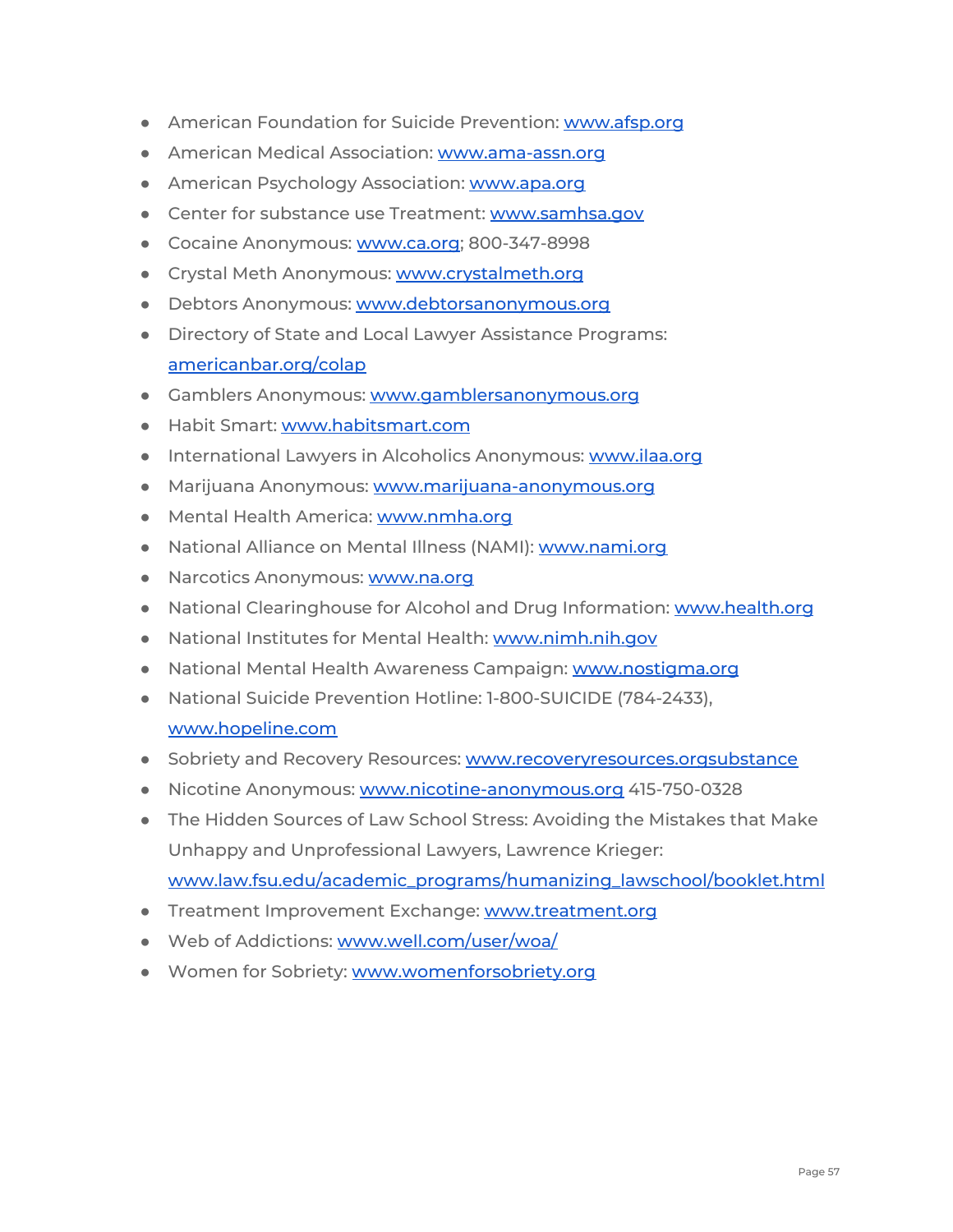- American Foundation for Suicide Prevention: [www.afsp.org](http://www.afsp.org)
- American Medical Association: [www.ama-assn.org](http://www.ama-assn.org)
- American Psychology Association: [www.apa.org](http://www.apa.org)
- Center for substance use Treatment: [www.samhsa.gov](http://www.samhsa.gov)
- Cocaine Anonymous: [www.ca.org](http://www.ca.org); 800-347-8998
- Crystal Meth Anonymous: [www.crystalmeth.org](http://www.crystalmeth.org)
- Debtors Anonymous: [www.debtorsanonymous.org](http://www.debtorsanonymous.org)
- Directory of State and Local Lawyer Assistance Programs: [americanbar.org/colap](http://americanbar.org/colap)
- Gamblers Anonymous: [www.gamblersanonymous.org](http://www.gamblersanonymous.org)
- Habit Smart: [www.habitsmart.com](http://www.habitsmart.com)
- International Lawyers in Alcoholics Anonymous: [www.ilaa.org](http://www.ilaa.org)
- Marijuana Anonymous: [www.marijuana-anonymous.org](http://www.marijuana-anonymous.org)
- Mental Health America: [www.nmha.org](http://www.nmha.org)
- National Alliance on Mental Illness (NAMI): [www.nami.org](http://www.nami.org)
- Narcotics Anonymous: [www.na.org](http://www.na.org)
- National Clearinghouse for Alcohol and Drug Information: [www.health.org](http://www.health.org)
- National Institutes for Mental Health: [www.nimh.nih.gov](http://www.nimh.nih.gov)
- National Mental Health Awareness Campaign: [www.nostigma.org](http://www.nostigma.org)
- National Suicide Prevention Hotline: 1-800-SUICIDE (784-2433), [www.hopeline.com](http://www.hopeline.com)
- Sobriety and Recovery Resources: [www.recoveryresources.orgsubstance](http://www.recoveryresources.orgsubstance)
- Nicotine Anonymous: [www.nicotine-anonymous.org](http://www.nicotine-anonymous.org) 415-750-0328
- The Hidden Sources of Law School Stress: Avoiding the Mistakes that Make Unhappy and Unprofessional Lawyers, Lawrence Krieger: [www.law.fsu.edu/academic_programs/humanizing_lawschool/booklet.html](http://www.law.fsu.edu/academic_programs/humanizing_lawschool/booklet.html)
- Treatment Improvement Exchange: [www.treatment.org](http://www.treatment.org)
- Web of Addictions: [www.well.com/user/woa/](http://www.well.com/user/woa/)
- Women for Sobriety: [www.womenforsobriety.org](http://www.womenforsobriety.org)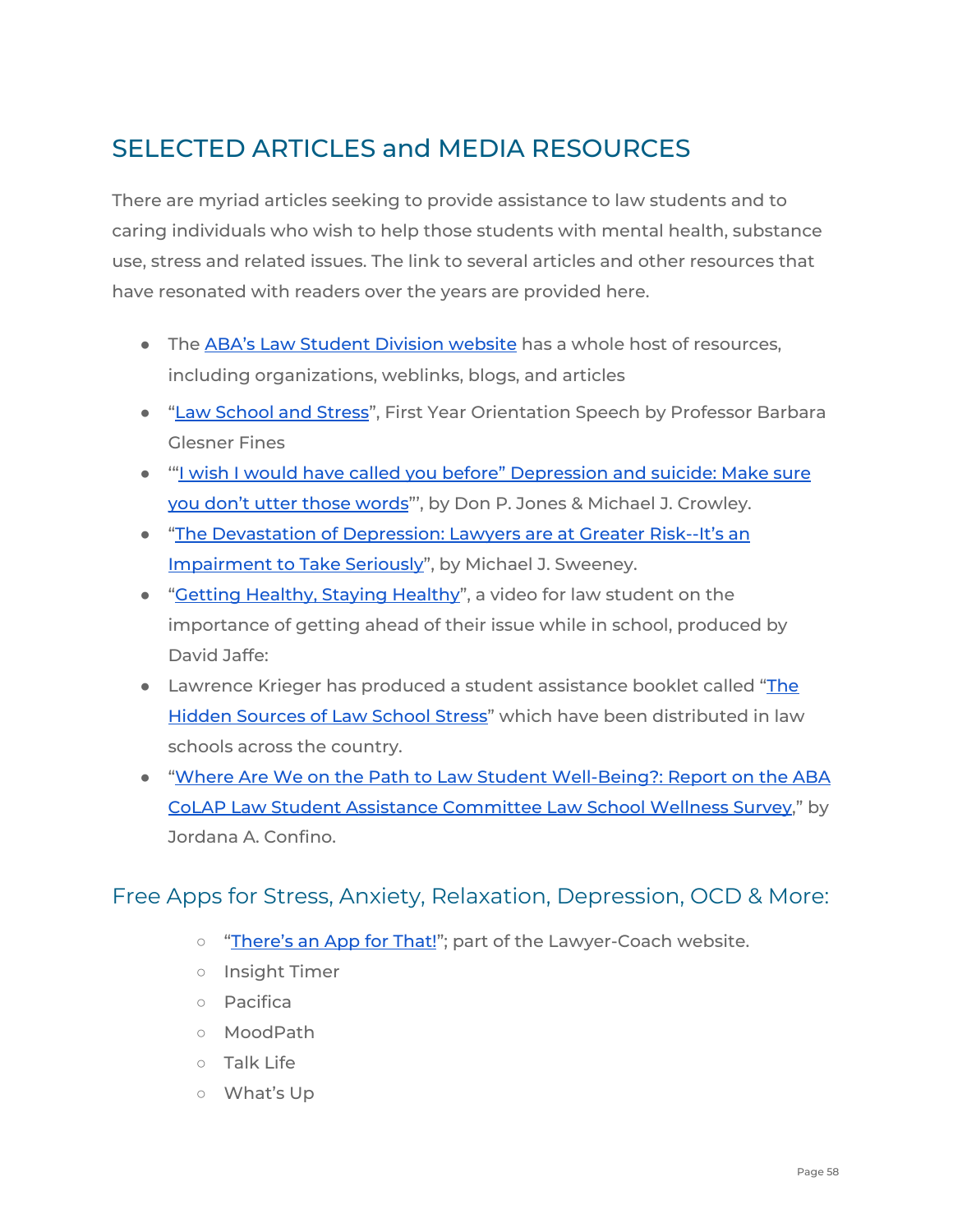## SELECTED ARTICLES and MEDIA RESOURCES

There are myriad articles seeking to provide assistance to law students and to caring individuals who wish to help those students with mental health, substance use, stress and related issues. The link to several articles and other resources that have resonated with readers over the years are provided here.

- The ABA's Law Student Division website has a whole host of resources, including organizations, weblinks, blogs, and articles
- "Law School and Stress", First Year Orientation Speech by Professor Barbara Glesner Fines
- "'I wish I would have called you before" Depression and suicide: Make sure you don't utter those words'", by Don P. Jones & Michael J. Crowley.
- "The Devastation of Depression: Lawyers are at Greater Risk--It's an Impairment to Take Seriously", by Michael J. Sweeney.
- "Getting Healthy, Staying Healthy", a video for law student on the importance of getting ahead of their issue while in school, produced by David Jaffe:
- Lawrence Krieger has produced a student assistance booklet called "The Hidden Sources of Law School Stress" which have been distributed in law schools across the country.
- "Where Are We on the Path to Law Student Well-Being?: Report on the ABA CoLAP Law Student Assistance Committee Law School Wellness Survey," by Jordana A. Confino.

### Free Apps for Stress, Anxiety, Relaxation, Depression, OCD & More:

- "There's an App for That!"; part of the Lawyer-Coach website.
- Insight Timer
- Pacifica
- MoodPath
- Talk Life
- What's Up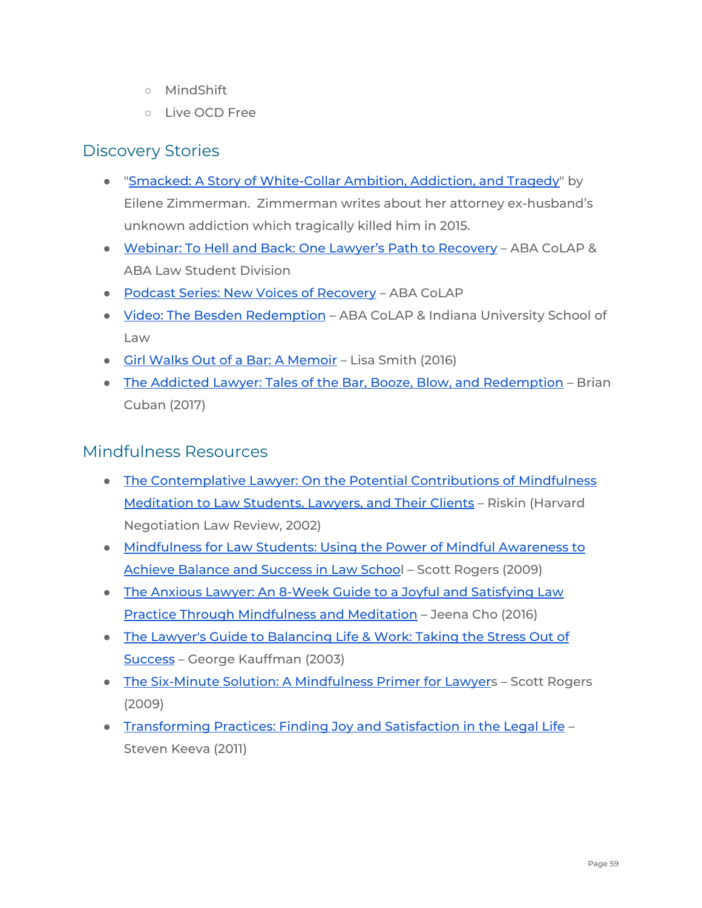- MindShift
   - Live OCD Free

## Discovery Stories

- "Smacked: A Story of White-Collar Ambition, Addiction, and Tragedy" by Eilene Zimmerman. Zimmerman writes about her attorney ex-husband's unknown addiction which tragically killed him in 2015.
- Webinar: To Hell and Back: One Lawyer's Path to Recovery – ABA CoLAP & ABA Law Student Division
- Podcast Series: New Voices of Recovery – ABA CoLAP
- Video: The Besden Redemption – ABA CoLAP & Indiana University School of Law
- Girl Walks Out of a Bar: A Memoir – Lisa Smith (2016)
- The Addicted Lawyer: Tales of the Bar, Booze, Blow, and Redemption – Brian Cuban (2017)

## Mindfulness Resources

- The Contemplative Lawyer: On the Potential Contributions of Mindfulness Meditation to Law Students, Lawyers, and Their Clients – Riskin (Harvard Negotiation Law Review, 2002)
- Mindfulness for Law Students: Using the Power of Mindful Awareness to Achieve Balance and Success in Law School – Scott Rogers (2009)
- The Anxious Lawyer: An 8-Week Guide to a Joyful and Satisfying Law Practice Through Mindfulness and Meditation – Jeena Cho (2016)
- The Lawyer's Guide to Balancing Life & Work: Taking the Stress Out of Success – George Kauffman (2003)
- The Six-Minute Solution: A Mindfulness Primer for Lawyers – Scott Rogers (2009)
- Transforming Practices: Finding Joy and Satisfaction in the Legal Life – Steven Keeva (2011)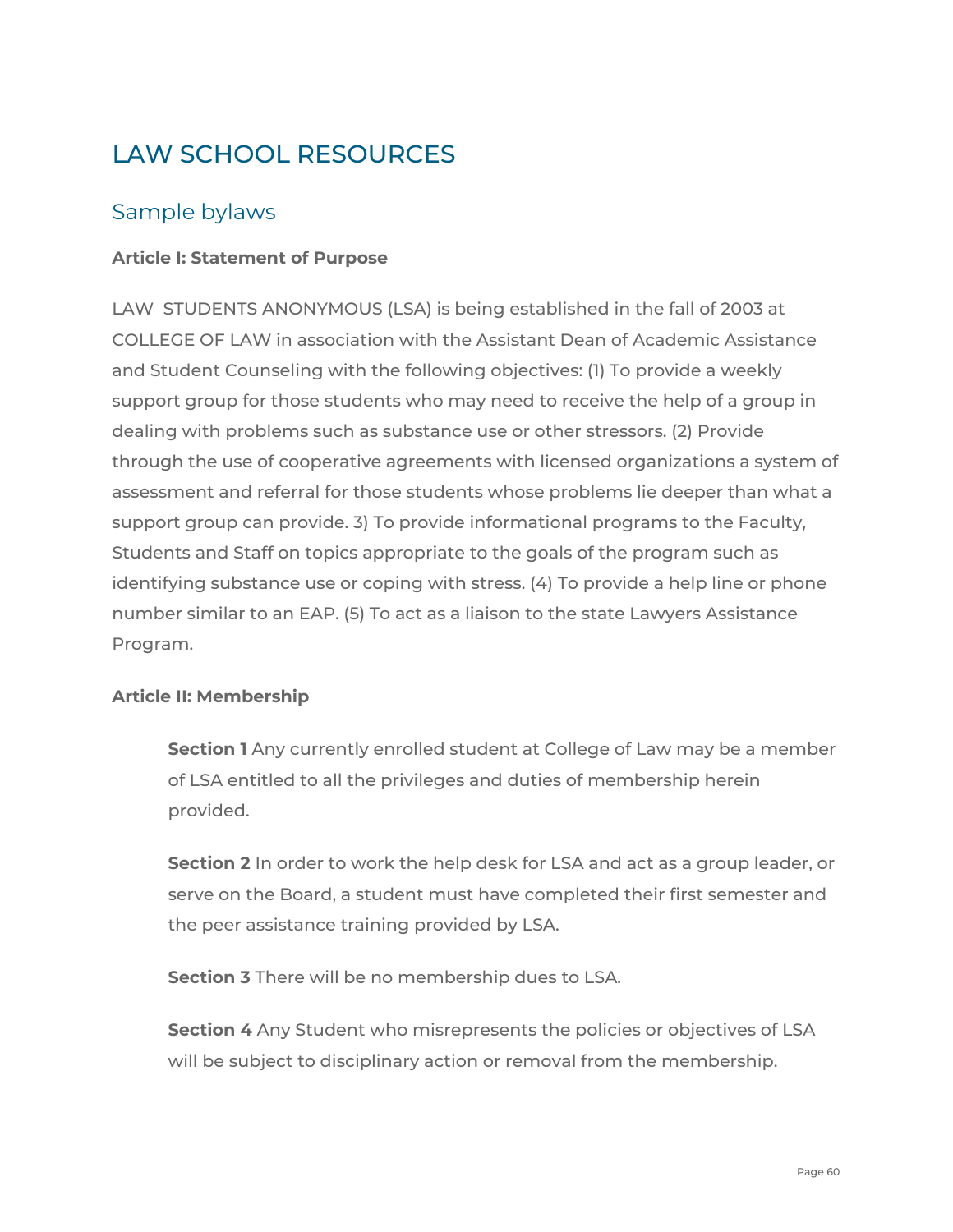# LAW SCHOOL RESOURCES

## Sample bylaws

**Article I: Statement of Purpose**

LAW STUDENTS ANONYMOUS (LSA) is being established in the fall of 2003 at COLLEGE OF LAW in association with the Assistant Dean of Academic Assistance and Student Counseling with the following objectives: (1) To provide a weekly support group for those students who may need to receive the help of a group in dealing with problems such as substance use or other stressors. (2) Provide through the use of cooperative agreements with licensed organizations a system of assessment and referral for those students whose problems lie deeper than what a support group can provide. 3) To provide informational programs to the Faculty, Students and Staff on topics appropriate to the goals of the program such as identifying substance use or coping with stress. (4) To provide a help line or phone number similar to an EAP. (5) To act as a liaison to the state Lawyers Assistance Program.

**Article II: Membership**

**Section 1** Any currently enrolled student at College of Law may be a member of LSA entitled to all the privileges and duties of membership herein provided.

**Section 2** In order to work the help desk for LSA and act as a group leader, or serve on the Board, a student must have completed their first semester and the peer assistance training provided by LSA.

**Section 3** There will be no membership dues to LSA.

**Section 4** Any Student who misrepresents the policies or objectives of LSA will be subject to disciplinary action or removal from the membership.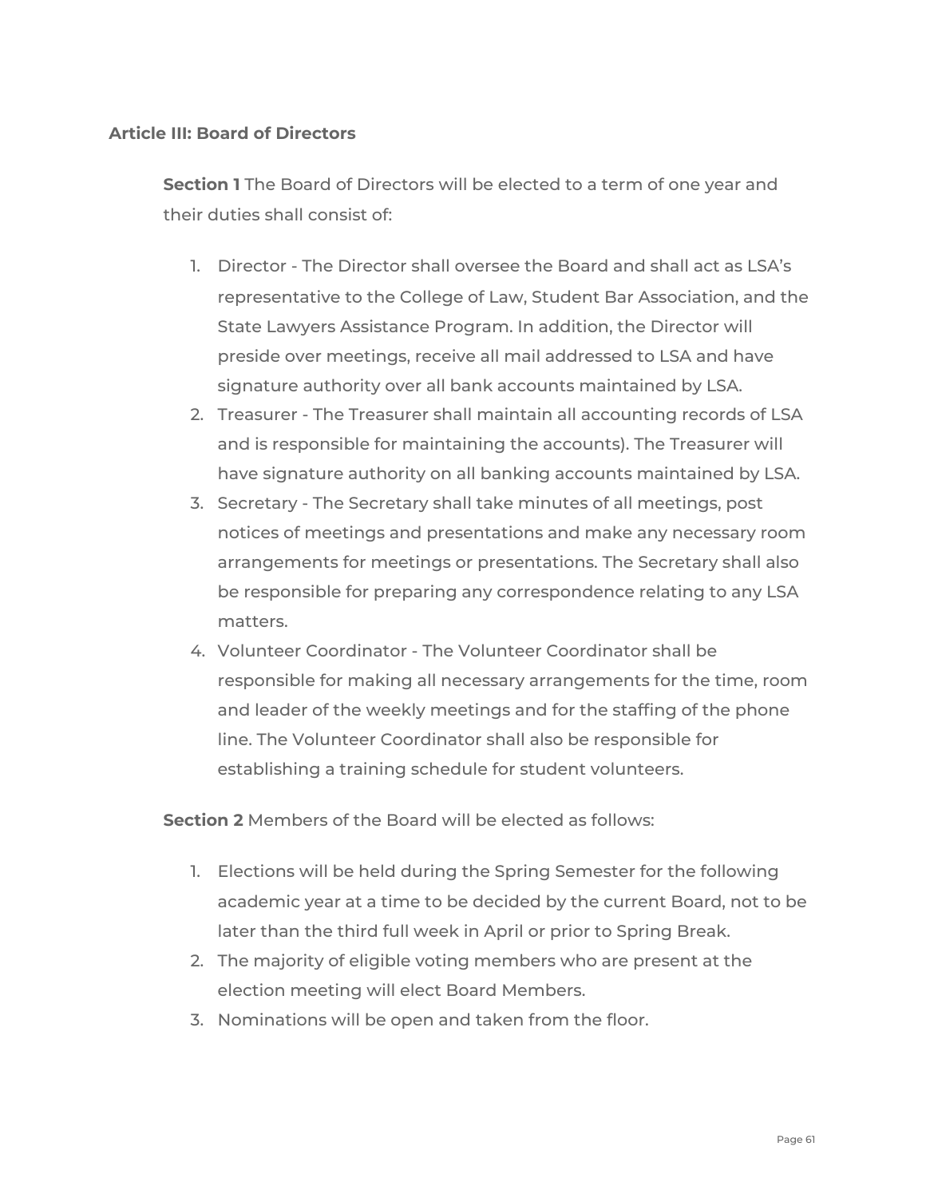### Article III: Board of Directors

**Section 1** The Board of Directors will be elected to a term of one year and their duties shall consist of:

1. Director - The Director shall oversee the Board and shall act as LSA's representative to the College of Law, Student Bar Association, and the State Lawyers Assistance Program. In addition, the Director will preside over meetings, receive all mail addressed to LSA and have signature authority over all bank accounts maintained by LSA.
2. Treasurer - The Treasurer shall maintain all accounting records of LSA and is responsible for maintaining the accounts). The Treasurer will have signature authority on all banking accounts maintained by LSA.
3. Secretary - The Secretary shall take minutes of all meetings, post notices of meetings and presentations and make any necessary room arrangements for meetings or presentations. The Secretary shall also be responsible for preparing any correspondence relating to any LSA matters.
4. Volunteer Coordinator - The Volunteer Coordinator shall be responsible for making all necessary arrangements for the time, room and leader of the weekly meetings and for the staffing of the phone line. The Volunteer Coordinator shall also be responsible for establishing a training schedule for student volunteers.

**Section 2** Members of the Board will be elected as follows:

1. Elections will be held during the Spring Semester for the following academic year at a time to be decided by the current Board, not to be later than the third full week in April or prior to Spring Break.
2. The majority of eligible voting members who are present at the election meeting will elect Board Members.
3. Nominations will be open and taken from the floor.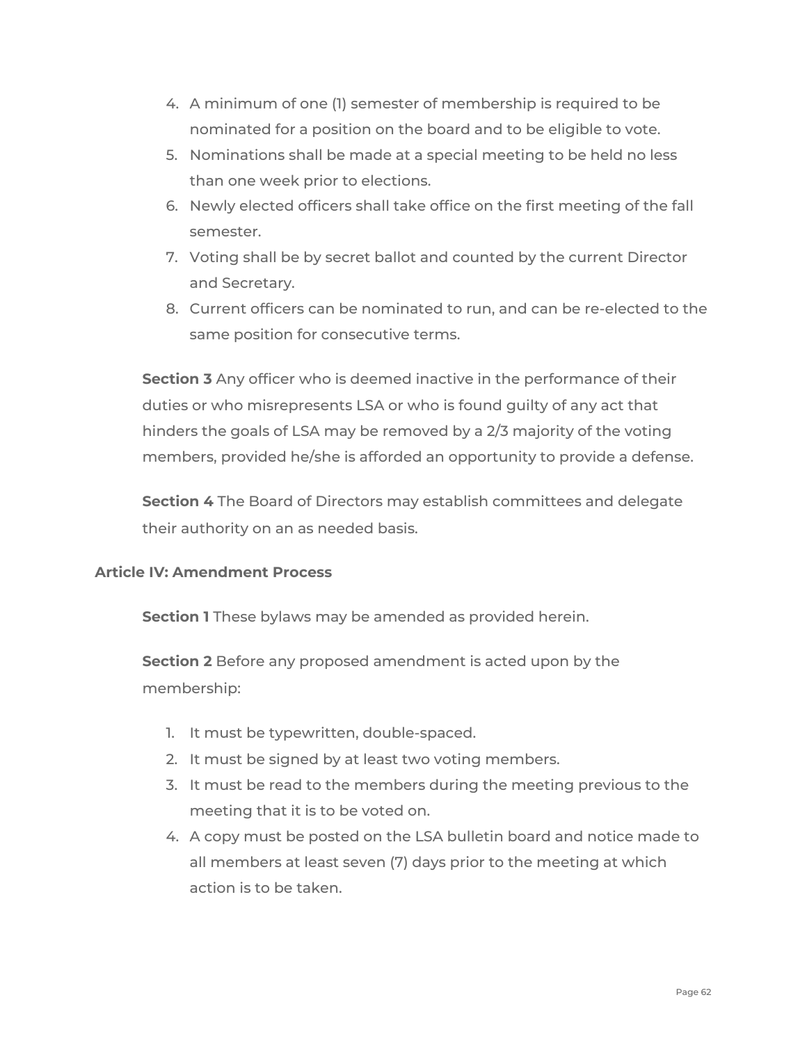4. A minimum of one (1) semester of membership is required to be nominated for a position on the board and to be eligible to vote.
5. Nominations shall be made at a special meeting to be held no less than one week prior to elections.
6. Newly elected officers shall take office on the first meeting of the fall semester.
7. Voting shall be by secret ballot and counted by the current Director and Secretary.
8. Current officers can be nominated to run, and can be re-elected to the same position for consecutive terms.

**Section 3** Any officer who is deemed inactive in the performance of their duties or who misrepresents LSA or who is found guilty of any act that hinders the goals of LSA may be removed by a 2/3 majority of the voting members, provided he/she is afforded an opportunity to provide a defense.

**Section 4** The Board of Directors may establish committees and delegate their authority on an as needed basis.

**Article IV: Amendment Process**

**Section 1** These bylaws may be amended as provided herein.

**Section 2** Before any proposed amendment is acted upon by the membership:

1. It must be typewritten, double-spaced.
2. It must be signed by at least two voting members.
3. It must be read to the members during the meeting previous to the meeting that it is to be voted on.
4. A copy must be posted on the LSA bulletin board and notice made to all members at least seven (7) days prior to the meeting at which action is to be taken.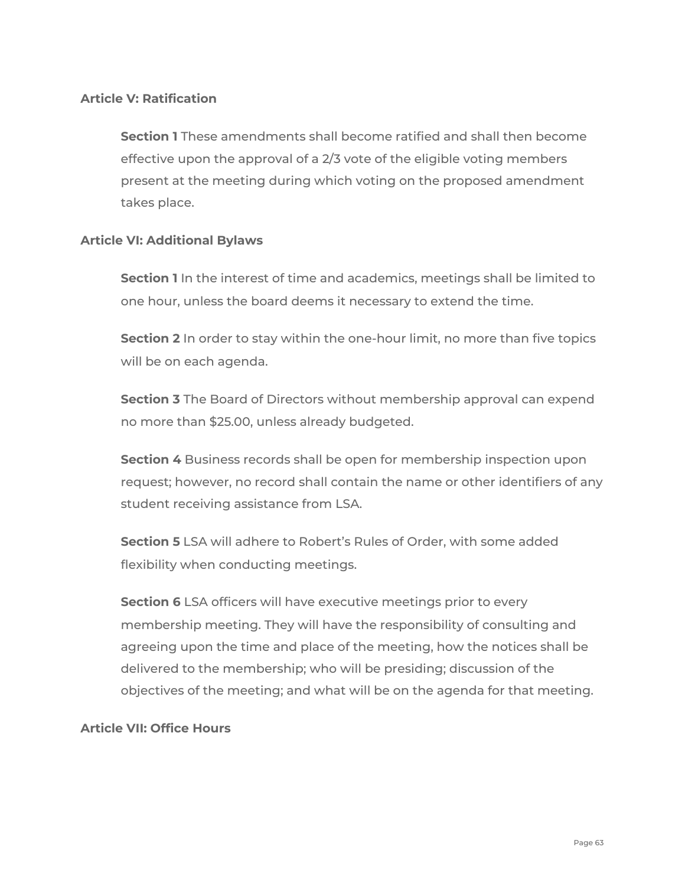### Article V: Ratification

**Section 1** These amendments shall become ratified and shall then become effective upon the approval of a 2/3 vote of the eligible voting members present at the meeting during which voting on the proposed amendment takes place.

### Article VI: Additional Bylaws

**Section 1** In the interest of time and academics, meetings shall be limited to one hour, unless the board deems it necessary to extend the time.

**Section 2** In order to stay within the one-hour limit, no more than five topics will be on each agenda.

**Section 3** The Board of Directors without membership approval can expend no more than $25.00, unless already budgeted.

**Section 4** Business records shall be open for membership inspection upon request; however, no record shall contain the name or other identifiers of any student receiving assistance from LSA.

**Section 5** LSA will adhere to Robert's Rules of Order, with some added flexibility when conducting meetings.

**Section 6** LSA officers will have executive meetings prior to every membership meeting. They will have the responsibility of consulting and agreeing upon the time and place of the meeting, how the notices shall be delivered to the membership; who will be presiding; discussion of the objectives of the meeting; and what will be on the agenda for that meeting.

### Article VII: Office Hours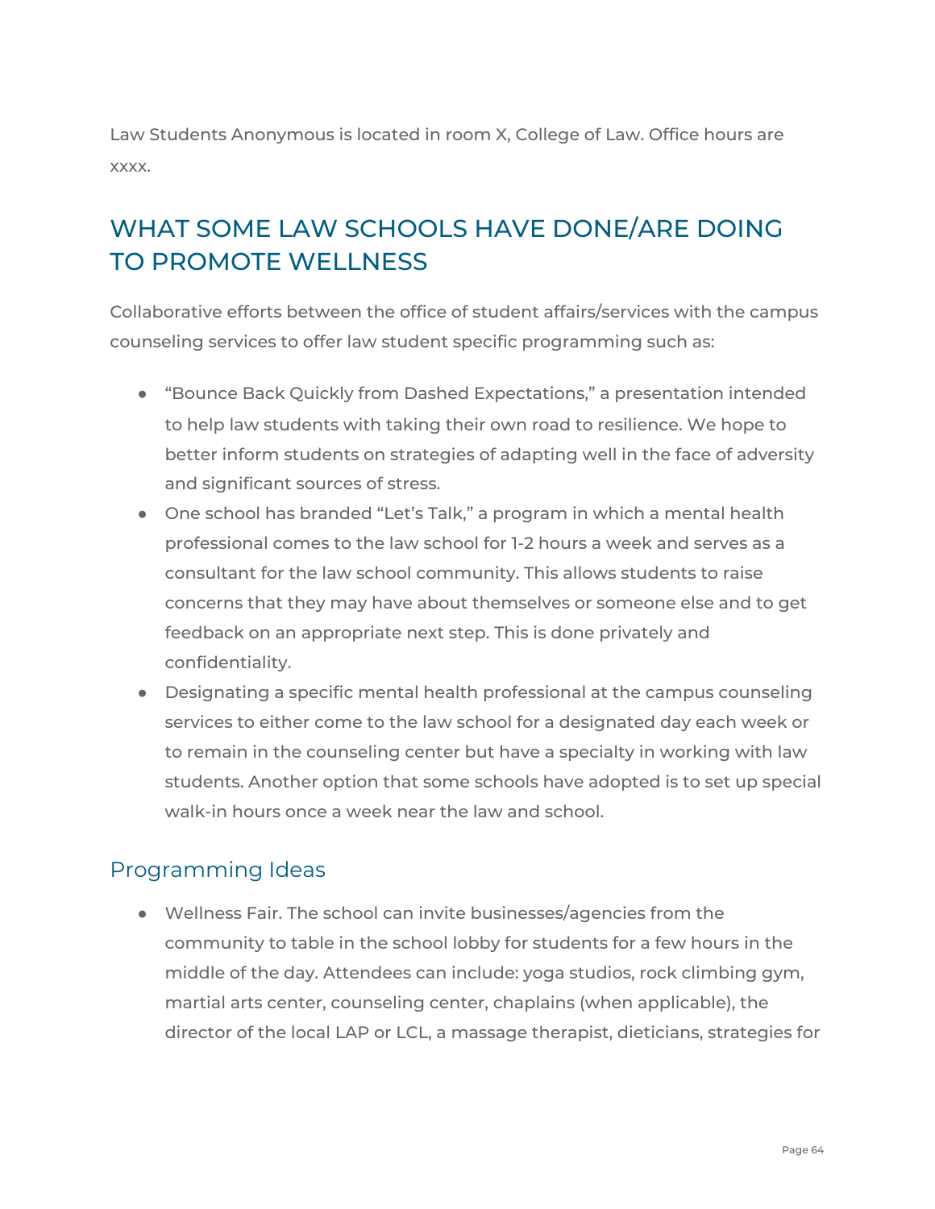Law Students Anonymous is located in room X, College of Law. Office hours are xxxx.

## WHAT SOME LAW SCHOOLS HAVE DONE/ARE DOING TO PROMOTE WELLNESS

Collaborative efforts between the office of student affairs/services with the campus counseling services to offer law student specific programming such as:

- "Bounce Back Quickly from Dashed Expectations," a presentation intended to help law students with taking their own road to resilience. We hope to better inform students on strategies of adapting well in the face of adversity and significant sources of stress.
- One school has branded "Let's Talk," a program in which a mental health professional comes to the law school for 1-2 hours a week and serves as a consultant for the law school community. This allows students to raise concerns that they may have about themselves or someone else and to get feedback on an appropriate next step. This is done privately and confidentiality.
- Designating a specific mental health professional at the campus counseling services to either come to the law school for a designated day each week or to remain in the counseling center but have a specialty in working with law students. Another option that some schools have adopted is to set up special walk-in hours once a week near the law and school.

### Programming Ideas

- Wellness Fair. The school can invite businesses/agencies from the community to table in the school lobby for students for a few hours in the middle of the day. Attendees can include: yoga studios, rock climbing gym, martial arts center, counseling center, chaplains (when applicable), the director of the local LAP or LCL, a massage therapist, dieticians, strategies for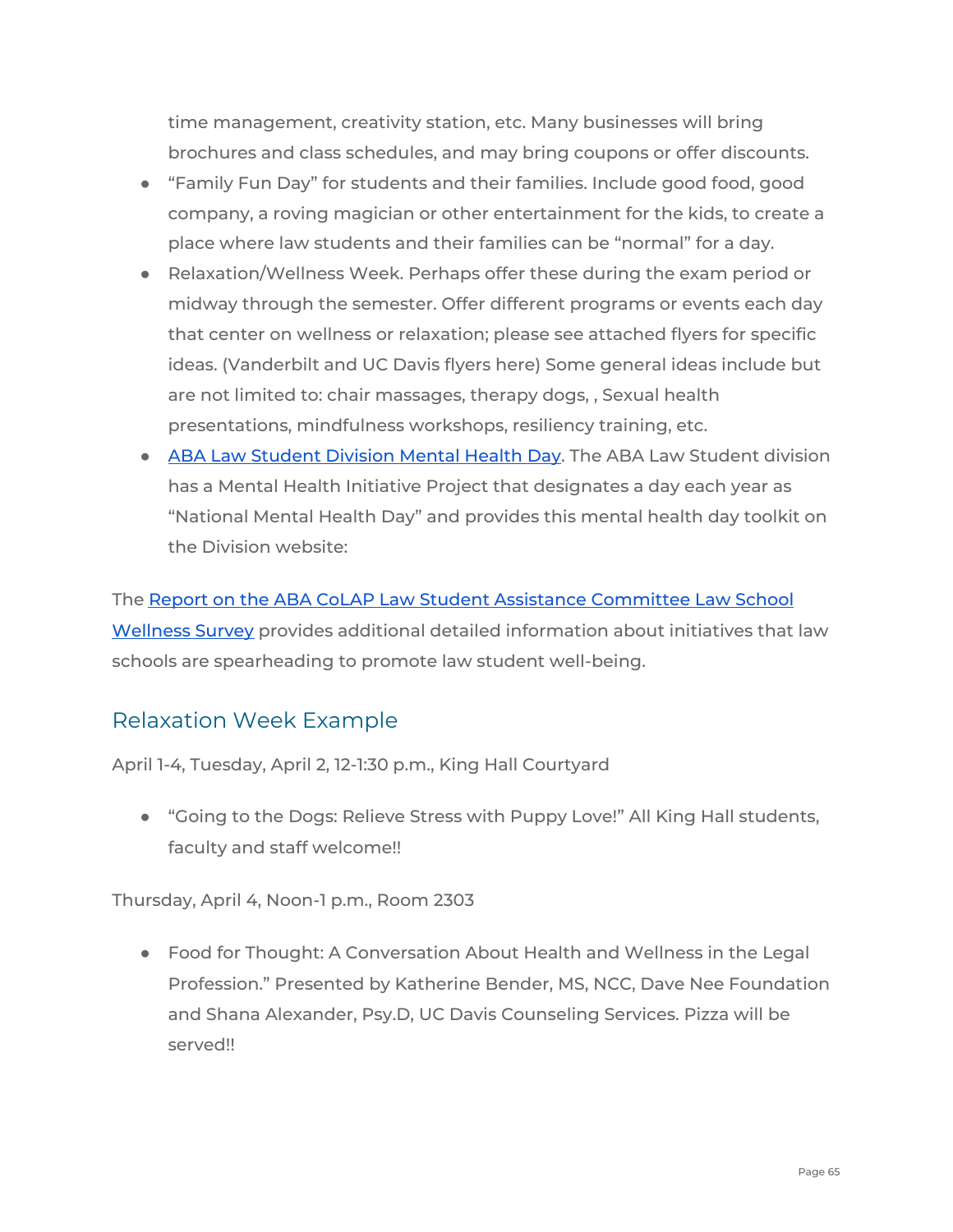time management, creativity station, etc. Many businesses will bring brochures and class schedules, and may bring coupons or offer discounts.

- "Family Fun Day" for students and their families. Include good food, good company, a roving magician or other entertainment for the kids, to create a place where law students and their families can be "normal" for a day.
- Relaxation/Wellness Week. Perhaps offer these during the exam period or midway through the semester. Offer different programs or events each day that center on wellness or relaxation; please see attached flyers for specific ideas. (Vanderbilt and UC Davis flyers here) Some general ideas include but are not limited to: chair massages, therapy dogs, , Sexual health presentations, mindfulness workshops, resiliency training, etc.
- ABA Law Student Division Mental Health Day. The ABA Law Student division has a Mental Health Initiative Project that designates a day each year as "National Mental Health Day" and provides this mental health day toolkit on the Division website:

The Report on the ABA CoLAP Law Student Assistance Committee Law School Wellness Survey provides additional detailed information about initiatives that law schools are spearheading to promote law student well-being.

## Relaxation Week Example

April 1-4, Tuesday, April 2, 12-1:30 p.m., King Hall Courtyard

- "Going to the Dogs: Relieve Stress with Puppy Love!" All King Hall students, faculty and staff welcome!!

Thursday, April 4, Noon-1 p.m., Room 2303

- Food for Thought: A Conversation About Health and Wellness in the Legal Profession." Presented by Katherine Bender, MS, NCC, Dave Nee Foundation and Shana Alexander, Psy.D, UC Davis Counseling Services. Pizza will be served!!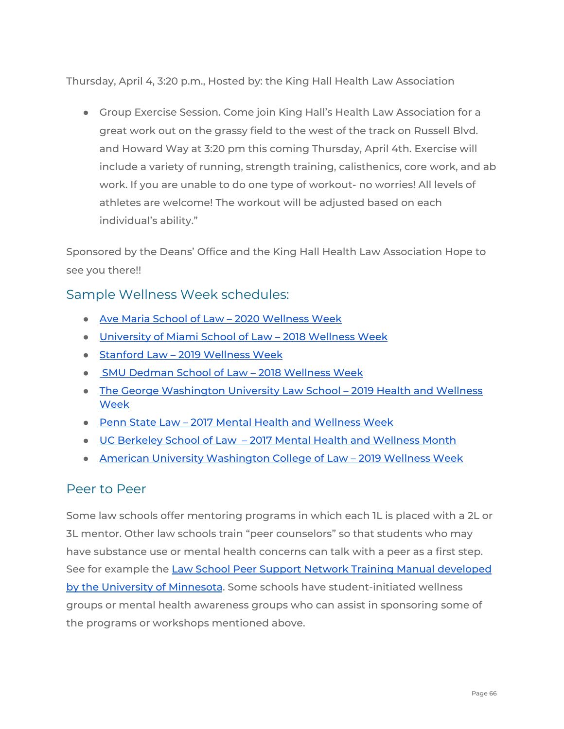Thursday, April 4, 3:20 p.m., Hosted by: the King Hall Health Law Association

- Group Exercise Session. Come join King Hall's Health Law Association for a great work out on the grassy field to the west of the track on Russell Blvd. and Howard Way at 3:20 pm this coming Thursday, April 4th. Exercise will include a variety of running, strength training, calisthenics, core work, and ab work. If you are unable to do one type of workout- no worries! All levels of athletes are welcome! The workout will be adjusted based on each individual's ability."

Sponsored by the Deans' Office and the King Hall Health Law Association Hope to see you there!!

## Sample Wellness Week schedules:

- Ave Maria School of Law – 2020 Wellness Week
- University of Miami School of Law – 2018 Wellness Week
- Stanford Law – 2019 Wellness Week
- SMU Dedman School of Law – 2018 Wellness Week
- The George Washington University Law School – 2019 Health and Wellness Week
- Penn State Law – 2017 Mental Health and Wellness Week
- UC Berkeley School of Law – 2017 Mental Health and Wellness Month
- American University Washington College of Law – 2019 Wellness Week

## Peer to Peer

Some law schools offer mentoring programs in which each 1L is placed with a 2L or 3L mentor. Other law schools train "peer counselors" so that students who may have substance use or mental health concerns can talk with a peer as a first step. See for example the Law School Peer Support Network Training Manual developed by the University of Minnesota. Some schools have student-initiated wellness groups or mental health awareness groups who can assist in sponsoring some of the programs or workshops mentioned above.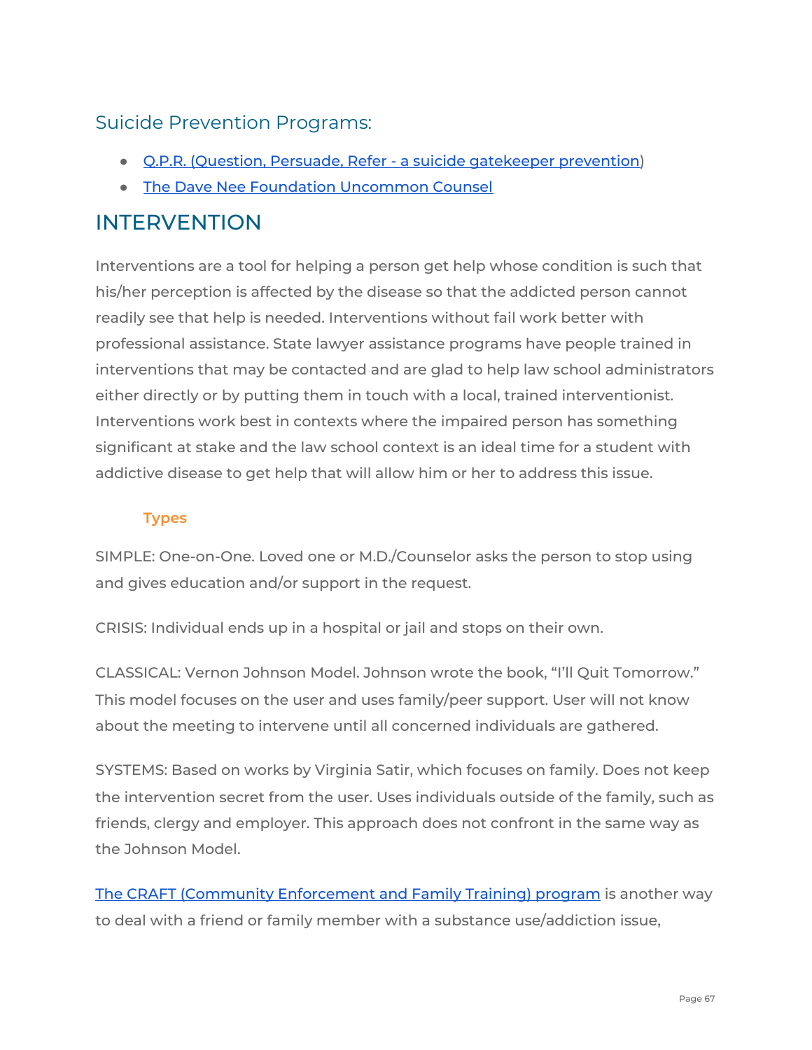## Suicide Prevention Programs:

- Q.P.R. (Question, Persuade, Refer - a suicide gatekeeper prevention)
- The Dave Nee Foundation Uncommon Counsel

# INTERVENTION

Interventions are a tool for helping a person get help whose condition is such that his/her perception is affected by the disease so that the addicted person cannot readily see that help is needed. Interventions without fail work better with professional assistance. State lawyer assistance programs have people trained in interventions that may be contacted and are glad to help law school administrators either directly or by putting them in touch with a local, trained interventionist. Interventions work best in contexts where the impaired person has something significant at stake and the law school context is an ideal time for a student with addictive disease to get help that will allow him or her to address this issue.

### Types

SIMPLE: One-on-One. Loved one or M.D./Counselor asks the person to stop using and gives education and/or support in the request.

CRISIS: Individual ends up in a hospital or jail and stops on their own.

CLASSICAL: Vernon Johnson Model. Johnson wrote the book, "I'll Quit Tomorrow." This model focuses on the user and uses family/peer support. User will not know about the meeting to intervene until all concerned individuals are gathered.

SYSTEMS: Based on works by Virginia Satir, which focuses on family. Does not keep the intervention secret from the user. Uses individuals outside of the family, such as friends, clergy and employer. This approach does not confront in the same way as the Johnson Model.

The CRAFT (Community Enforcement and Family Training) program is another way to deal with a friend or family member with a substance use/addiction issue,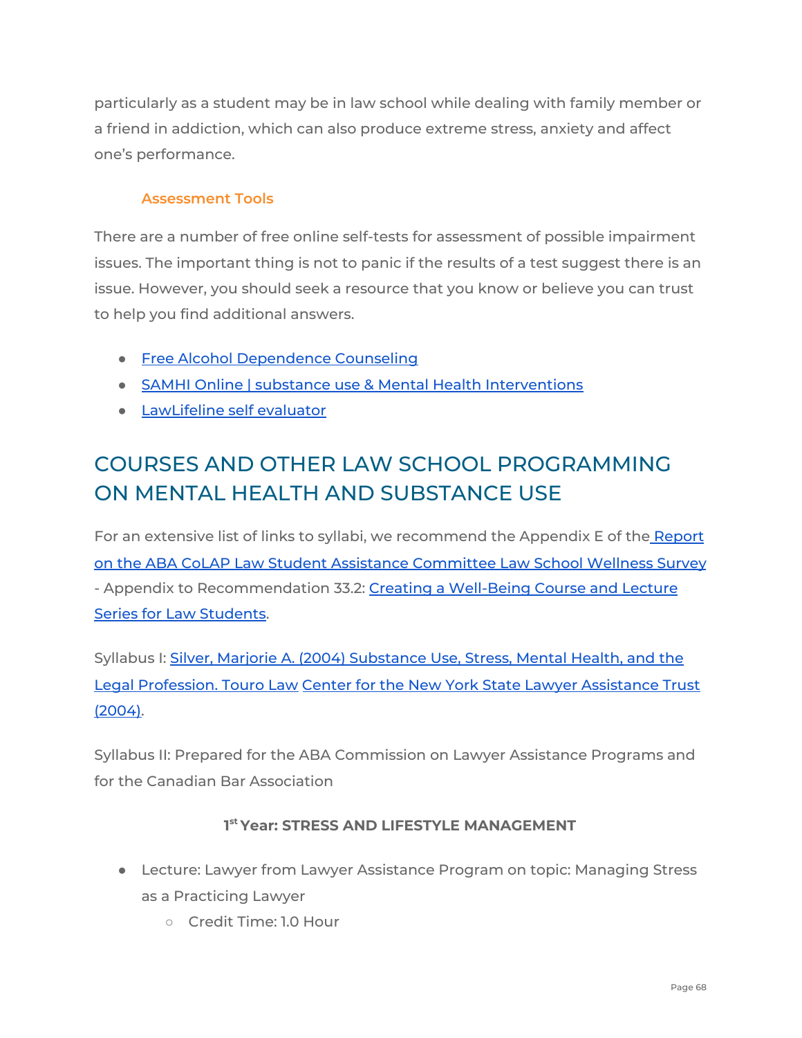particularly as a student may be in law school while dealing with family member or a friend in addiction, which can also produce extreme stress, anxiety and affect one's performance.

### Assessment Tools

There are a number of free online self-tests for assessment of possible impairment issues. The important thing is not to panic if the results of a test suggest there is an issue. However, you should seek a resource that you know or believe you can trust to help you find additional answers.

- Free Alcohol Dependence Counseling
- SAMHI Online | substance use & Mental Health Interventions
- LawLifeline self evaluator

## COURSES AND OTHER LAW SCHOOL PROGRAMMING ON MENTAL HEALTH AND SUBSTANCE USE

For an extensive list of links to syllabi, we recommend the Appendix E of the Report on the ABA CoLAP Law Student Assistance Committee Law School Wellness Survey - Appendix to Recommendation 33.2: Creating a Well-Being Course and Lecture Series for Law Students.

Syllabus I: Silver, Marjorie A. (2004) Substance Use, Stress, Mental Health, and the Legal Profession. Touro Law Center for the New York State Lawyer Assistance Trust (2004).

Syllabus II: Prepared for the ABA Commission on Lawyer Assistance Programs and for the Canadian Bar Association

**1st Year: STRESS AND LIFESTYLE MANAGEMENT**

- Lecture: Lawyer from Lawyer Assistance Program on topic: Managing Stress as a Practicing Lawyer
  - Credit Time: 1.0 Hour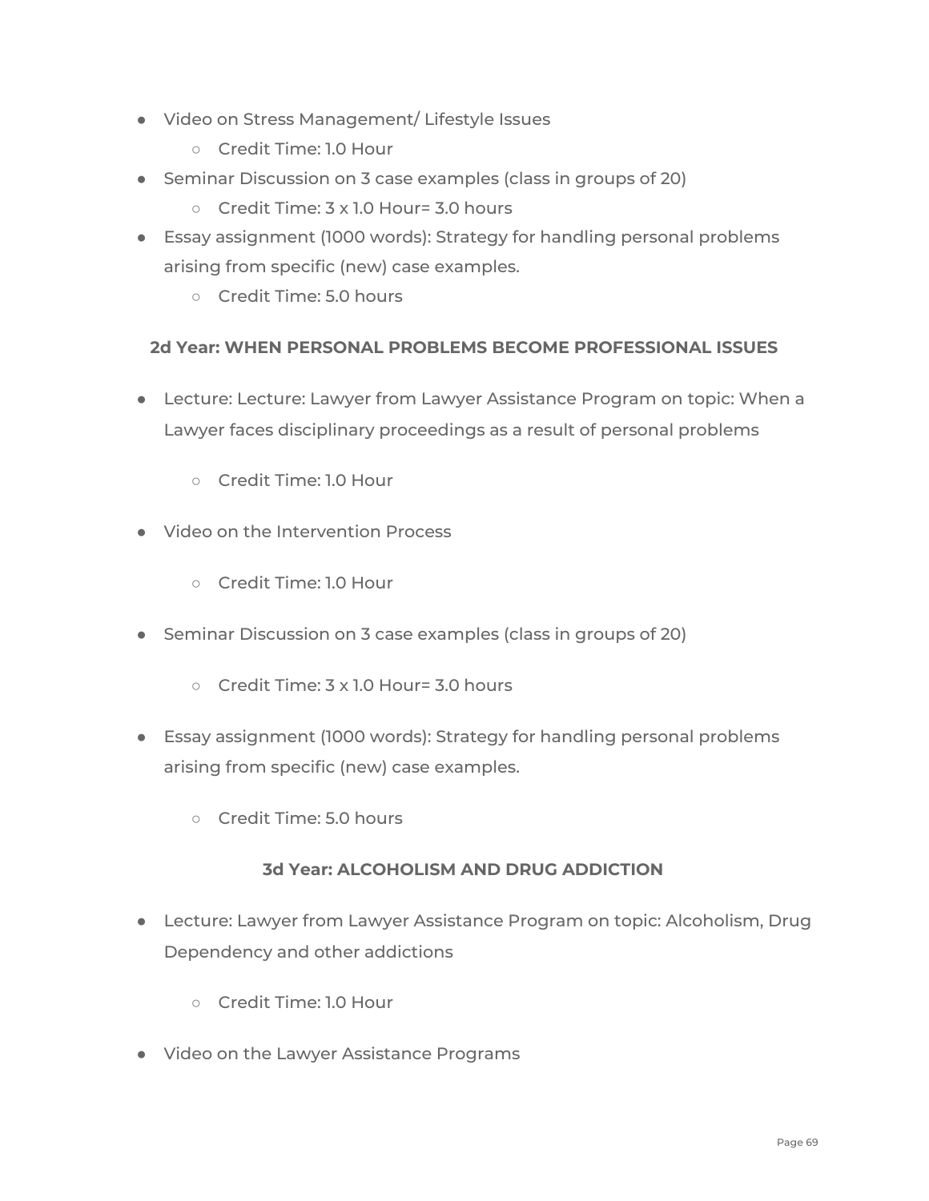- Video on Stress Management/ Lifestyle Issues
    - Credit Time: 1.0 Hour
- Seminar Discussion on 3 case examples (class in groups of 20)
    - Credit Time: 3 x 1.0 Hour= 3.0 hours
- Essay assignment (1000 words): Strategy for handling personal problems arising from specific (new) case examples.
    - Credit Time: 5.0 hours

**2d Year: WHEN PERSONAL PROBLEMS BECOME PROFESSIONAL ISSUES**

- Lecture: Lecture: Lawyer from Lawyer Assistance Program on topic: When a Lawyer faces disciplinary proceedings as a result of personal problems
    - Credit Time: 1.0 Hour
- Video on the Intervention Process
    - Credit Time: 1.0 Hour
- Seminar Discussion on 3 case examples (class in groups of 20)
    - Credit Time: 3 x 1.0 Hour= 3.0 hours
- Essay assignment (1000 words): Strategy for handling personal problems arising from specific (new) case examples.
    - Credit Time: 5.0 hours

**3d Year: ALCOHOLISM AND DRUG ADDICTION**

- Lecture: Lawyer from Lawyer Assistance Program on topic: Alcoholism, Drug Dependency and other addictions
    - Credit Time: 1.0 Hour
- Video on the Lawyer Assistance Programs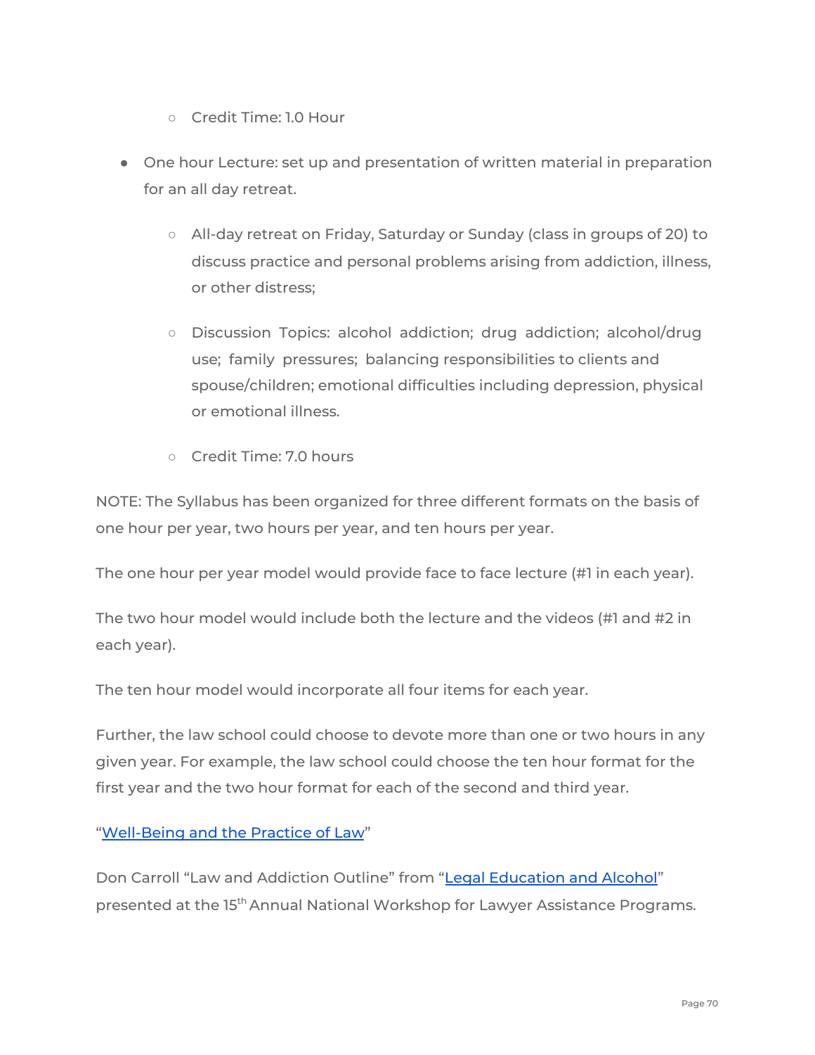- Credit Time: 1.0 Hour

- One hour Lecture: set up and presentation of written material in preparation for an all day retreat.
    - All-day retreat on Friday, Saturday or Sunday (class in groups of 20) to discuss practice and personal problems arising from addiction, illness, or other distress;
    - Discussion Topics: alcohol addiction; drug addiction; alcohol/drug use; family pressures; balancing responsibilities to clients and spouse/children; emotional difficulties including depression, physical or emotional illness.
    - Credit Time: 7.0 hours

NOTE: The Syllabus has been organized for three different formats on the basis of one hour per year, two hours per year, and ten hours per year.

The one hour per year model would provide face to face lecture (#1 in each year).

The two hour model would include both the lecture and the videos (#1 and #2 in each year).

The ten hour model would incorporate all four items for each year.

Further, the law school could choose to devote more than one or two hours in any given year. For example, the law school could choose the ten hour format for the first year and the two hour format for each of the second and third year.

"Well-Being and the Practice of Law"

Don Carroll "Law and Addiction Outline" from "Legal Education and Alcohol" presented at the 15th Annual National Workshop for Lawyer Assistance Programs.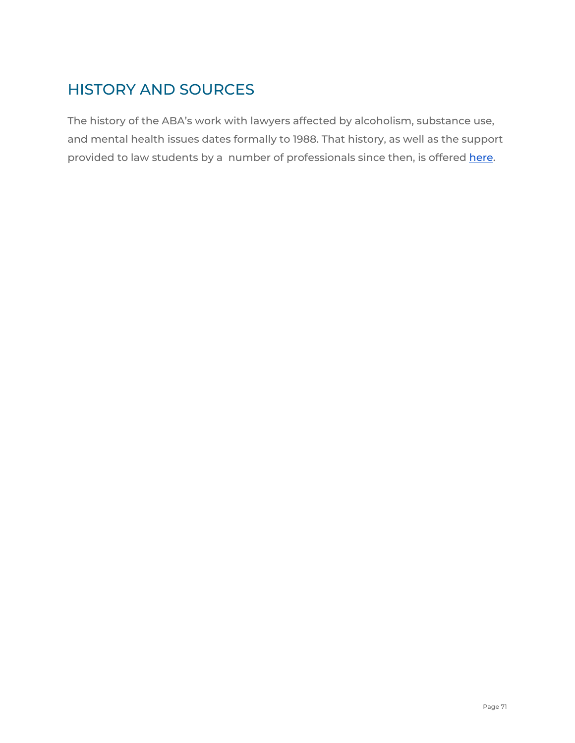## HISTORY AND SOURCES

The history of the ABA's work with lawyers affected by alcoholism, substance use, and mental health issues dates formally to 1988. That history, as well as the support provided to law students by a  number of professionals since then, is offered here.